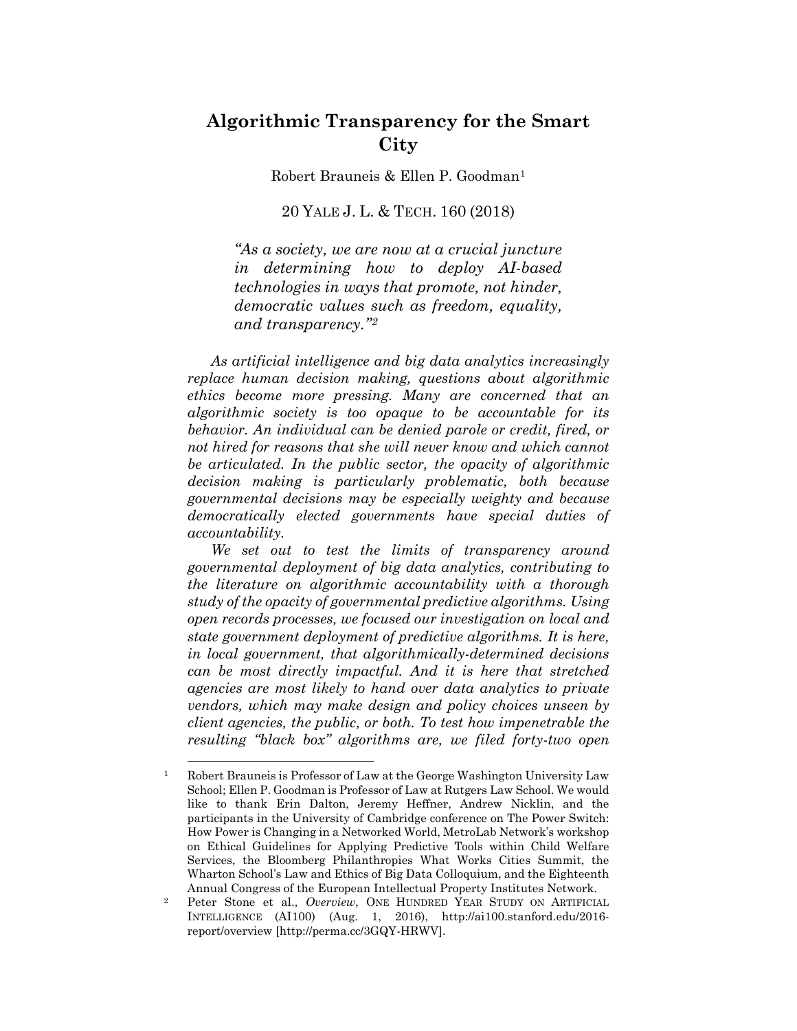# Algorithmic Transparency for the Smart City

Robert Brauneis & Ellen P. Goodman[1]

20 YALE J. L. & TECH. 160 (2018)

*"As a society, we are now at a crucial juncture in determining how to deploy AI-based technologies in ways that promote, not hinder, democratic values such as freedom, equality, and transparency."*[2]

*As artificial intelligence and big data analytics increasingly replace human decision making, questions about algorithmic ethics become more pressing. Many are concerned that an algorithmic society is too opaque to be accountable for its behavior. An individual can be denied parole or credit, fired, or not hired for reasons that she will never know and which cannot be articulated. In the public sector, the opacity of algorithmic decision making is particularly problematic, both because governmental decisions may be especially weighty and because democratically elected governments have special duties of accountability.*

*We set out to test the limits of transparency around governmental deployment of big data analytics, contributing to the literature on algorithmic accountability with a thorough study of the opacity of governmental predictive algorithms. Using open records processes, we focused our investigation on local and state government deployment of predictive algorithms. It is here, in local government, that algorithmically-determined decisions can be most directly impactful. And it is here that stretched agencies are most likely to hand over data analytics to private vendors, which may make design and policy choices unseen by client agencies, the public, or both. To test how impenetrable the resulting "black box" algorithms are, we filed forty-two open*

---

[1] Robert Brauneis is Professor of Law at the George Washington University Law School; Ellen P. Goodman is Professor of Law at Rutgers Law School. We would like to thank Erin Dalton, Jeremy Heffner, Andrew Nicklin, and the participants in the University of Cambridge conference on The Power Switch: How Power is Changing in a Networked World, MetroLab Network's workshop on Ethical Guidelines for Applying Predictive Tools within Child Welfare Services, the Bloomberg Philanthropies What Works Cities Summit, the Wharton School's Law and Ethics of Big Data Colloquium, and the Eighteenth Annual Congress of the European Intellectual Property Institutes Network.

[2] Peter Stone et al., *Overview*, ONE HUNDRED YEAR STUDY ON ARTIFICIAL INTELLIGENCE (AI100) (Aug. 1, 2016), http://ai100.stanford.edu/2016-report/overview [http://perma.cc/3GQY-HRWV].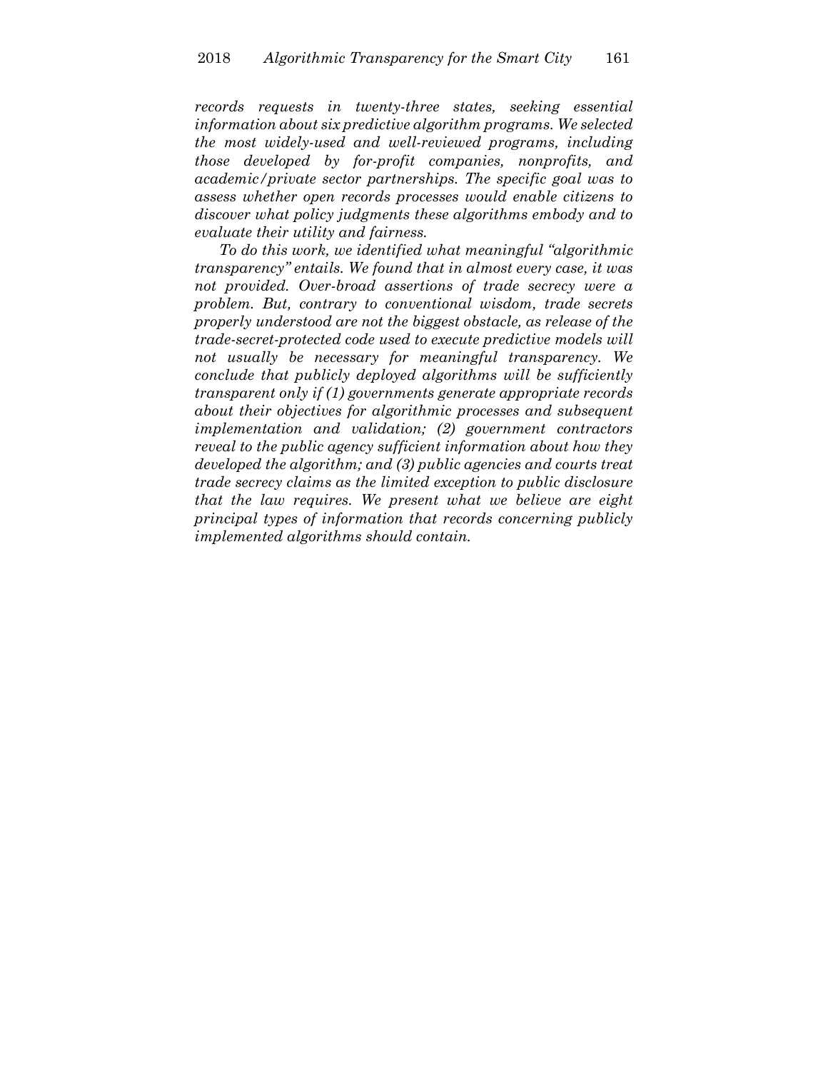*records requests in twenty-three states, seeking essential information about six predictive algorithm programs. We selected the most widely-used and well-reviewed programs, including those developed by for-profit companies, nonprofits, and academic/private sector partnerships. The specific goal was to assess whether open records processes would enable citizens to discover what policy judgments these algorithms embody and to evaluate their utility and fairness.*

*To do this work, we identified what meaningful "algorithmic transparency" entails. We found that in almost every case, it was not provided. Over-broad assertions of trade secrecy were a problem. But, contrary to conventional wisdom, trade secrets properly understood are not the biggest obstacle, as release of the trade-secret-protected code used to execute predictive models will not usually be necessary for meaningful transparency. We conclude that publicly deployed algorithms will be sufficiently transparent only if (1) governments generate appropriate records about their objectives for algorithmic processes and subsequent implementation and validation; (2) government contractors reveal to the public agency sufficient information about how they developed the algorithm; and (3) public agencies and courts treat trade secrecy claims as the limited exception to public disclosure that the law requires. We present what we believe are eight principal types of information that records concerning publicly implemented algorithms should contain.*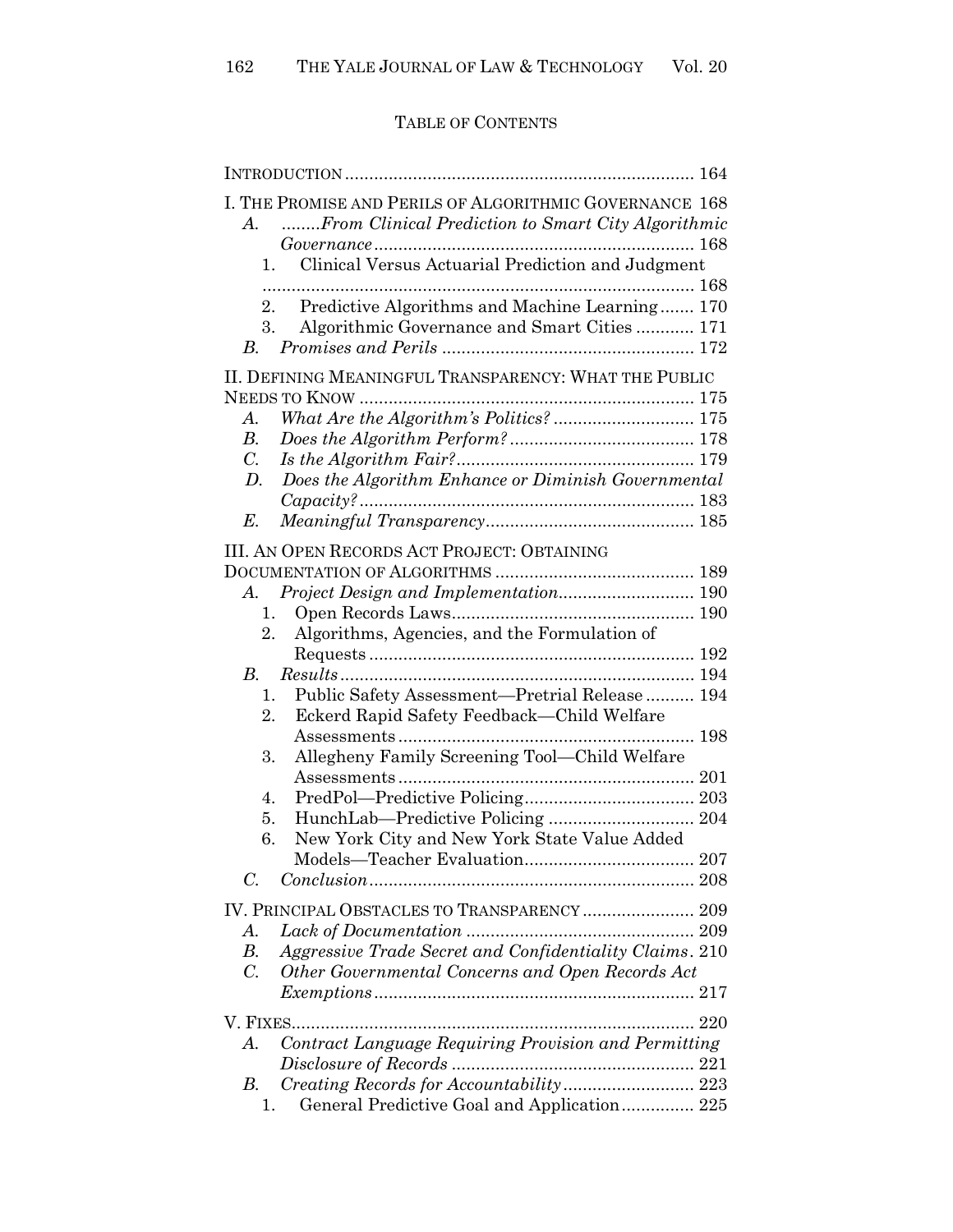## TABLE OF CONTENTS

INTRODUCTION ........................................................................ 164

I. THE PROMISE AND PERILS OF ALGORITHMIC GOVERNANCE 168
- *A. ........From Clinical Prediction to Smart City Algorithmic Governance* ........................................................................ 168
  1. Clinical Versus Actuarial Prediction and Judgment ........................................................................ 168
  2. Predictive Algorithms and Machine Learning ....... 170
  3. Algorithmic Governance and Smart Cities ............ 171
- *B. Promises and Perils* .................................................... 172

II. DEFINING MEANINGFUL TRANSPARENCY: WHAT THE PUBLIC NEEDS TO KNOW ..................................................................... 175
- *A. What Are the Algorithm's Politics?* ............................. 175
- *B. Does the Algorithm Perform?* ...................................... 178
- *C. Is the Algorithm Fair?* ................................................. 179
- *D. Does the Algorithm Enhance or Diminish Governmental Capacity?* ..................................................................... 183
- *E. Meaningful Transparency* ........................................... 185

III. AN OPEN RECORDS ACT PROJECT: OBTAINING DOCUMENTATION OF ALGORITHMS ......................................... 189
- *A. Project Design and Implementation* ............................ 190
  1. Open Records Laws .................................................. 190
  2. Algorithms, Agencies, and the Formulation of Requests .................................................................. 192
- *B. Results* ......................................................................... 194
  1. Public Safety Assessment—Pretrial Release .......... 194
  2. Eckerd Rapid Safety Feedback—Child Welfare Assessments ............................................................. 198
  3. Allegheny Family Screening Tool—Child Welfare Assessments ............................................................. 201
  4. PredPol—Predictive Policing ................................... 203
  5. HunchLab—Predictive Policing .............................. 204
  6. New York City and New York State Value Added Models—Teacher Evaluation ................................... 207
- *C. Conclusion* ................................................................... 208

IV. PRINCIPAL OBSTACLES TO TRANSPARENCY ....................... 209
- *A. Lack of Documentation* ............................................... 209
- *B. Aggressive Trade Secret and Confidentiality Claims*. 210
- *C. Other Governmental Concerns and Open Records Act Exemptions* .................................................................. 217

V. FIXES ................................................................................... 220
- *A. Contract Language Requiring Provision and Permitting Disclosure of Records* ................................................. 221
- *B. Creating Records for Accountability* ........................... 223
  1. General Predictive Goal and Application ............... 225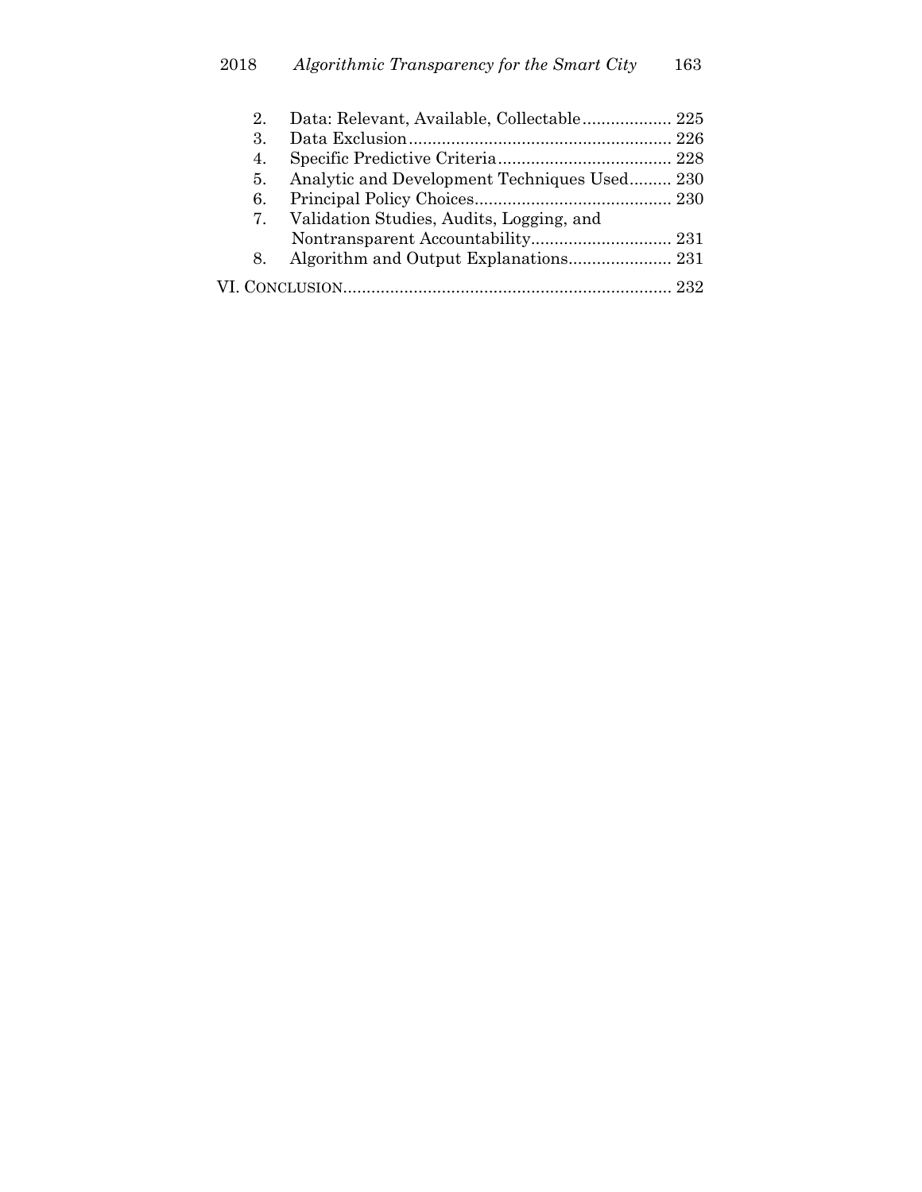2. Data: Relevant, Available, Collectable ................... 225
3. Data Exclusion ........................................................ 226
4. Specific Predictive Criteria ..................................... 228
5. Analytic and Development Techniques Used ......... 230
6. Principal Policy Choices .......................................... 230
7. Validation Studies, Audits, Logging, and Nontransparent Accountability .............................. 231
8. Algorithm and Output Explanations ...................... 231

VI. CONCLUSION ...................................................................... 232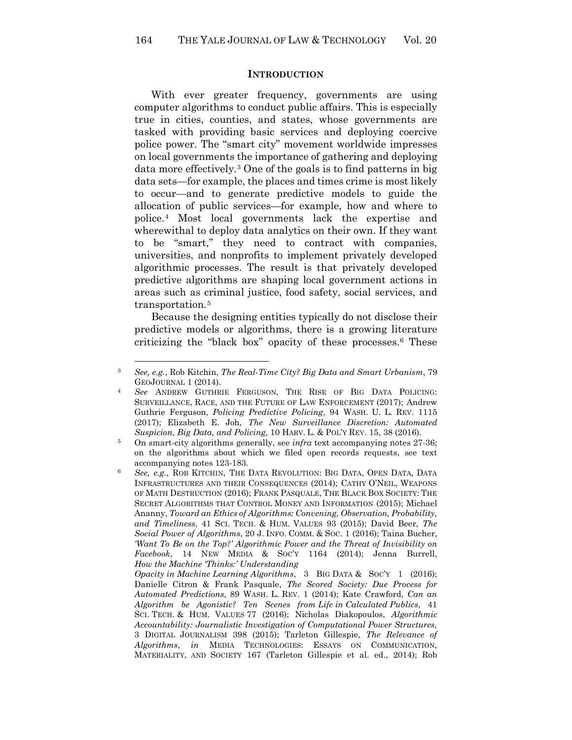## INTRODUCTION

With ever greater frequency, governments are using computer algorithms to conduct public affairs. This is especially true in cities, counties, and states, whose governments are tasked with providing basic services and deploying coercive police power. The "smart city" movement worldwide impresses on local governments the importance of gathering and deploying data more effectively.[3] One of the goals is to find patterns in big data sets—for example, the places and times crime is most likely to occur—and to generate predictive models to guide the allocation of public services—for example, how and where to police.[4] Most local governments lack the expertise and wherewithal to deploy data analytics on their own. If they want to be "smart," they need to contract with companies, universities, and nonprofits to implement privately developed algorithmic processes. The result is that privately developed predictive algorithms are shaping local government actions in areas such as criminal justice, food safety, social services, and transportation.[5]

Because the designing entities typically do not disclose their predictive models or algorithms, there is a growing literature criticizing the "black box" opacity of these processes.[6] These

---

[3] *See, e.g.*, Rob Kitchin, *The Real-Time City? Big Data and Smart Urbanism*, 79 GEOJOURNAL 1 (2014).

[4] *See* ANDREW GUTHRIE FERGUSON, THE RISE OF BIG DATA POLICING: SURVEILLANCE, RACE, AND THE FUTURE OF LAW ENFORCEMENT (2017); Andrew Guthrie Ferguson, *Policing Predictive Policing*, 94 WASH. U. L. REV. 1115 (2017); Elizabeth E. Joh, *The New Surveillance Discretion: Automated Suspicion, Big Data, and Policing*, 10 HARV. L. & POL'Y REV. 15, 38 (2016).

[5] On smart-city algorithms generally, see *infra* text accompanying notes 27-36; on the algorithms about which we filed open records requests, see text accompanying notes 123-183.

[6] *See, e.g.*, ROB KITCHIN, THE DATA REVOLUTION: BIG DATA, OPEN DATA, DATA INFRASTRUCTURES AND THEIR CONSEQUENCES (2014); CATHY O'NEIL, WEAPONS OF MATH DESTRUCTION (2016); FRANK PASQUALE, THE BLACK BOX SOCIETY: THE SECRET ALGORITHMS THAT CONTROL MONEY AND INFORMATION (2015); Michael Ananny, *Toward an Ethics of Algorithms: Convening, Observation, Probability, and Timeliness*, 41 SCI. TECH. & HUM. VALUES 93 (2015); David Beer, *The Social Power of Algorithms*, 20 J. INFO. COMM. & SOC. 1 (2016); Taina Bucher, *'Want To Be on the Top?' Algorithmic Power and the Threat of Invisibility on Facebook*, 14 NEW MEDIA & SOC'Y 1164 (2014); Jenna Burrell, *How the Machine 'Thinks:' Understanding Opacity in Machine Learning Algorithms*, 3 BIG DATA & SOC'Y 1 (2016); Danielle Citron & Frank Pasquale, *The Scored Society: Due Process for Automated Predictions*, 89 WASH. L. REV. 1 (2014); Kate Crawford, *Can an Algorithm be Agonistic? Ten Scenes from Life in Calculated Publics*, 41 SCI. TECH. & HUM. VALUES 77 (2016); Nicholas Diakopoulos, *Algorithmic Accountability: Journalistic Investigation of Computational Power Structures*, 3 DIGITAL JOURNALISM 398 (2015); Tarleton Gillespie, *The Relevance of Algorithms*, *in* MEDIA TECHNOLOGIES: ESSAYS ON COMMUNICATION, MATERIALITY, AND SOCIETY 167 (Tarleton Gillespie et al. ed., 2014); Rob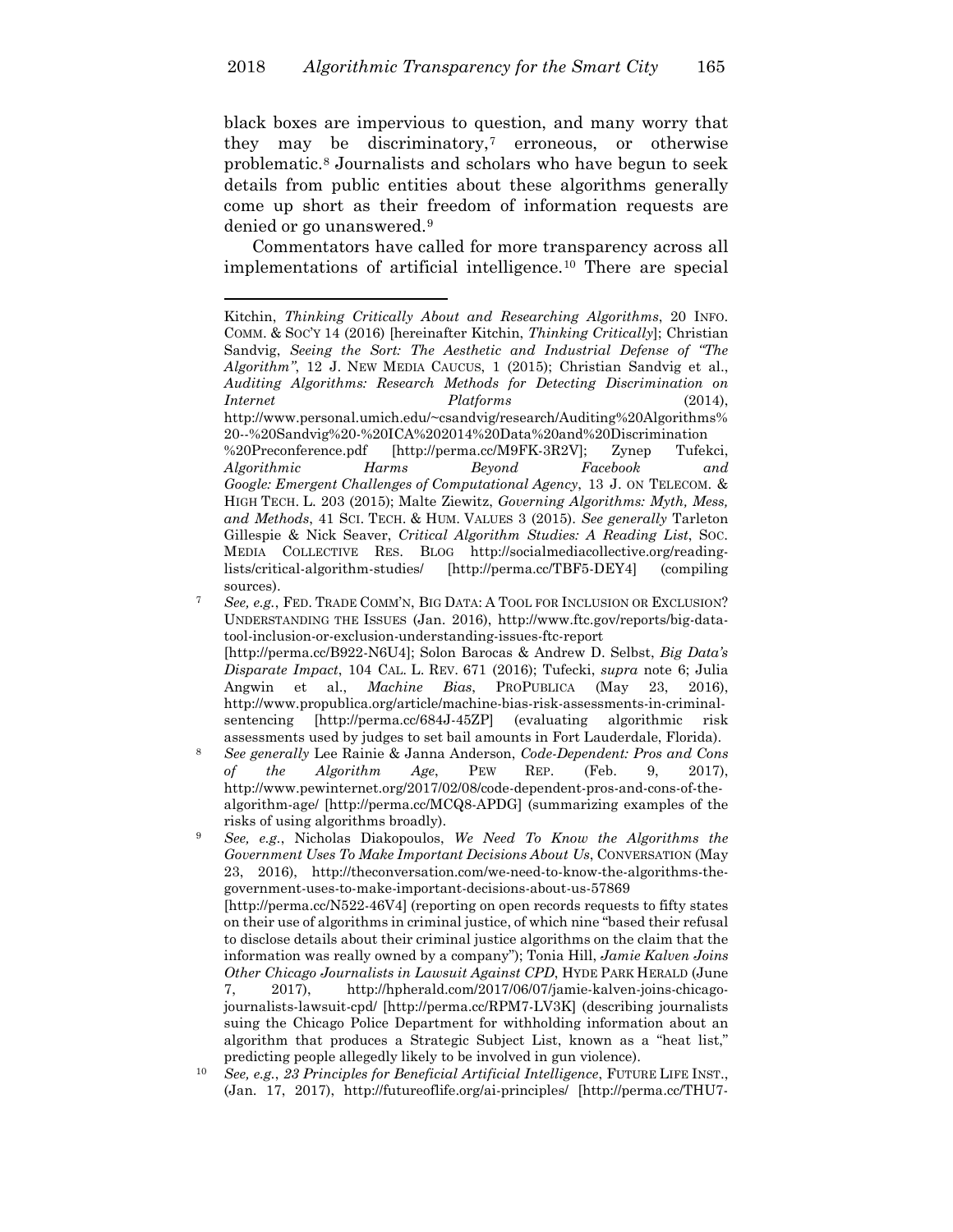black boxes are impervious to question, and many worry that they may be discriminatory,[7] erroneous, or otherwise problematic.[8] Journalists and scholars who have begun to seek details from public entities about these algorithms generally come up short as their freedom of information requests are denied or go unanswered.[9]

Commentators have called for more transparency across all implementations of artificial intelligence.[10] There are special

---

Kitchin, *Thinking Critically About and Researching Algorithms*, 20 INFO. COMM. & SOC'Y 14 (2016) [hereinafter Kitchin, *Thinking Critically*]; Christian Sandvig, *Seeing the Sort: The Aesthetic and Industrial Defense of "The Algorithm"*, 12 J. NEW MEDIA CAUCUS, 1 (2015); Christian Sandvig et al., *Auditing Algorithms: Research Methods for Detecting Discrimination on Internet Platforms* (2014), http://www.personal.umich.edu/~csandvig/research/Auditing%20Algorithms%20--%20Sandvig%20-%20ICA%202014%20Data%20and%20Discrimination%20Preconference.pdf [http://perma.cc/M9FK-3R2V]; Zynep Tufekci, *Algorithmic Harms Beyond Facebook and Google: Emergent Challenges of Computational Agency*, 13 J. ON TELECOM. & HIGH TECH. L. 203 (2015); Malte Ziewitz, *Governing Algorithms: Myth, Mess, and Methods*, 41 SCI. TECH. & HUM. VALUES 3 (2015). *See generally* Tarleton Gillespie & Nick Seaver, *Critical Algorithm Studies: A Reading List*, SOC. MEDIA COLLECTIVE RES. BLOG http://socialmediacollective.org/reading-lists/critical-algorithm-studies/ [http://perma.cc/TBF5-DEY4] (compiling sources).

[7] *See, e.g.*, FED. TRADE COMM'N, BIG DATA: A TOOL FOR INCLUSION OR EXCLUSION? UNDERSTANDING THE ISSUES (Jan. 2016), http://www.ftc.gov/reports/big-data-tool-inclusion-or-exclusion-understanding-issues-ftc-report [http://perma.cc/B922-N6U4]; Solon Barocas & Andrew D. Selbst, *Big Data's Disparate Impact*, 104 CAL. L. REV. 671 (2016); Tufecki, *supra* note 6; Julia Angwin et al., *Machine Bias*, PROPUBLICA (May 23, 2016), http://www.propublica.org/article/machine-bias-risk-assessments-in-criminal-sentencing [http://perma.cc/684J-45ZP] (evaluating algorithmic risk assessments used by judges to set bail amounts in Fort Lauderdale, Florida).

[8] *See generally* Lee Rainie & Janna Anderson, *Code-Dependent: Pros and Cons of the Algorithm Age*, PEW REP. (Feb. 9, 2017), http://www.pewinternet.org/2017/02/08/code-dependent-pros-and-cons-of-the-algorithm-age/ [http://perma.cc/MCQ8-APDG] (summarizing examples of the risks of using algorithms broadly).

[9] *See, e.g.*, Nicholas Diakopoulos, *We Need To Know the Algorithms the Government Uses To Make Important Decisions About Us*, CONVERSATION (May 23, 2016), http://theconversation.com/we-need-to-know-the-algorithms-the-government-uses-to-make-important-decisions-about-us-57869 [http://perma.cc/N522-46V4] (reporting on open records requests to fifty states on their use of algorithms in criminal justice, of which nine "based their refusal to disclose details about their criminal justice algorithms on the claim that the information was really owned by a company"); Tonia Hill, *Jamie Kalven Joins Other Chicago Journalists in Lawsuit Against CPD*, HYDE PARK HERALD (June 7, 2017), http://hpherald.com/2017/06/07/jamie-kalven-joins-chicago-journalists-lawsuit-cpd/ [http://perma.cc/RPM7-LV3K] (describing journalists suing the Chicago Police Department for withholding information about an algorithm that produces a Strategic Subject List, known as a "heat list," predicting people allegedly likely to be involved in gun violence).

[10] *See, e.g.*, *23 Principles for Beneficial Artificial Intelligence*, FUTURE LIFE INST., (Jan. 17, 2017), http://futureoflife.org/ai-principles/ [http://perma.cc/THU7-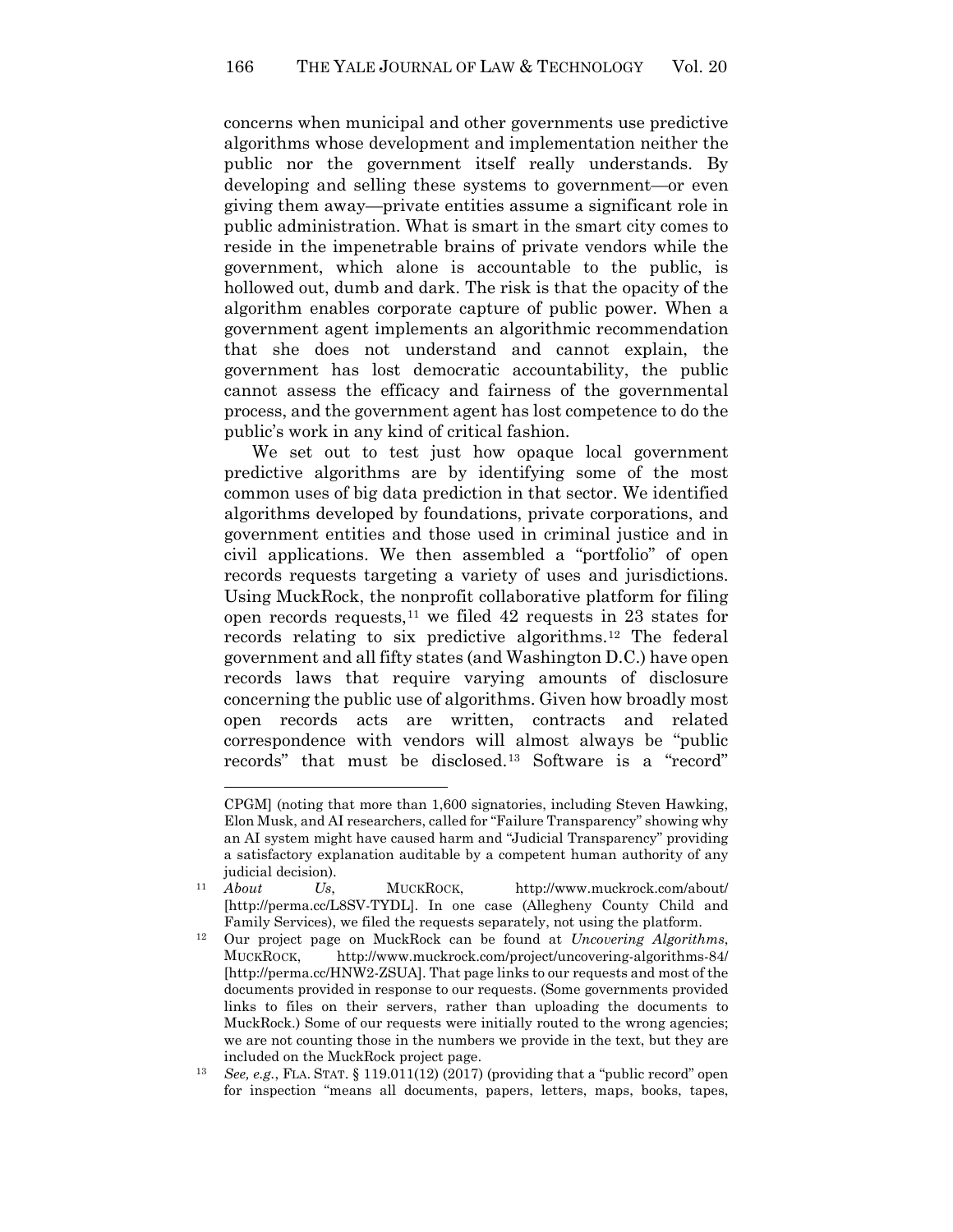concerns when municipal and other governments use predictive algorithms whose development and implementation neither the public nor the government itself really understands. By developing and selling these systems to government—or even giving them away—private entities assume a significant role in public administration. What is smart in the smart city comes to reside in the impenetrable brains of private vendors while the government, which alone is accountable to the public, is hollowed out, dumb and dark. The risk is that the opacity of the algorithm enables corporate capture of public power. When a government agent implements an algorithmic recommendation that she does not understand and cannot explain, the government has lost democratic accountability, the public cannot assess the efficacy and fairness of the governmental process, and the government agent has lost competence to do the public's work in any kind of critical fashion.

We set out to test just how opaque local government predictive algorithms are by identifying some of the most common uses of big data prediction in that sector. We identified algorithms developed by foundations, private corporations, and government entities and those used in criminal justice and in civil applications. We then assembled a "portfolio" of open records requests targeting a variety of uses and jurisdictions. Using MuckRock, the nonprofit collaborative platform for filing open records requests,[11] we filed 42 requests in 23 states for records relating to six predictive algorithms.[12] The federal government and all fifty states (and Washington D.C.) have open records laws that require varying amounts of disclosure concerning the public use of algorithms. Given how broadly most open records acts are written, contracts and related correspondence with vendors will almost always be "public records" that must be disclosed.[13] Software is a "record"

---

CPGM] (noting that more than 1,600 signatories, including Steven Hawking, Elon Musk, and AI researchers, called for "Failure Transparency" showing why an AI system might have caused harm and "Judicial Transparency" providing a satisfactory explanation auditable by a competent human authority of any judicial decision).

[11] *About Us*, MUCKROCK, http://www.muckrock.com/about/ [http://perma.cc/L8SV-TYDL]. In one case (Allegheny County Child and Family Services), we filed the requests separately, not using the platform.

[12] Our project page on MuckRock can be found at *Uncovering Algorithms*, MUCKROCK, http://www.muckrock.com/project/uncovering-algorithms-84/ [http://perma.cc/HNW2-ZSUA]. That page links to our requests and most of the documents provided in response to our requests. (Some governments provided links to files on their servers, rather than uploading the documents to MuckRock.) Some of our requests were initially routed to the wrong agencies; we are not counting those in the numbers we provide in the text, but they are included on the MuckRock project page.

[13] *See, e.g.*, FLA. STAT. § 119.011(12) (2017) (providing that a "public record" open for inspection "means all documents, papers, letters, maps, books, tapes,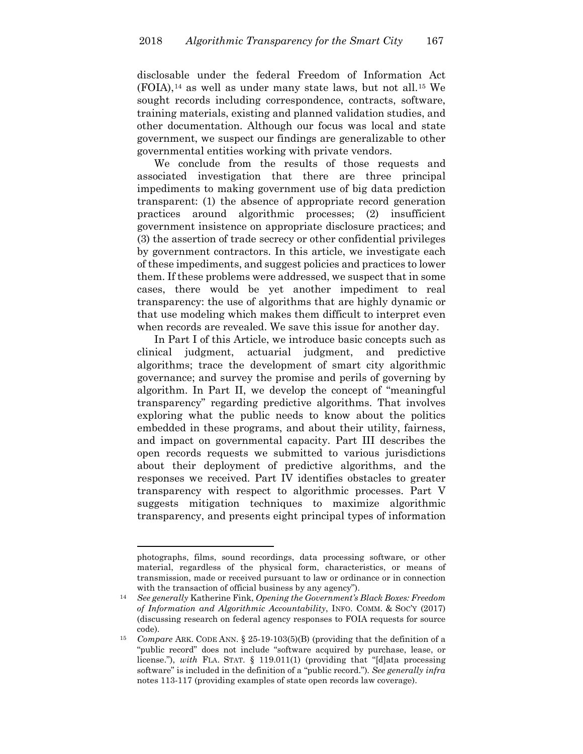disclosable under the federal Freedom of Information Act (FOIA),[14] as well as under many state laws, but not all.[15] We sought records including correspondence, contracts, software, training materials, existing and planned validation studies, and other documentation. Although our focus was local and state government, we suspect our findings are generalizable to other governmental entities working with private vendors.

We conclude from the results of those requests and associated investigation that there are three principal impediments to making government use of big data prediction transparent: (1) the absence of appropriate record generation practices around algorithmic processes; (2) insufficient government insistence on appropriate disclosure practices; and (3) the assertion of trade secrecy or other confidential privileges by government contractors. In this article, we investigate each of these impediments, and suggest policies and practices to lower them. If these problems were addressed, we suspect that in some cases, there would be yet another impediment to real transparency: the use of algorithms that are highly dynamic or that use modeling which makes them difficult to interpret even when records are revealed. We save this issue for another day.

In Part I of this Article, we introduce basic concepts such as clinical judgment, actuarial judgment, and predictive algorithms; trace the development of smart city algorithmic governance; and survey the promise and perils of governing by algorithm. In Part II, we develop the concept of "meaningful transparency" regarding predictive algorithms. That involves exploring what the public needs to know about the politics embedded in these programs, and about their utility, fairness, and impact on governmental capacity. Part III describes the open records requests we submitted to various jurisdictions about their deployment of predictive algorithms, and the responses we received. Part IV identifies obstacles to greater transparency with respect to algorithmic processes. Part V suggests mitigation techniques to maximize algorithmic transparency, and presents eight principal types of information

---

photographs, films, sound recordings, data processing software, or other material, regardless of the physical form, characteristics, or means of transmission, made or received pursuant to law or ordinance or in connection with the transaction of official business by any agency").

[14] *See generally* Katherine Fink, *Opening the Government's Black Boxes: Freedom of Information and Algorithmic Accountability*, INFO. COMM. & SOC'Y (2017) (discussing research on federal agency responses to FOIA requests for source code).

[15] *Compare* ARK. CODE ANN. § 25-19-103(5)(B) (providing that the definition of a "public record" does not include "software acquired by purchase, lease, or license."), *with* FLA. STAT. § 119.011(1) (providing that "[d]ata processing software" is included in the definition of a "public record."). *See generally infra* notes 113-117 (providing examples of state open records law coverage).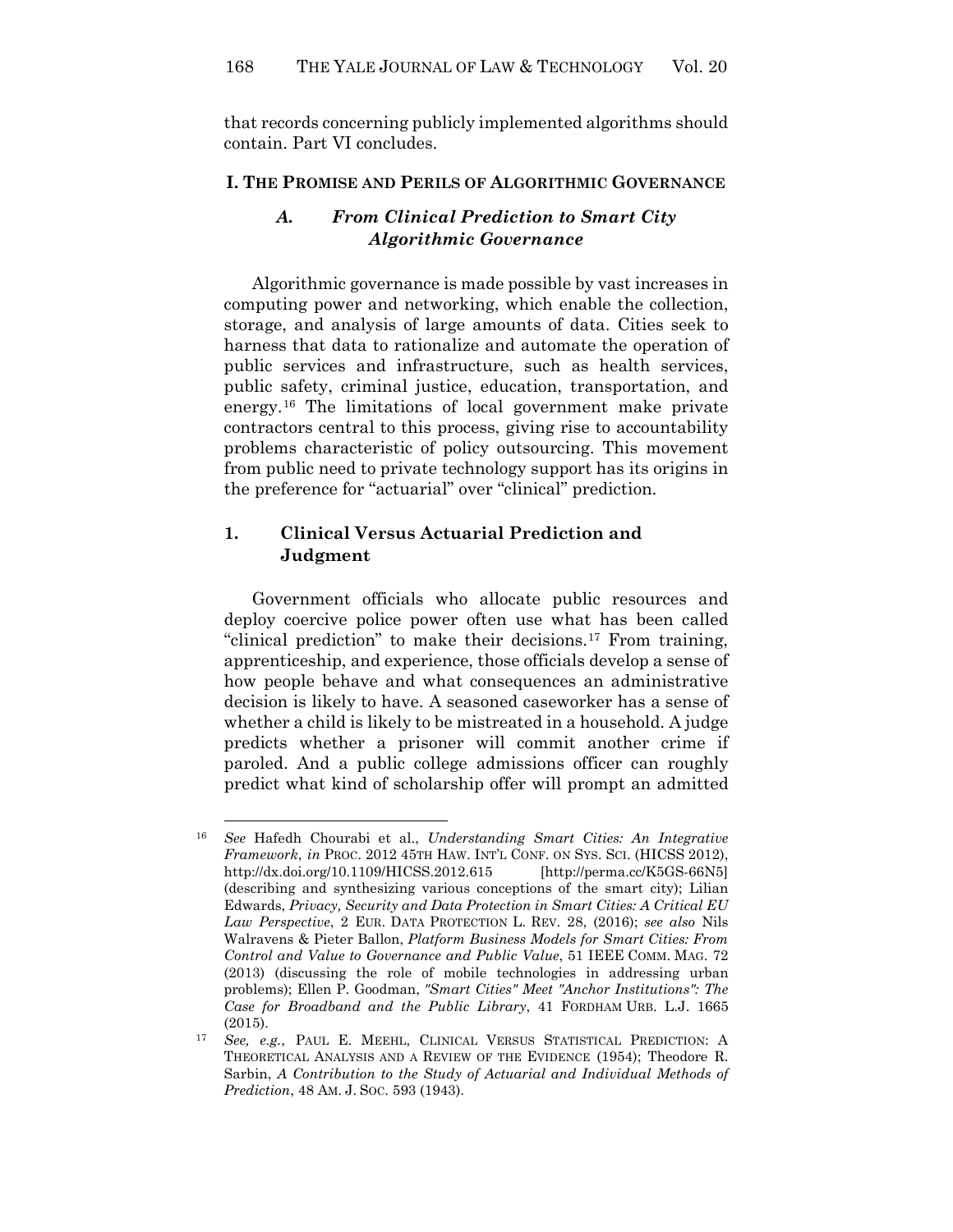that records concerning publicly implemented algorithms should contain. Part VI concludes.

## I. THE PROMISE AND PERILS OF ALGORITHMIC GOVERNANCE

### *A. From Clinical Prediction to Smart City Algorithmic Governance*

Algorithmic governance is made possible by vast increases in computing power and networking, which enable the collection, storage, and analysis of large amounts of data. Cities seek to harness that data to rationalize and automate the operation of public services and infrastructure, such as health services, public safety, criminal justice, education, transportation, and energy.[16] The limitations of local government make private contractors central to this process, giving rise to accountability problems characteristic of policy outsourcing. This movement from public need to private technology support has its origins in the preference for "actuarial" over "clinical" prediction.

#### 1. Clinical Versus Actuarial Prediction and Judgment

Government officials who allocate public resources and deploy coercive police power often use what has been called "clinical prediction" to make their decisions.[17] From training, apprenticeship, and experience, those officials develop a sense of how people behave and what consequences an administrative decision is likely to have. A seasoned caseworker has a sense of whether a child is likely to be mistreated in a household. A judge predicts whether a prisoner will commit another crime if paroled. And a public college admissions officer can roughly predict what kind of scholarship offer will prompt an admitted

---

[16] *See* Hafedh Chourabi et al., *Understanding Smart Cities: An Integrative Framework*, *in* PROC. 2012 45TH HAW. INT'L CONF. ON SYS. SCI. (HICSS 2012), http://dx.doi.org/10.1109/HICSS.2012.615 [http://perma.cc/K5GS-66N5] (describing and synthesizing various conceptions of the smart city); Lilian Edwards, *Privacy, Security and Data Protection in Smart Cities: A Critical EU Law Perspective*, 2 EUR. DATA PROTECTION L. REV. 28, (2016); *see also* Nils Walravens & Pieter Ballon, *Platform Business Models for Smart Cities: From Control and Value to Governance and Public Value*, 51 IEEE COMM. MAG. 72 (2013) (discussing the role of mobile technologies in addressing urban problems); Ellen P. Goodman, *"Smart Cities" Meet "Anchor Institutions": The Case for Broadband and the Public Library*, 41 FORDHAM URB. L.J. 1665 (2015).

[17] *See, e.g.*, PAUL E. MEEHL, CLINICAL VERSUS STATISTICAL PREDICTION: A THEORETICAL ANALYSIS AND A REVIEW OF THE EVIDENCE (1954); Theodore R. Sarbin, *A Contribution to the Study of Actuarial and Individual Methods of Prediction*, 48 AM. J. SOC. 593 (1943).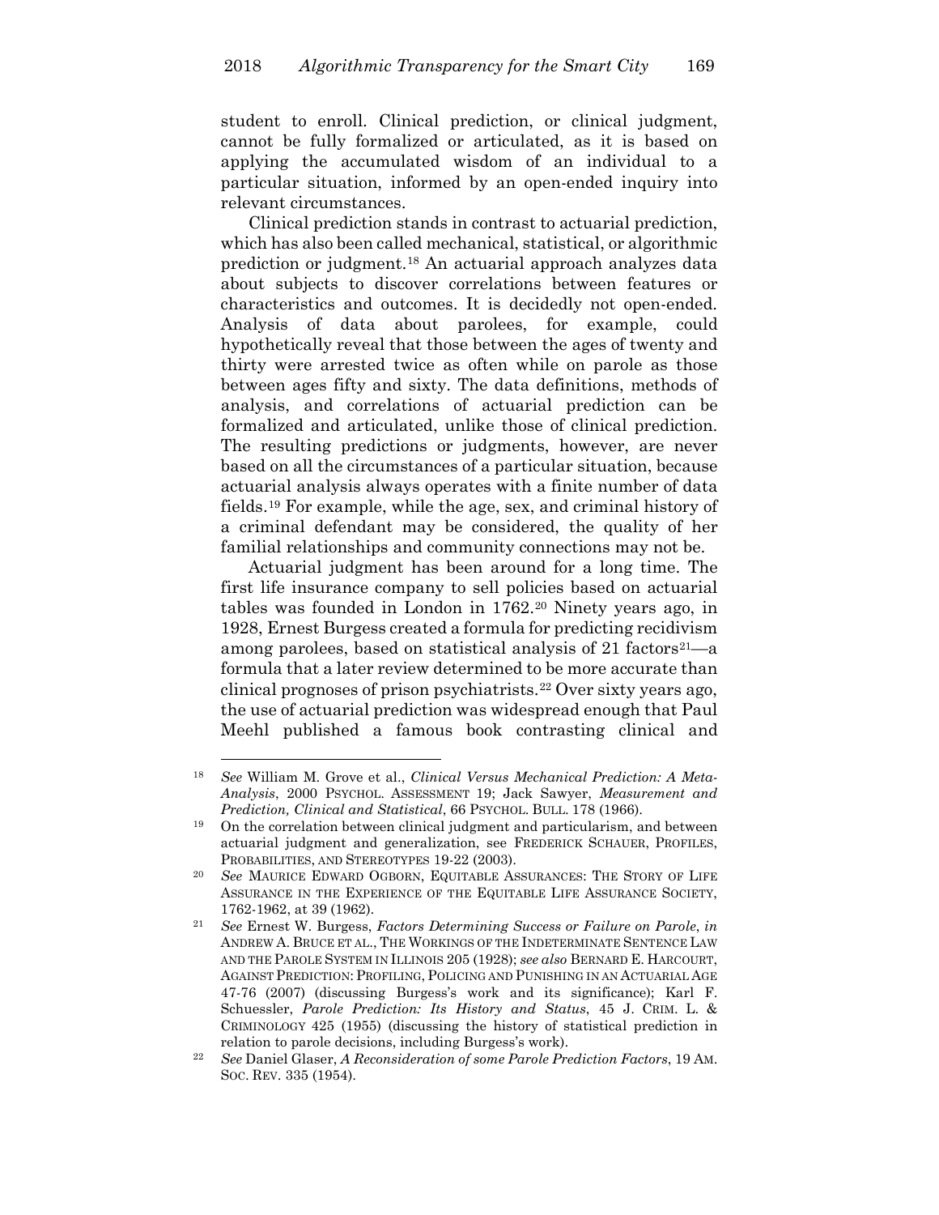student to enroll. Clinical prediction, or clinical judgment, cannot be fully formalized or articulated, as it is based on applying the accumulated wisdom of an individual to a particular situation, informed by an open-ended inquiry into relevant circumstances.

Clinical prediction stands in contrast to actuarial prediction, which has also been called mechanical, statistical, or algorithmic prediction or judgment.[18] An actuarial approach analyzes data about subjects to discover correlations between features or characteristics and outcomes. It is decidedly not open-ended. Analysis of data about parolees, for example, could hypothetically reveal that those between the ages of twenty and thirty were arrested twice as often while on parole as those between ages fifty and sixty. The data definitions, methods of analysis, and correlations of actuarial prediction can be formalized and articulated, unlike those of clinical prediction. The resulting predictions or judgments, however, are never based on all the circumstances of a particular situation, because actuarial analysis always operates with a finite number of data fields.[19] For example, while the age, sex, and criminal history of a criminal defendant may be considered, the quality of her familial relationships and community connections may not be.

Actuarial judgment has been around for a long time. The first life insurance company to sell policies based on actuarial tables was founded in London in 1762.[20] Ninety years ago, in 1928, Ernest Burgess created a formula for predicting recidivism among parolees, based on statistical analysis of 21 factors[21]—a formula that a later review determined to be more accurate than clinical prognoses of prison psychiatrists.[22] Over sixty years ago, the use of actuarial prediction was widespread enough that Paul Meehl published a famous book contrasting clinical and

---

[18] *See* William M. Grove et al., *Clinical Versus Mechanical Prediction: A Meta-Analysis*, 2000 PSYCHOL. ASSESSMENT 19; Jack Sawyer, *Measurement and Prediction, Clinical and Statistical*, 66 PSYCHOL. BULL. 178 (1966).

[19] On the correlation between clinical judgment and particularism, and between actuarial judgment and generalization, see FREDERICK SCHAUER, PROFILES, PROBABILITIES, AND STEREOTYPES 19-22 (2003).

[20] *See* MAURICE EDWARD OGBORN, EQUITABLE ASSURANCES: THE STORY OF LIFE ASSURANCE IN THE EXPERIENCE OF THE EQUITABLE LIFE ASSURANCE SOCIETY, 1762-1962, at 39 (1962).

[21] *See* Ernest W. Burgess, *Factors Determining Success or Failure on Parole*, *in* ANDREW A. BRUCE ET AL., THE WORKINGS OF THE INDETERMINATE SENTENCE LAW AND THE PAROLE SYSTEM IN ILLINOIS 205 (1928); *see also* BERNARD E. HARCOURT, AGAINST PREDICTION: PROFILING, POLICING AND PUNISHING IN AN ACTUARIAL AGE 47-76 (2007) (discussing Burgess's work and its significance); Karl F. Schuessler, *Parole Prediction: Its History and Status*, 45 J. CRIM. L. & CRIMINOLOGY 425 (1955) (discussing the history of statistical prediction in relation to parole decisions, including Burgess's work).

[22] *See* Daniel Glaser, *A Reconsideration of some Parole Prediction Factors*, 19 AM. SOC. REV. 335 (1954).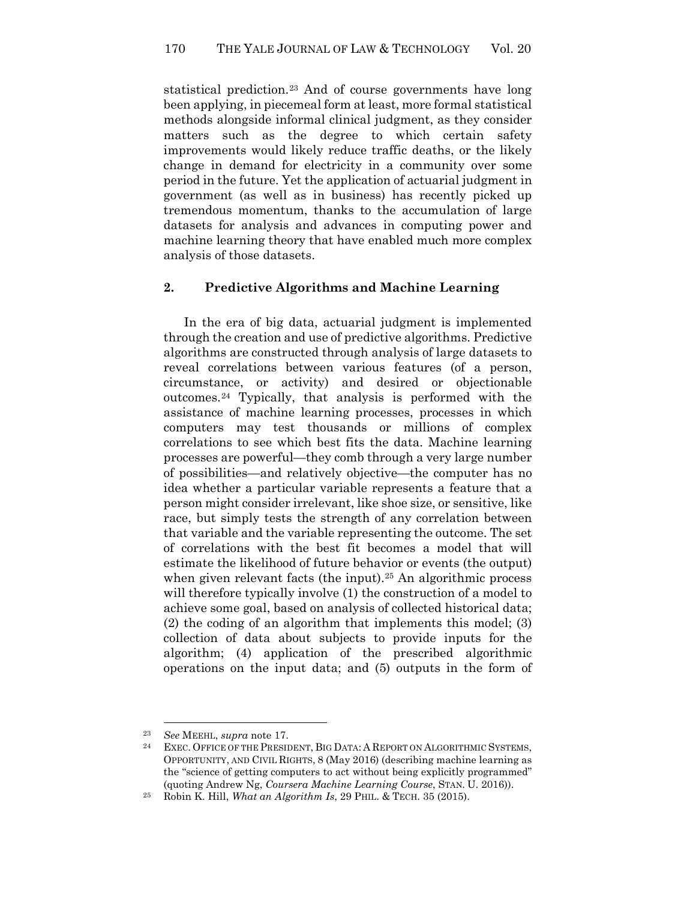statistical prediction.[23] And of course governments have long been applying, in piecemeal form at least, more formal statistical methods alongside informal clinical judgment, as they consider matters such as the degree to which certain safety improvements would likely reduce traffic deaths, or the likely change in demand for electricity in a community over some period in the future. Yet the application of actuarial judgment in government (as well as in business) has recently picked up tremendous momentum, thanks to the accumulation of large datasets for analysis and advances in computing power and machine learning theory that have enabled much more complex analysis of those datasets.

### 2. Predictive Algorithms and Machine Learning

In the era of big data, actuarial judgment is implemented through the creation and use of predictive algorithms. Predictive algorithms are constructed through analysis of large datasets to reveal correlations between various features (of a person, circumstance, or activity) and desired or objectionable outcomes.[24] Typically, that analysis is performed with the assistance of machine learning processes, processes in which computers may test thousands or millions of complex correlations to see which best fits the data. Machine learning processes are powerful—they comb through a very large number of possibilities—and relatively objective—the computer has no idea whether a particular variable represents a feature that a person might consider irrelevant, like shoe size, or sensitive, like race, but simply tests the strength of any correlation between that variable and the variable representing the outcome. The set of correlations with the best fit becomes a model that will estimate the likelihood of future behavior or events (the output) when given relevant facts (the input).[25] An algorithmic process will therefore typically involve (1) the construction of a model to achieve some goal, based on analysis of collected historical data; (2) the coding of an algorithm that implements this model; (3) collection of data about subjects to provide inputs for the algorithm; (4) application of the prescribed algorithmic operations on the input data; and (5) outputs in the form of

---

[23] *See* MEEHL, *supra* note 17.

[24] EXEC. OFFICE OF THE PRESIDENT, BIG DATA: A REPORT ON ALGORITHMIC SYSTEMS, OPPORTUNITY, AND CIVIL RIGHTS, 8 (May 2016) (describing machine learning as the "science of getting computers to act without being explicitly programmed" (quoting Andrew Ng, *Coursera Machine Learning Course*, STAN. U. 2016)).

[25] Robin K. Hill, *What an Algorithm Is*, 29 PHIL. & TECH. 35 (2015).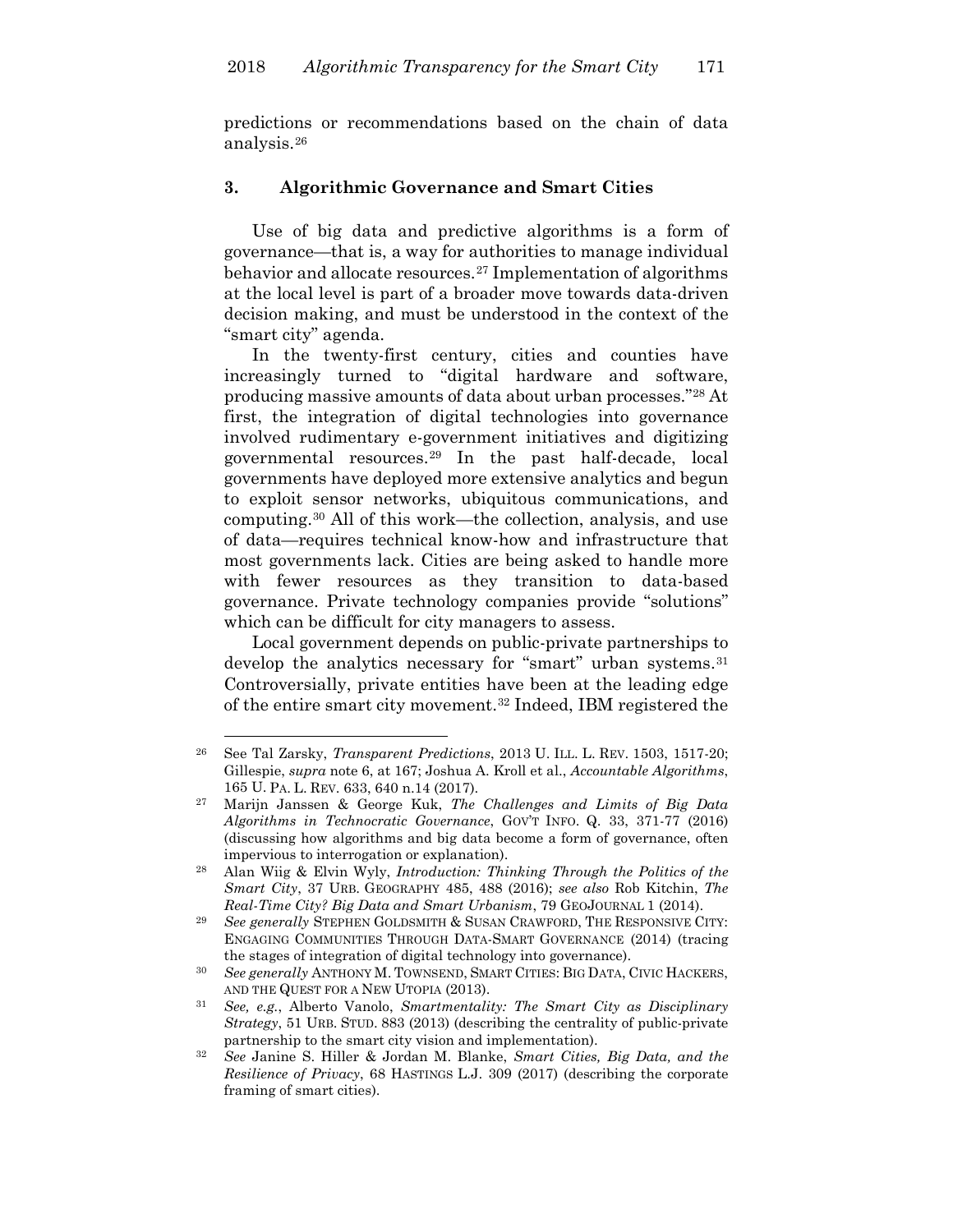predictions or recommendations based on the chain of data analysis.[26]

### 3. Algorithmic Governance and Smart Cities

Use of big data and predictive algorithms is a form of governance—that is, a way for authorities to manage individual behavior and allocate resources.[27] Implementation of algorithms at the local level is part of a broader move towards data-driven decision making, and must be understood in the context of the "smart city" agenda.

In the twenty-first century, cities and counties have increasingly turned to "digital hardware and software, producing massive amounts of data about urban processes."[28] At first, the integration of digital technologies into governance involved rudimentary e-government initiatives and digitizing governmental resources.[29] In the past half-decade, local governments have deployed more extensive analytics and begun to exploit sensor networks, ubiquitous communications, and computing.[30] All of this work—the collection, analysis, and use of data—requires technical know-how and infrastructure that most governments lack. Cities are being asked to handle more with fewer resources as they transition to data-based governance. Private technology companies provide "solutions" which can be difficult for city managers to assess.

Local government depends on public-private partnerships to develop the analytics necessary for "smart" urban systems.[31] Controversially, private entities have been at the leading edge of the entire smart city movement.[32] Indeed, IBM registered the

---

[26] See Tal Zarsky, *Transparent Predictions*, 2013 U. ILL. L. REV. 1503, 1517-20; Gillespie, *supra* note 6, at 167; Joshua A. Kroll et al., *Accountable Algorithms*, 165 U. PA. L. REV. 633, 640 n.14 (2017).

[27] Marijn Janssen & George Kuk, *The Challenges and Limits of Big Data Algorithms in Technocratic Governance*, GOV'T INFO. Q. 33, 371-77 (2016) (discussing how algorithms and big data become a form of governance, often impervious to interrogation or explanation).

[28] Alan Wiig & Elvin Wyly, *Introduction: Thinking Through the Politics of the Smart City*, 37 URB. GEOGRAPHY 485, 488 (2016); *see also* Rob Kitchin, *The Real-Time City? Big Data and Smart Urbanism*, 79 GEOJOURNAL 1 (2014).

[29] *See generally* STEPHEN GOLDSMITH & SUSAN CRAWFORD, THE RESPONSIVE CITY: ENGAGING COMMUNITIES THROUGH DATA-SMART GOVERNANCE (2014) (tracing the stages of integration of digital technology into governance).

[30] *See generally* ANTHONY M. TOWNSEND, SMART CITIES: BIG DATA, CIVIC HACKERS, AND THE QUEST FOR A NEW UTOPIA (2013).

[31] *See, e.g.*, Alberto Vanolo, *Smartmentality: The Smart City as Disciplinary Strategy*, 51 URB. STUD. 883 (2013) (describing the centrality of public-private partnership to the smart city vision and implementation).

[32] *See* Janine S. Hiller & Jordan M. Blanke, *Smart Cities, Big Data, and the Resilience of Privacy*, 68 HASTINGS L.J. 309 (2017) (describing the corporate framing of smart cities).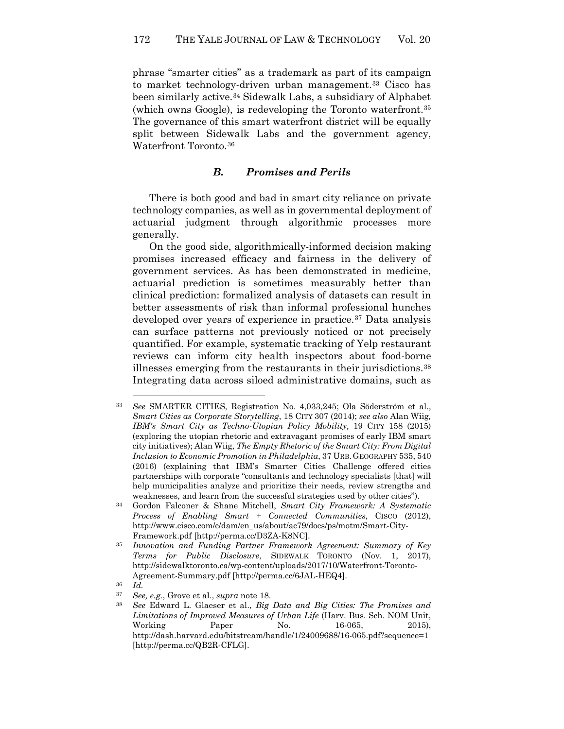phrase "smarter cities" as a trademark as part of its campaign to market technology-driven urban management.[33] Cisco has been similarly active.[34] Sidewalk Labs, a subsidiary of Alphabet (which owns Google), is redeveloping the Toronto waterfront.[35] The governance of this smart waterfront district will be equally split between Sidewalk Labs and the government agency, Waterfront Toronto.[36]

### *B. Promises and Perils*

There is both good and bad in smart city reliance on private technology companies, as well as in governmental deployment of actuarial judgment through algorithmic processes more generally.

On the good side, algorithmically-informed decision making promises increased efficacy and fairness in the delivery of government services. As has been demonstrated in medicine, actuarial prediction is sometimes measurably better than clinical prediction: formalized analysis of datasets can result in better assessments of risk than informal professional hunches developed over years of experience in practice.[37] Data analysis can surface patterns not previously noticed or not precisely quantified. For example, systematic tracking of Yelp restaurant reviews can inform city health inspectors about food-borne illnesses emerging from the restaurants in their jurisdictions.[38] Integrating data across siloed administrative domains, such as

---

[33] *See* SMARTER CITIES, Registration No. 4,033,245; Ola Söderström et al., *Smart Cities as Corporate Storytelling*, 18 CITY 307 (2014); *see also* Alan Wiig, *IBM's Smart City as Techno-Utopian Policy Mobility,* 19 CITY 158 (2015) (exploring the utopian rhetoric and extravagant promises of early IBM smart city initiatives); Alan Wiig, *The Empty Rhetoric of the Smart City: From Digital Inclusion to Economic Promotion in Philadelphia*, 37 URB. GEOGRAPHY 535, 540 (2016) (explaining that IBM's Smarter Cities Challenge offered cities partnerships with corporate "consultants and technology specialists [that] will help municipalities analyze and prioritize their needs, review strengths and weaknesses, and learn from the successful strategies used by other cities").

[34] Gordon Falconer & Shane Mitchell, *Smart City Framework: A Systematic Process of Enabling Smart + Connected Communities*, CISCO (2012), http://www.cisco.com/c/dam/en_us/about/ac79/docs/ps/motm/Smart-City-Framework.pdf [http://perma.cc/D3ZA-K8NC].

[35] *Innovation and Funding Partner Framework Agreement: Summary of Key Terms for Public Disclosure*, SIDEWALK TORONTO (Nov. 1, 2017), http://sidewalktoronto.ca/wp-content/uploads/2017/10/Waterfront-Toronto-Agreement-Summary.pdf [http://perma.cc/6JAL-HEQ4].

[36] *Id.*

[37] *See, e.g.*, Grove et al., *supra* note 18.

[38] *See* Edward L. Glaeser et al., *Big Data and Big Cities: The Promises and Limitations of Improved Measures of Urban Life* (Harv. Bus. Sch. NOM Unit, Working Paper No. 16-065, 2015), http://dash.harvard.edu/bitstream/handle/1/24009688/16-065.pdf?sequence=1 [http://perma.cc/QB2R-CFLG].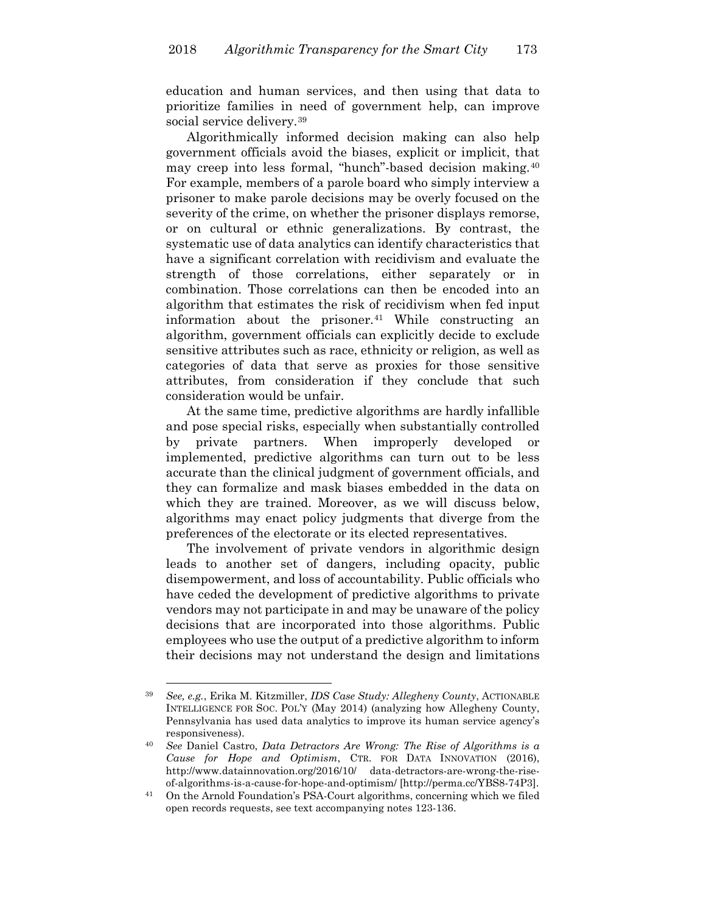education and human services, and then using that data to prioritize families in need of government help, can improve social service delivery.[39]

Algorithmically informed decision making can also help government officials avoid the biases, explicit or implicit, that may creep into less formal, "hunch"-based decision making.[40] For example, members of a parole board who simply interview a prisoner to make parole decisions may be overly focused on the severity of the crime, on whether the prisoner displays remorse, or on cultural or ethnic generalizations. By contrast, the systematic use of data analytics can identify characteristics that have a significant correlation with recidivism and evaluate the strength of those correlations, either separately or in combination. Those correlations can then be encoded into an algorithm that estimates the risk of recidivism when fed input information about the prisoner.[41] While constructing an algorithm, government officials can explicitly decide to exclude sensitive attributes such as race, ethnicity or religion, as well as categories of data that serve as proxies for those sensitive attributes, from consideration if they conclude that such consideration would be unfair.

At the same time, predictive algorithms are hardly infallible and pose special risks, especially when substantially controlled by private partners. When improperly developed or implemented, predictive algorithms can turn out to be less accurate than the clinical judgment of government officials, and they can formalize and mask biases embedded in the data on which they are trained. Moreover, as we will discuss below, algorithms may enact policy judgments that diverge from the preferences of the electorate or its elected representatives.

The involvement of private vendors in algorithmic design leads to another set of dangers, including opacity, public disempowerment, and loss of accountability. Public officials who have ceded the development of predictive algorithms to private vendors may not participate in and may be unaware of the policy decisions that are incorporated into those algorithms. Public employees who use the output of a predictive algorithm to inform their decisions may not understand the design and limitations

---

[39] *See, e.g.*, Erika M. Kitzmiller, *IDS Case Study: Allegheny County*, ACTIONABLE INTELLIGENCE FOR SOC. POL'Y (May 2014) (analyzing how Allegheny County, Pennsylvania has used data analytics to improve its human service agency's responsiveness).

[40] *See* Daniel Castro, *Data Detractors Are Wrong: The Rise of Algorithms is a Cause for Hope and Optimism*, CTR. FOR DATA INNOVATION (2016), http://www.datainnovation.org/2016/10/ data-detractors-are-wrong-the-rise-of-algorithms-is-a-cause-for-hope-and-optimism/ [http://perma.cc/YBS8-74P3].

[41] On the Arnold Foundation's PSA-Court algorithms, concerning which we filed open records requests, see text accompanying notes 123-136.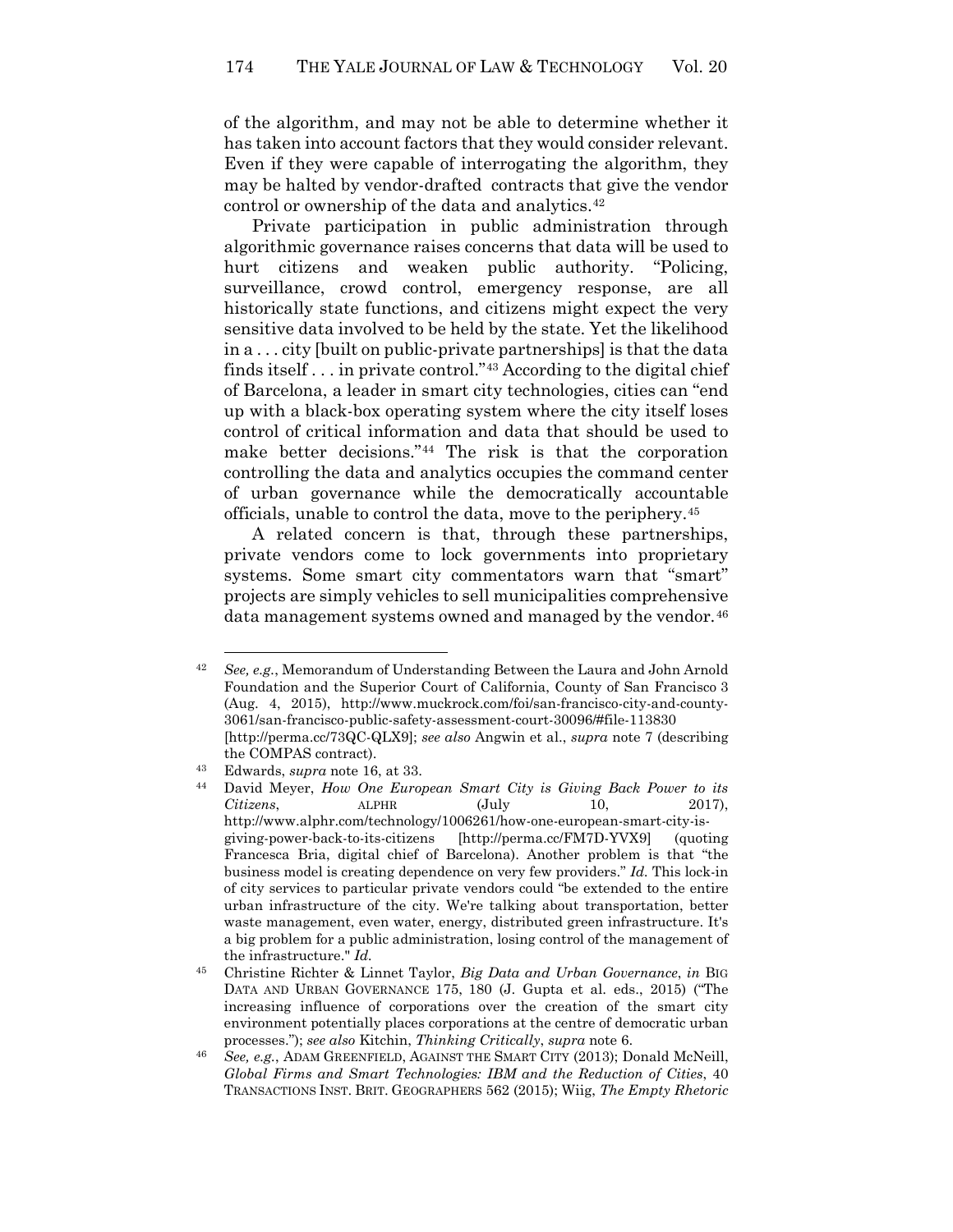of the algorithm, and may not be able to determine whether it has taken into account factors that they would consider relevant. Even if they were capable of interrogating the algorithm, they may be halted by vendor-drafted contracts that give the vendor control or ownership of the data and analytics.[42]

Private participation in public administration through algorithmic governance raises concerns that data will be used to hurt citizens and weaken public authority. "Policing, surveillance, crowd control, emergency response, are all historically state functions, and citizens might expect the very sensitive data involved to be held by the state. Yet the likelihood in a . . . city [built on public-private partnerships] is that the data finds itself . . . in private control."[43] According to the digital chief of Barcelona, a leader in smart city technologies, cities can "end up with a black-box operating system where the city itself loses control of critical information and data that should be used to make better decisions."[44] The risk is that the corporation controlling the data and analytics occupies the command center of urban governance while the democratically accountable officials, unable to control the data, move to the periphery.[45]

A related concern is that, through these partnerships, private vendors come to lock governments into proprietary systems. Some smart city commentators warn that "smart" projects are simply vehicles to sell municipalities comprehensive data management systems owned and managed by the vendor.[46]

---

[42] *See, e.g.*, Memorandum of Understanding Between the Laura and John Arnold Foundation and the Superior Court of California, County of San Francisco 3 (Aug. 4, 2015), http://www.muckrock.com/foi/san-francisco-city-and-county-3061/san-francisco-public-safety-assessment-court-30096/#file-113830 [http://perma.cc/73QC-QLX9]; *see also* Angwin et al., *supra* note 7 (describing the COMPAS contract).

[43] Edwards, *supra* note 16, at 33.

[44] David Meyer, *How One European Smart City is Giving Back Power to its Citizens*, ALPHR (July 10, 2017), http://www.alphr.com/technology/1006261/how-one-european-smart-city-is-giving-power-back-to-its-citizens [http://perma.cc/FM7D-YVX9] (quoting Francesca Bria, digital chief of Barcelona). Another problem is that "the business model is creating dependence on very few providers." *Id.* This lock-in of city services to particular private vendors could "be extended to the entire urban infrastructure of the city. We're talking about transportation, better waste management, even water, energy, distributed green infrastructure. It's a big problem for a public administration, losing control of the management of the infrastructure." *Id.*

[45] Christine Richter & Linnet Taylor, *Big Data and Urban Governance*, *in* BIG DATA AND URBAN GOVERNANCE 175, 180 (J. Gupta et al. eds., 2015) ("The increasing influence of corporations over the creation of the smart city environment potentially places corporations at the centre of democratic urban processes."); *see also* Kitchin, *Thinking Critically*, *supra* note 6.

[46] *See, e.g.*, ADAM GREENFIELD, AGAINST THE SMART CITY (2013); Donald McNeill, *Global Firms and Smart Technologies: IBM and the Reduction of Cities*, 40 TRANSACTIONS INST. BRIT. GEOGRAPHERS 562 (2015); Wiig, *The Empty Rhetoric*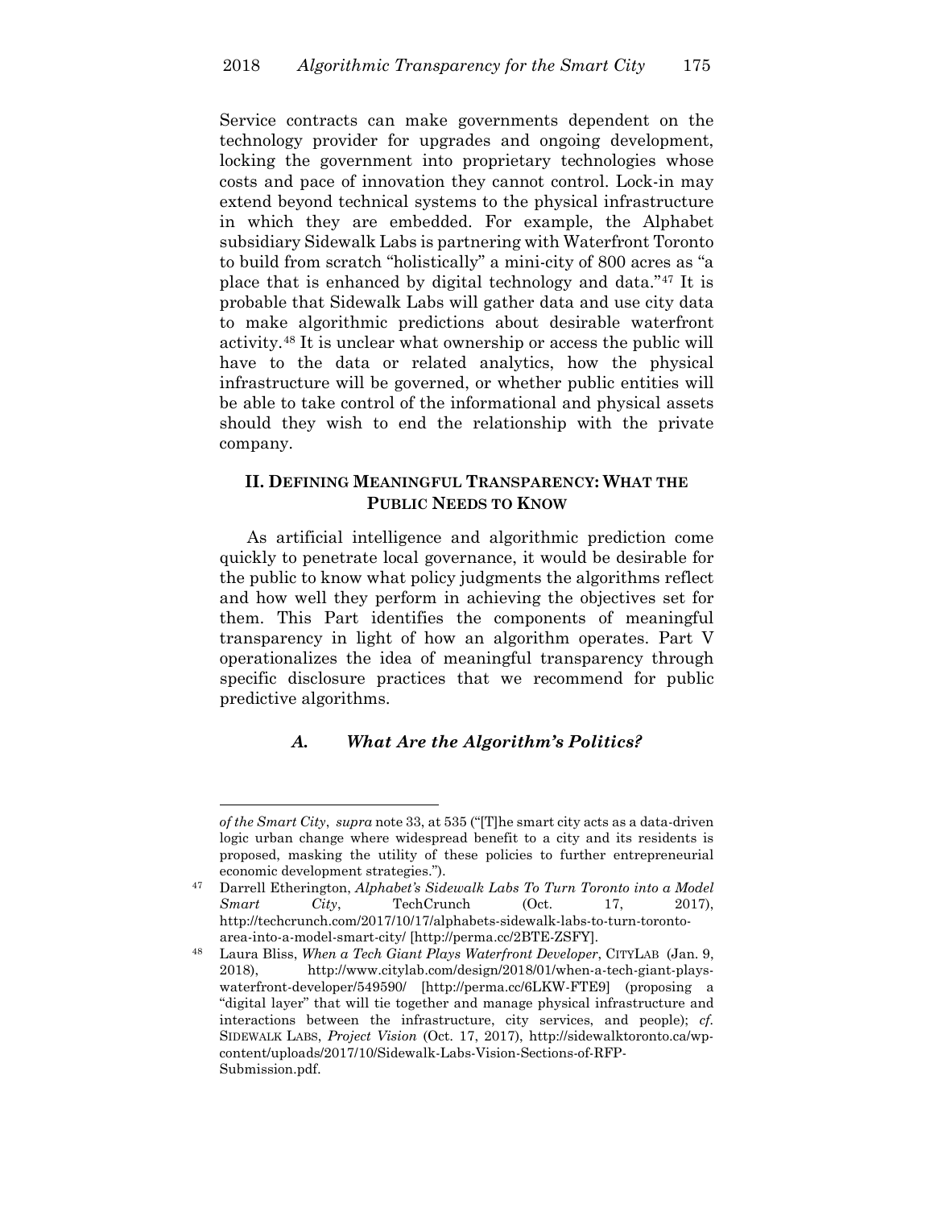Service contracts can make governments dependent on the technology provider for upgrades and ongoing development, locking the government into proprietary technologies whose costs and pace of innovation they cannot control. Lock-in may extend beyond technical systems to the physical infrastructure in which they are embedded. For example, the Alphabet subsidiary Sidewalk Labs is partnering with Waterfront Toronto to build from scratch "holistically" a mini-city of 800 acres as "a place that is enhanced by digital technology and data."[47] It is probable that Sidewalk Labs will gather data and use city data to make algorithmic predictions about desirable waterfront activity.[48] It is unclear what ownership or access the public will have to the data or related analytics, how the physical infrastructure will be governed, or whether public entities will be able to take control of the informational and physical assets should they wish to end the relationship with the private company.

## II. DEFINING MEANINGFUL TRANSPARENCY: WHAT THE PUBLIC NEEDS TO KNOW

As artificial intelligence and algorithmic prediction come quickly to penetrate local governance, it would be desirable for the public to know what policy judgments the algorithms reflect and how well they perform in achieving the objectives set for them. This Part identifies the components of meaningful transparency in light of how an algorithm operates. Part V operationalizes the idea of meaningful transparency through specific disclosure practices that we recommend for public predictive algorithms.

### *A. What Are the Algorithm's Politics?*

---

*of the Smart City*, *supra* note 33, at 535 ("[T]he smart city acts as a data-driven logic urban change where widespread benefit to a city and its residents is proposed, masking the utility of these policies to further entrepreneurial economic development strategies.").

[47] Darrell Etherington, *Alphabet's Sidewalk Labs To Turn Toronto into a Model Smart City*, TechCrunch (Oct. 17, 2017), http://techcrunch.com/2017/10/17/alphabets-sidewalk-labs-to-turn-toronto-area-into-a-model-smart-city/ [http://perma.cc/2BTE-ZSFY].

[48] Laura Bliss, *When a Tech Giant Plays Waterfront Developer*, CITYLAB (Jan. 9, 2018), http://www.citylab.com/design/2018/01/when-a-tech-giant-plays-waterfront-developer/549590/ [http://perma.cc/6LKW-FTE9] (proposing a "digital layer" that will tie together and manage physical infrastructure and interactions between the infrastructure, city services, and people); *cf.* SIDEWALK LABS, *Project Vision* (Oct. 17, 2017), http://sidewalktoronto.ca/wp-content/uploads/2017/10/Sidewalk-Labs-Vision-Sections-of-RFP-Submission.pdf.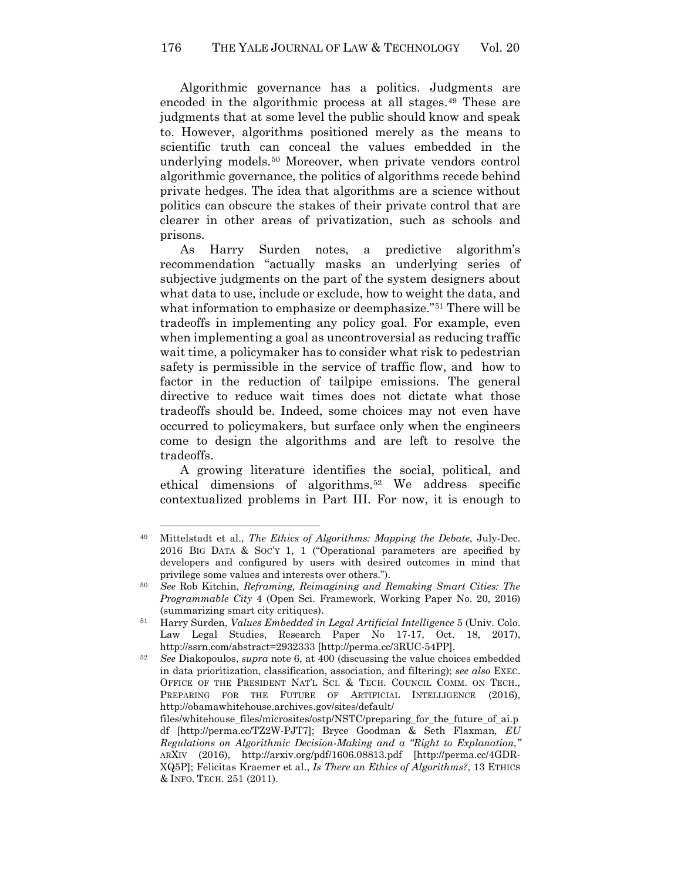Algorithmic governance has a politics. Judgments are encoded in the algorithmic process at all stages.[49] These are judgments that at some level the public should know and speak to. However, algorithms positioned merely as the means to scientific truth can conceal the values embedded in the underlying models.[50] Moreover, when private vendors control algorithmic governance, the politics of algorithms recede behind private hedges. The idea that algorithms are a science without politics can obscure the stakes of their private control that are clearer in other areas of privatization, such as schools and prisons.

As Harry Surden notes, a predictive algorithm's recommendation "actually masks an underlying series of subjective judgments on the part of the system designers about what data to use, include or exclude, how to weight the data, and what information to emphasize or deemphasize."[51] There will be tradeoffs in implementing any policy goal. For example, even when implementing a goal as uncontroversial as reducing traffic wait time, a policymaker has to consider what risk to pedestrian safety is permissible in the service of traffic flow, and how to factor in the reduction of tailpipe emissions. The general directive to reduce wait times does not dictate what those tradeoffs should be. Indeed, some choices may not even have occurred to policymakers, but surface only when the engineers come to design the algorithms and are left to resolve the tradeoffs.

A growing literature identifies the social, political, and ethical dimensions of algorithms.[52] We address specific contextualized problems in Part III. For now, it is enough to

---

[49] Mittelstadt et al., *The Ethics of Algorithms: Mapping the Debate*, July-Dec. 2016 BIG DATA & SOC'Y 1, 1 ("Operational parameters are specified by developers and configured by users with desired outcomes in mind that privilege some values and interests over others.").

[50] *See* Rob Kitchin, *Reframing, Reimagining and Remaking Smart Cities: The Programmable City* 4 (Open Sci. Framework, Working Paper No. 20, 2016) (summarizing smart city critiques).

[51] Harry Surden, *Values Embedded in Legal Artificial Intelligence* 5 (Univ. Colo. Law Legal Studies, Research Paper No 17-17, Oct. 18, 2017), http://ssrn.com/abstract=2932333 [http://perma.cc/3RUC-54PP].

[52] *See* Diakopoulos, *supra* note 6, at 400 (discussing the value choices embedded in data prioritization, classification, association, and filtering); *see also* EXEC. OFFICE OF THE PRESIDENT NAT'L SCI. & TECH. COUNCIL COMM. ON TECH., PREPARING FOR THE FUTURE OF ARTIFICIAL INTELLIGENCE (2016), http://obamawhitehouse.archives.gov/sites/default/files/whitehouse_files/microsites/ostp/NSTC/preparing_for_the_future_of_ai.pdf [http://perma.cc/TZ2W-PJT7]; Bryce Goodman & Seth Flaxman*, EU Regulations on Algorithmic Decision-Making and a "Right to Explanation*,*"* ARXIV (2016), http://arxiv.org/pdf/1606.08813.pdf [http://perma.cc/4GDR-XQ5P]; Felicitas Kraemer et al., *Is There an Ethics of Algorithms?*, 13 ETHICS & INFO. TECH. 251 (2011).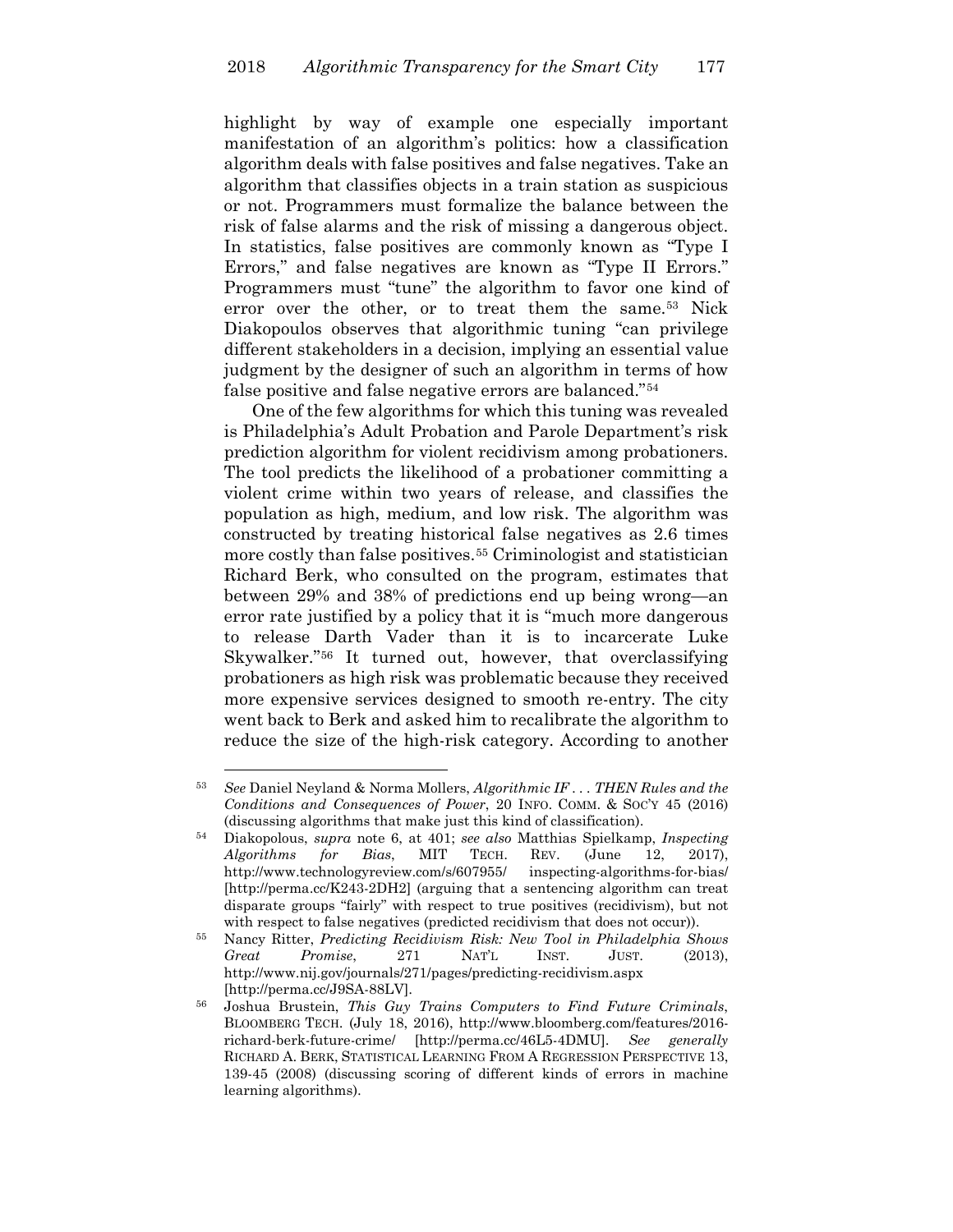highlight by way of example one especially important manifestation of an algorithm's politics: how a classification algorithm deals with false positives and false negatives. Take an algorithm that classifies objects in a train station as suspicious or not. Programmers must formalize the balance between the risk of false alarms and the risk of missing a dangerous object. In statistics, false positives are commonly known as "Type I Errors," and false negatives are known as "Type II Errors." Programmers must "tune" the algorithm to favor one kind of error over the other, or to treat them the same.[53] Nick Diakopoulos observes that algorithmic tuning "can privilege different stakeholders in a decision, implying an essential value judgment by the designer of such an algorithm in terms of how false positive and false negative errors are balanced."[54]

One of the few algorithms for which this tuning was revealed is Philadelphia's Adult Probation and Parole Department's risk prediction algorithm for violent recidivism among probationers. The tool predicts the likelihood of a probationer committing a violent crime within two years of release, and classifies the population as high, medium, and low risk. The algorithm was constructed by treating historical false negatives as 2.6 times more costly than false positives.[55] Criminologist and statistician Richard Berk, who consulted on the program, estimates that between 29% and 38% of predictions end up being wrong—an error rate justified by a policy that it is "much more dangerous to release Darth Vader than it is to incarcerate Luke Skywalker."[56] It turned out, however, that overclassifying probationers as high risk was problematic because they received more expensive services designed to smooth re-entry. The city went back to Berk and asked him to recalibrate the algorithm to reduce the size of the high-risk category. According to another

---

[53] *See* Daniel Neyland & Norma Mollers, *Algorithmic IF . . . THEN Rules and the Conditions and Consequences of Power*, 20 INFO. COMM. & SOC'Y 45 (2016) (discussing algorithms that make just this kind of classification).

[54] Diakopolous, *supra* note 6, at 401; *see also* Matthias Spielkamp, *Inspecting Algorithms for Bias*, MIT TECH. REV. (June 12, 2017), http://www.technologyreview.com/s/607955/ inspecting-algorithms-for-bias/ [http://perma.cc/K243-2DH2] (arguing that a sentencing algorithm can treat disparate groups "fairly" with respect to true positives (recidivism), but not with respect to false negatives (predicted recidivism that does not occur)).

[55] Nancy Ritter, *Predicting Recidivism Risk: New Tool in Philadelphia Shows Great Promise*, 271 NAT'L INST. JUST. (2013), http://www.nij.gov/journals/271/pages/predicting-recidivism.aspx [http://perma.cc/J9SA-88LV].

[56] Joshua Brustein, *This Guy Trains Computers to Find Future Criminals*, BLOOMBERG TECH. (July 18, 2016), http://www.bloomberg.com/features/2016-richard-berk-future-crime/ [http://perma.cc/46L5-4DMU]. *See generally* RICHARD A. BERK, STATISTICAL LEARNING FROM A REGRESSION PERSPECTIVE 13, 139-45 (2008) (discussing scoring of different kinds of errors in machine learning algorithms).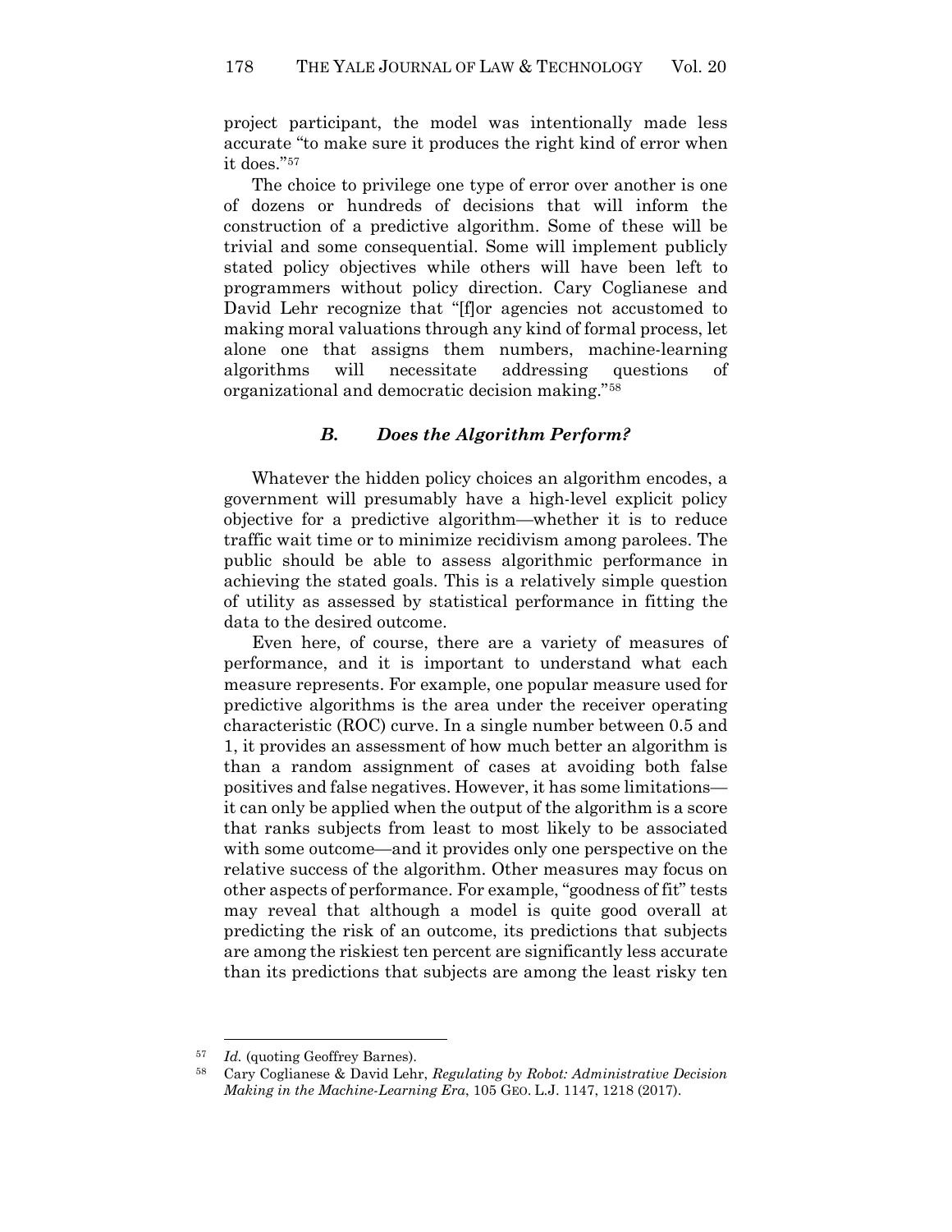project participant, the model was intentionally made less accurate "to make sure it produces the right kind of error when it does."[57]

The choice to privilege one type of error over another is one of dozens or hundreds of decisions that will inform the construction of a predictive algorithm. Some of these will be trivial and some consequential. Some will implement publicly stated policy objectives while others will have been left to programmers without policy direction. Cary Coglianese and David Lehr recognize that "[f]or agencies not accustomed to making moral valuations through any kind of formal process, let alone one that assigns them numbers, machine-learning algorithms will necessitate addressing questions of organizational and democratic decision making."[58]

### *B. Does the Algorithm Perform?*

Whatever the hidden policy choices an algorithm encodes, a government will presumably have a high-level explicit policy objective for a predictive algorithm—whether it is to reduce traffic wait time or to minimize recidivism among parolees. The public should be able to assess algorithmic performance in achieving the stated goals. This is a relatively simple question of utility as assessed by statistical performance in fitting the data to the desired outcome.

Even here, of course, there are a variety of measures of performance, and it is important to understand what each measure represents. For example, one popular measure used for predictive algorithms is the area under the receiver operating characteristic (ROC) curve. In a single number between 0.5 and 1, it provides an assessment of how much better an algorithm is than a random assignment of cases at avoiding both false positives and false negatives. However, it has some limitations—it can only be applied when the output of the algorithm is a score that ranks subjects from least to most likely to be associated with some outcome—and it provides only one perspective on the relative success of the algorithm. Other measures may focus on other aspects of performance. For example, "goodness of fit" tests may reveal that although a model is quite good overall at predicting the risk of an outcome, its predictions that subjects are among the riskiest ten percent are significantly less accurate than its predictions that subjects are among the least risky ten

---

[57] *Id.* (quoting Geoffrey Barnes).

[58] Cary Coglianese & David Lehr, *Regulating by Robot: Administrative Decision Making in the Machine-Learning Era*, 105 GEO. L.J. 1147, 1218 (2017).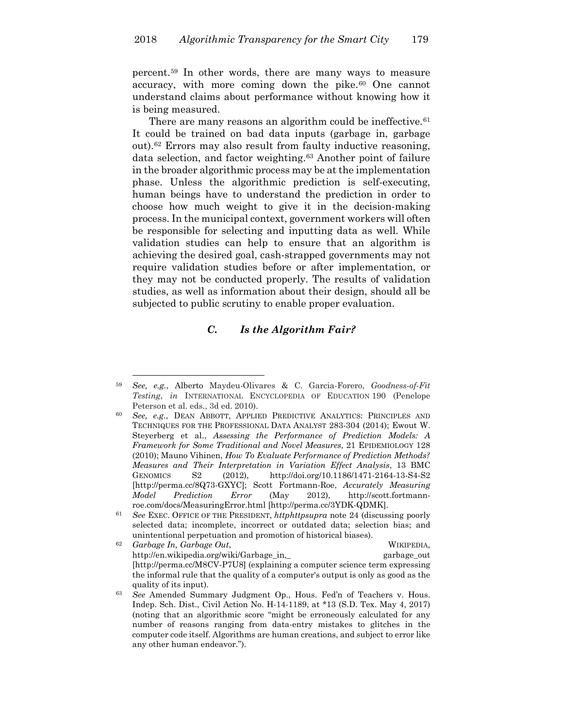percent.[59] In other words, there are many ways to measure accuracy, with more coming down the pike.[60] One cannot understand claims about performance without knowing how it is being measured.

There are many reasons an algorithm could be ineffective.[61] It could be trained on bad data inputs (garbage in, garbage out).[62] Errors may also result from faulty inductive reasoning, data selection, and factor weighting.[63] Another point of failure in the broader algorithmic process may be at the implementation phase. Unless the algorithmic prediction is self-executing, human beings have to understand the prediction in order to choose how much weight to give it in the decision-making process. In the municipal context, government workers will often be responsible for selecting and inputting data as well. While validation studies can help to ensure that an algorithm is achieving the desired goal, cash-strapped governments may not require validation studies before or after implementation, or they may not be conducted properly. The results of validation studies, as well as information about their design, should all be subjected to public scrutiny to enable proper evaluation.

### *C. Is the Algorithm Fair?*

---

[59] *See, e.g.*, Alberto Maydeu-Olivares & C. Garcia-Forero, *Goodness-of-Fit Testing*, *in* INTERNATIONAL ENCYCLOPEDIA OF EDUCATION 190 (Penelope Peterson et al. eds., 3d ed. 2010).

[60] *See, e.g.*, DEAN ABBOTT, APPLIED PREDICTIVE ANALYTICS: PRINCIPLES AND TECHNIQUES FOR THE PROFESSIONAL DATA ANALYST 283-304 (2014); Ewout W. Steyerberg et al., *Assessing the Performance of Prediction Models: A Framework for Some Traditional and Novel Measures*, 21 EPIDEMIOLOGY 128 (2010); Mauno Vihinen, *How To Evaluate Performance of Prediction Methods? Measures and Their Interpretation in Variation Effect Analysis*, 13 BMC GENOMICS S2 (2012), http://doi.org/10.1186/1471-2164-13-S4-S2 [http://perma.cc/8Q73-GXYC]; Scott Fortmann-Roe, *Accurately Measuring Model Prediction Error* (May 2012), http://scott.fortmann-roe.com/docs/MeasuringError.html [http://perma.cc/3YDK-QDMK].

[61] *See* EXEC. OFFICE OF THE PRESIDENT, *httphttpsupra* note 24 (discussing poorly selected data; incomplete, incorrect or outdated data; selection bias; and unintentional perpetuation and promotion of historical biases).

[62] *Garbage In, Garbage Out*, WIKIPEDIA, http://en.wikipedia.org/wiki/Garbage_in,_ garbage_out [http://perma.cc/M8CV-P7U8] (explaining a computer science term expressing the informal rule that the quality of a computer's output is only as good as the quality of its input).

[63] *See* Amended Summary Judgment Op., Hous. Fed'n of Teachers v. Hous. Indep. Sch. Dist., Civil Action No. H-14-1189, at *13 (S.D. Tex. May 4, 2017) (noting that an algorithmic score "might be erroneously calculated for any number of reasons ranging from data-entry mistakes to glitches in the computer code itself. Algorithms are human creations, and subject to error like any other human endeavor.").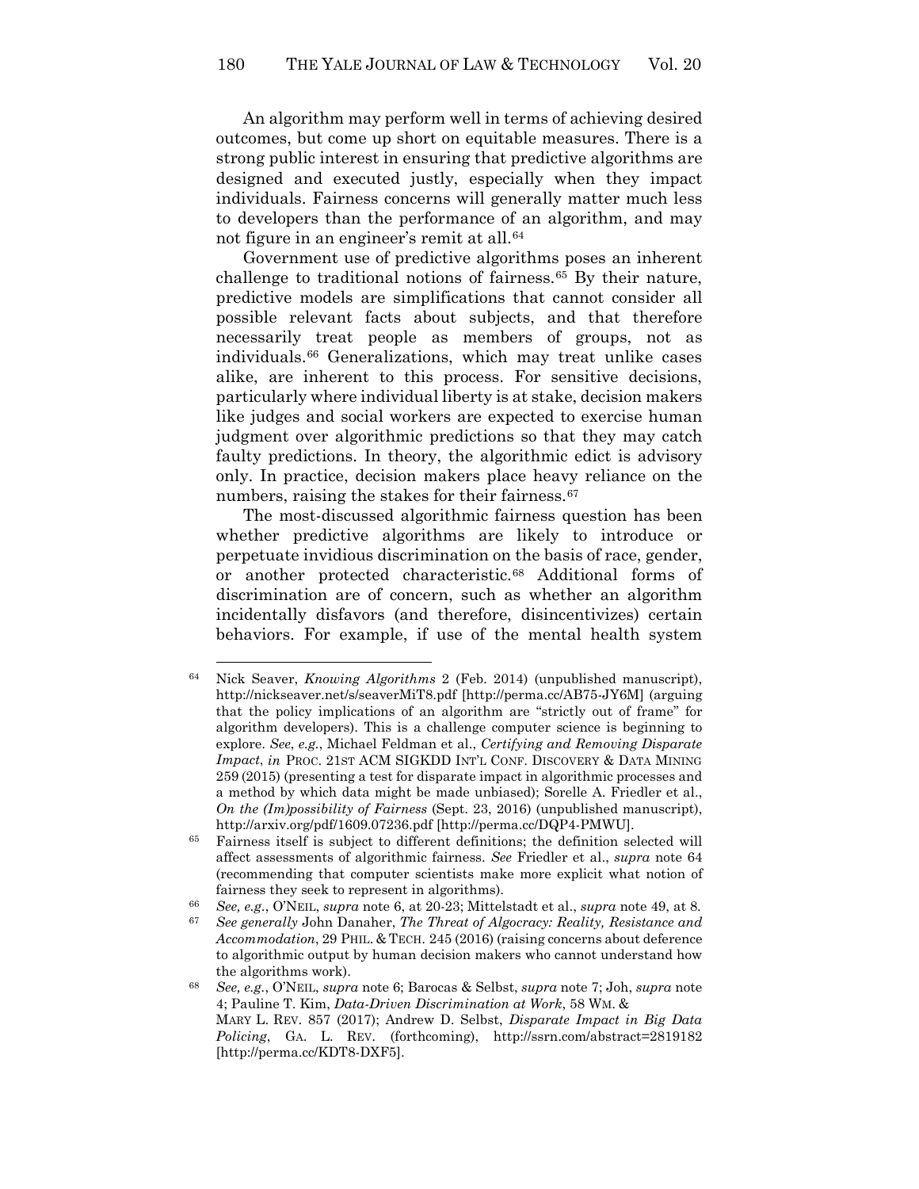An algorithm may perform well in terms of achieving desired outcomes, but come up short on equitable measures. There is a strong public interest in ensuring that predictive algorithms are designed and executed justly, especially when they impact individuals. Fairness concerns will generally matter much less to developers than the performance of an algorithm, and may not figure in an engineer's remit at all.[64]

Government use of predictive algorithms poses an inherent challenge to traditional notions of fairness.[65] By their nature, predictive models are simplifications that cannot consider all possible relevant facts about subjects, and that therefore necessarily treat people as members of groups, not as individuals.[66] Generalizations, which may treat unlike cases alike, are inherent to this process. For sensitive decisions, particularly where individual liberty is at stake, decision makers like judges and social workers are expected to exercise human judgment over algorithmic predictions so that they may catch faulty predictions. In theory, the algorithmic edict is advisory only. In practice, decision makers place heavy reliance on the numbers, raising the stakes for their fairness.[67]

The most-discussed algorithmic fairness question has been whether predictive algorithms are likely to introduce or perpetuate invidious discrimination on the basis of race, gender, or another protected characteristic.[68] Additional forms of discrimination are of concern, such as whether an algorithm incidentally disfavors (and therefore, disincentivizes) certain behaviors. For example, if use of the mental health system

---

[64] Nick Seaver, *Knowing Algorithms* 2 (Feb. 2014) (unpublished manuscript), http://nickseaver.net/s/seaverMiT8.pdf [http://perma.cc/AB75-JY6M] (arguing that the policy implications of an algorithm are "strictly out of frame" for algorithm developers). This is a challenge computer science is beginning to explore. *See*, *e.g.*, Michael Feldman et al., *Certifying and Removing Disparate Impact*, *in* PROC. 21ST ACM SIGKDD INT'L CONF. DISCOVERY & DATA MINING 259 (2015) (presenting a test for disparate impact in algorithmic processes and a method by which data might be made unbiased); Sorelle A. Friedler et al., *On the (Im)possibility of Fairness* (Sept. 23, 2016) (unpublished manuscript), http://arxiv.org/pdf/1609.07236.pdf [http://perma.cc/DQP4-PMWU].

[65] Fairness itself is subject to different definitions; the definition selected will affect assessments of algorithmic fairness. *See* Friedler et al., *supra* note 64 (recommending that computer scientists make more explicit what notion of fairness they seek to represent in algorithms).

[66] *See, e.g.*, O'NEIL, *supra* note 6, at 20-23; Mittelstadt et al., *supra* note 49, at 8.

[67] *See generally* John Danaher, *The Threat of Algocracy: Reality, Resistance and Accommodation*, 29 PHIL. & TECH. 245 (2016) (raising concerns about deference to algorithmic output by human decision makers who cannot understand how the algorithms work).

[68] *See, e.g.*, O'NEIL, *supra* note 6; Barocas & Selbst, *supra* note 7; Joh, *supra* note 4; Pauline T. Kim, *Data-Driven Discrimination at Work*, 58 WM. & MARY L. REV. 857 (2017); Andrew D. Selbst, *Disparate Impact in Big Data Policing*, GA. L. REV. (forthcoming), http://ssrn.com/abstract=2819182 [http://perma.cc/KDT8-DXF5].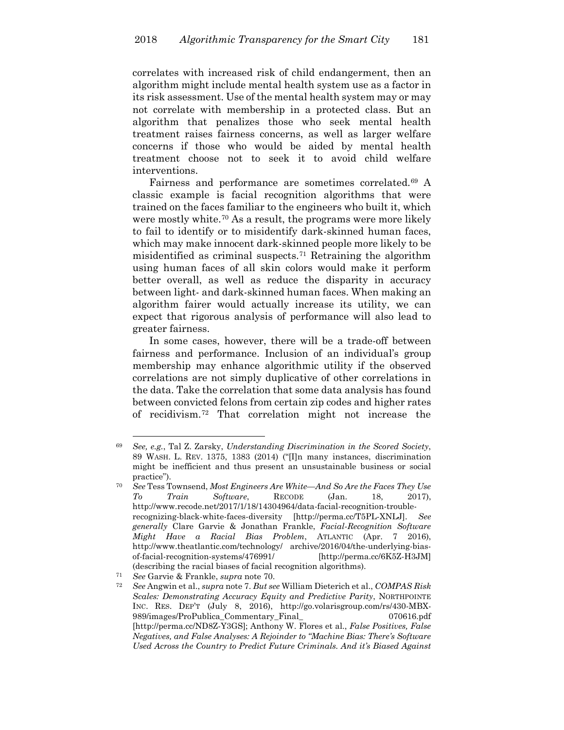correlates with increased risk of child endangerment, then an algorithm might include mental health system use as a factor in its risk assessment. Use of the mental health system may or may not correlate with membership in a protected class. But an algorithm that penalizes those who seek mental health treatment raises fairness concerns, as well as larger welfare concerns if those who would be aided by mental health treatment choose not to seek it to avoid child welfare interventions.

Fairness and performance are sometimes correlated.[69] A classic example is facial recognition algorithms that were trained on the faces familiar to the engineers who built it, which were mostly white.[70] As a result, the programs were more likely to fail to identify or to misidentify dark-skinned human faces, which may make innocent dark-skinned people more likely to be misidentified as criminal suspects.[71] Retraining the algorithm using human faces of all skin colors would make it perform better overall, as well as reduce the disparity in accuracy between light- and dark-skinned human faces. When making an algorithm fairer would actually increase its utility, we can expect that rigorous analysis of performance will also lead to greater fairness.

In some cases, however, there will be a trade-off between fairness and performance. Inclusion of an individual's group membership may enhance algorithmic utility if the observed correlations are not simply duplicative of other correlations in the data. Take the correlation that some data analysis has found between convicted felons from certain zip codes and higher rates of recidivism.[72] That correlation might not increase the

---

[69] *See, e.g.*, Tal Z. Zarsky, *Understanding Discrimination in the Scored Society*, 89 WASH. L. REV. 1375, 1383 (2014) ("[I]n many instances, discrimination might be inefficient and thus present an unsustainable business or social practice").

[70] *See* Tess Townsend, *Most Engineers Are White—And So Are the Faces They Use To Train Software*, RECODE (Jan. 18, 2017), http://www.recode.net/2017/1/18/14304964/data-facial-recognition-trouble-recognizing-black-white-faces-diversity [http://perma.cc/T5PL-XNLJ]. *See generally* Clare Garvie & Jonathan Frankle, *Facial-Recognition Software Might Have a Racial Bias Problem*, ATLANTIC (Apr. 7 2016), http://www.theatlantic.com/technology/ archive/2016/04/the-underlying-bias-of-facial-recognition-systems/476991/ [http://perma.cc/6K5Z-H3JM] (describing the racial biases of facial recognition algorithms).

[71] *See* Garvie & Frankle, *supra* note 70.

[72] *See* Angwin et al., *supra* note 7. *But see* William Dieterich et al., *COMPAS Risk Scales: Demonstrating Accuracy Equity and Predictive Parity*, NORTHPOINTE INC. RES. DEP'T (July 8, 2016), http://go.volarisgroup.com/rs/430-MBX-989/images/ProPublica_Commentary_Final_ 070616.pdf [http://perma.cc/ND8Z-Y3GS]; Anthony W. Flores et al., *False Positives, False Negatives, and False Analyses: A Rejoinder to "Machine Bias: There's Software Used Across the Country to Predict Future Criminals. And it's Biased Against*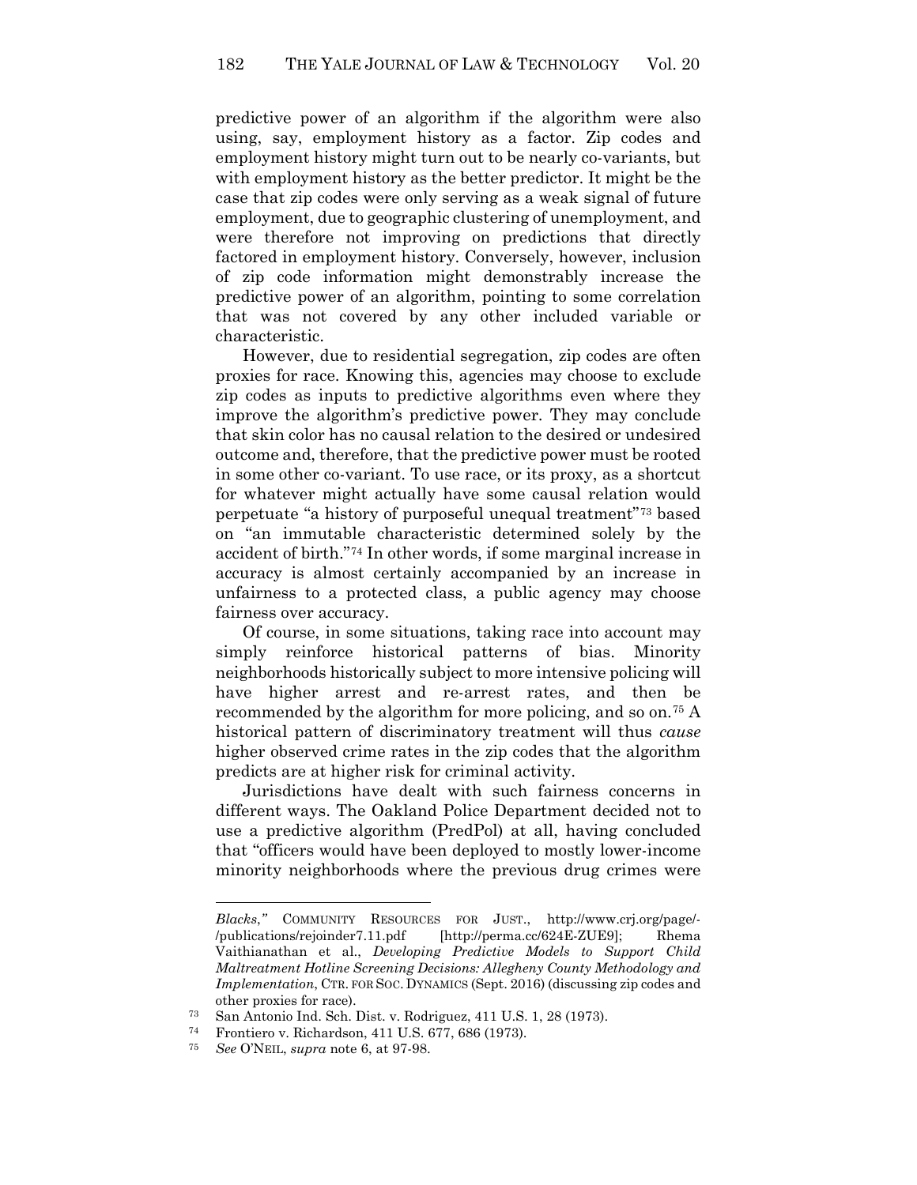predictive power of an algorithm if the algorithm were also using, say, employment history as a factor. Zip codes and employment history might turn out to be nearly co-variants, but with employment history as the better predictor. It might be the case that zip codes were only serving as a weak signal of future employment, due to geographic clustering of unemployment, and were therefore not improving on predictions that directly factored in employment history. Conversely, however, inclusion of zip code information might demonstrably increase the predictive power of an algorithm, pointing to some correlation that was not covered by any other included variable or characteristic.

However, due to residential segregation, zip codes are often proxies for race. Knowing this, agencies may choose to exclude zip codes as inputs to predictive algorithms even where they improve the algorithm's predictive power. They may conclude that skin color has no causal relation to the desired or undesired outcome and, therefore, that the predictive power must be rooted in some other co-variant. To use race, or its proxy, as a shortcut for whatever might actually have some causal relation would perpetuate "a history of purposeful unequal treatment"[73] based on "an immutable characteristic determined solely by the accident of birth."[74] In other words, if some marginal increase in accuracy is almost certainly accompanied by an increase in unfairness to a protected class, a public agency may choose fairness over accuracy.

Of course, in some situations, taking race into account may simply reinforce historical patterns of bias. Minority neighborhoods historically subject to more intensive policing will have higher arrest and re-arrest rates, and then be recommended by the algorithm for more policing, and so on.[75] A historical pattern of discriminatory treatment will thus *cause* higher observed crime rates in the zip codes that the algorithm predicts are at higher risk for criminal activity.

Jurisdictions have dealt with such fairness concerns in different ways. The Oakland Police Department decided not to use a predictive algorithm (PredPol) at all, having concluded that "officers would have been deployed to mostly lower-income minority neighborhoods where the previous drug crimes were

---

*Blacks*," COMMUNITY RESOURCES FOR JUST., http://www.crj.org/page/-/publications/rejoinder7.11.pdf [http://perma.cc/624E-ZUE9]; Rhema Vaithianathan et al., *Developing Predictive Models to Support Child Maltreatment Hotline Screening Decisions: Allegheny County Methodology and Implementation*, CTR. FOR SOC. DYNAMICS (Sept. 2016) (discussing zip codes and other proxies for race).

[73] San Antonio Ind. Sch. Dist. v. Rodriguez, 411 U.S. 1, 28 (1973).

[74] Frontiero v. Richardson, 411 U.S. 677, 686 (1973).

[75] *See* O'NEIL, *supra* note 6, at 97-98.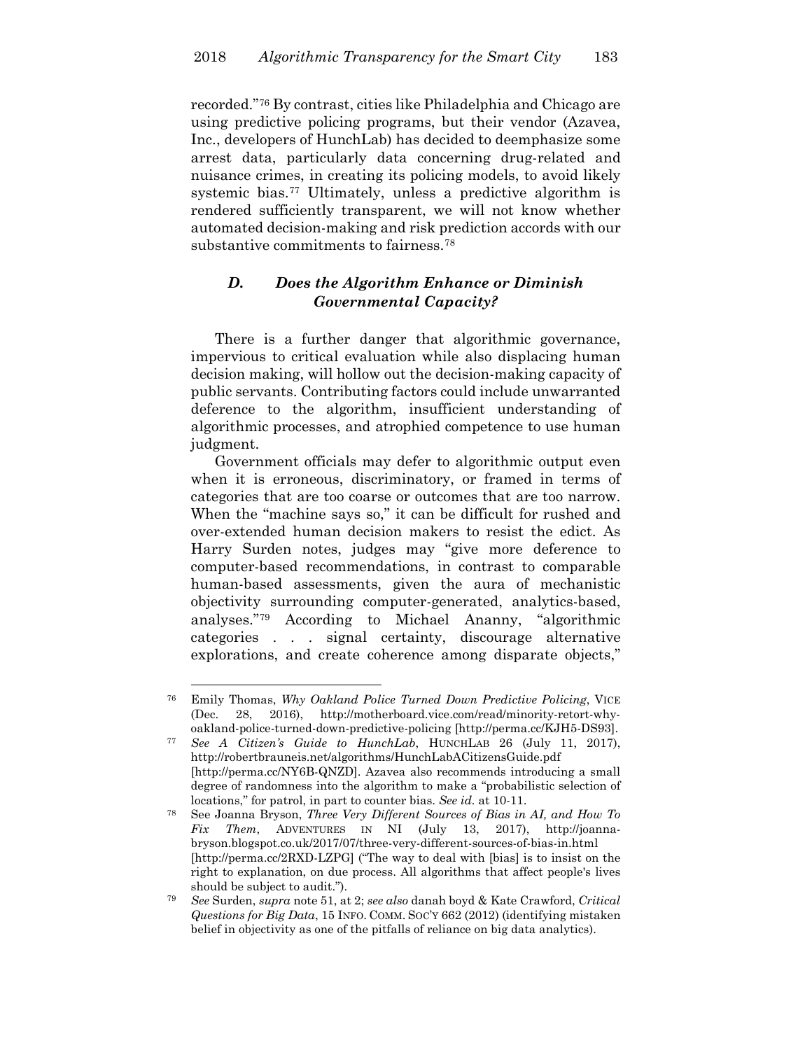recorded."[76] By contrast, cities like Philadelphia and Chicago are using predictive policing programs, but their vendor (Azavea, Inc., developers of HunchLab) has decided to deemphasize some arrest data, particularly data concerning drug-related and nuisance crimes, in creating its policing models, to avoid likely systemic bias.[77] Ultimately, unless a predictive algorithm is rendered sufficiently transparent, we will not know whether automated decision-making and risk prediction accords with our substantive commitments to fairness.[78]

### *D. Does the Algorithm Enhance or Diminish Governmental Capacity?*

There is a further danger that algorithmic governance, impervious to critical evaluation while also displacing human decision making, will hollow out the decision-making capacity of public servants. Contributing factors could include unwarranted deference to the algorithm, insufficient understanding of algorithmic processes, and atrophied competence to use human judgment.

Government officials may defer to algorithmic output even when it is erroneous, discriminatory, or framed in terms of categories that are too coarse or outcomes that are too narrow. When the "machine says so," it can be difficult for rushed and over-extended human decision makers to resist the edict. As Harry Surden notes, judges may "give more deference to computer-based recommendations, in contrast to comparable human-based assessments, given the aura of mechanistic objectivity surrounding computer-generated, analytics-based, analyses."[79] According to Michael Ananny, "algorithmic categories . . . signal certainty, discourage alternative explorations, and create coherence among disparate objects,"

---

[76] Emily Thomas, *Why Oakland Police Turned Down Predictive Policing*, VICE (Dec. 28, 2016), http://motherboard.vice.com/read/minority-retort-why-oakland-police-turned-down-predictive-policing [http://perma.cc/KJH5-DS93].

[77] *See A Citizen's Guide to HunchLab*, HUNCHLAB 26 (July 11, 2017), http://robertbrauneis.net/algorithms/HunchLabACitizensGuide.pdf [http://perma.cc/NY6B-QNZD]. Azavea also recommends introducing a small degree of randomness into the algorithm to make a "probabilistic selection of locations," for patrol, in part to counter bias. *See id.* at 10-11.

[78] See Joanna Bryson, *Three Very Different Sources of Bias in AI, and How To Fix Them*, ADVENTURES IN NI (July 13, 2017), http://joanna-bryson.blogspot.co.uk/2017/07/three-very-different-sources-of-bias-in.html [http://perma.cc/2RXD-LZPG] ("The way to deal with [bias] is to insist on the right to explanation, on due process. All algorithms that affect people's lives should be subject to audit.").

[79] *See* Surden, *supra* note 51, at 2; *see also* danah boyd & Kate Crawford, *Critical Questions for Big Data*, 15 INFO. COMM. SOC'Y 662 (2012) (identifying mistaken belief in objectivity as one of the pitfalls of reliance on big data analytics).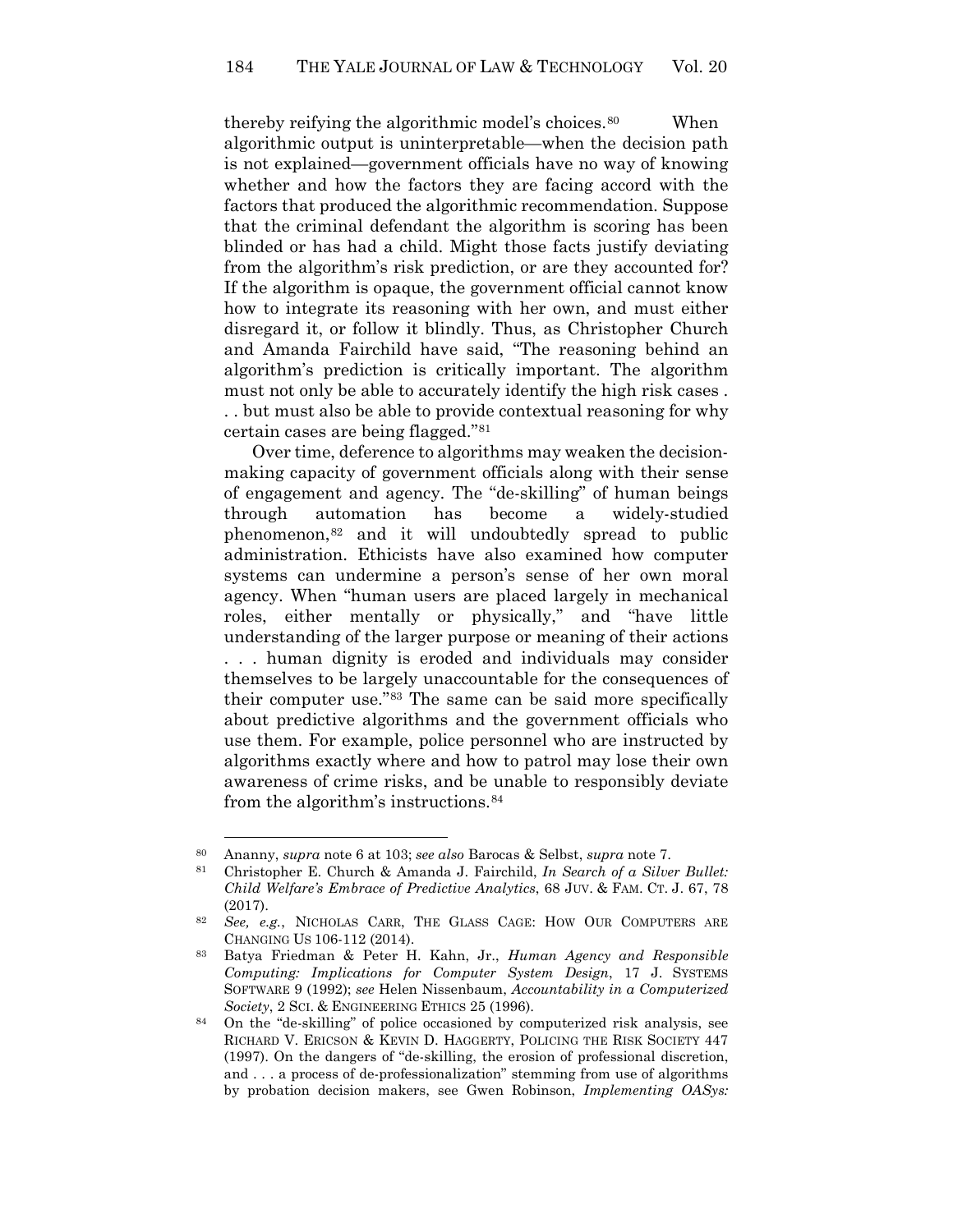thereby reifying the algorithmic model's choices.[80] When algorithmic output is uninterpretable—when the decision path is not explained—government officials have no way of knowing whether and how the factors they are facing accord with the factors that produced the algorithmic recommendation. Suppose that the criminal defendant the algorithm is scoring has been blinded or has had a child. Might those facts justify deviating from the algorithm's risk prediction, or are they accounted for? If the algorithm is opaque, the government official cannot know how to integrate its reasoning with her own, and must either disregard it, or follow it blindly. Thus, as Christopher Church and Amanda Fairchild have said, "The reasoning behind an algorithm's prediction is critically important. The algorithm must not only be able to accurately identify the high risk cases . . . but must also be able to provide contextual reasoning for why certain cases are being flagged."[81]

Over time, deference to algorithms may weaken the decision-making capacity of government officials along with their sense of engagement and agency. The "de-skilling" of human beings through automation has become a widely-studied phenomenon,[82] and it will undoubtedly spread to public administration. Ethicists have also examined how computer systems can undermine a person's sense of her own moral agency. When "human users are placed largely in mechanical roles, either mentally or physically," and "have little understanding of the larger purpose or meaning of their actions . . . human dignity is eroded and individuals may consider themselves to be largely unaccountable for the consequences of their computer use."[83] The same can be said more specifically about predictive algorithms and the government officials who use them. For example, police personnel who are instructed by algorithms exactly where and how to patrol may lose their own awareness of crime risks, and be unable to responsibly deviate from the algorithm's instructions.[84]

---

[80] Ananny, *supra* note 6 at 103; *see also* Barocas & Selbst, *supra* note 7.

[81] Christopher E. Church & Amanda J. Fairchild, *In Search of a Silver Bullet: Child Welfare's Embrace of Predictive Analytics*, 68 JUV. & FAM. CT. J. 67, 78 (2017).

[82] *See, e.g.*, NICHOLAS CARR, THE GLASS CAGE: HOW OUR COMPUTERS ARE CHANGING US 106-112 (2014).

[83] Batya Friedman & Peter H. Kahn, Jr., *Human Agency and Responsible Computing: Implications for Computer System Design*, 17 J. SYSTEMS SOFTWARE 9 (1992); *see* Helen Nissenbaum, *Accountability in a Computerized Society*, 2 SCI. & ENGINEERING ETHICS 25 (1996).

[84] On the "de-skilling" of police occasioned by computerized risk analysis, see RICHARD V. ERICSON & KEVIN D. HAGGERTY, POLICING THE RISK SOCIETY 447 (1997). On the dangers of "de-skilling, the erosion of professional discretion, and . . . a process of de-professionalization" stemming from use of algorithms by probation decision makers, see Gwen Robinson, *Implementing OASys:*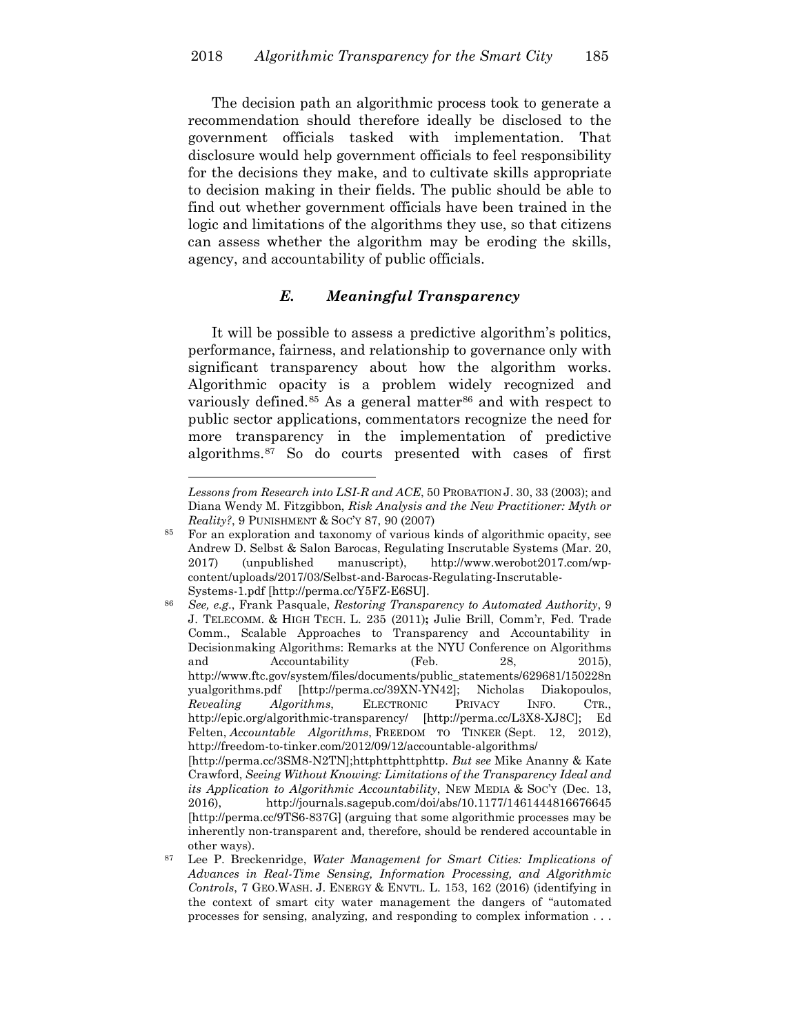The decision path an algorithmic process took to generate a recommendation should therefore ideally be disclosed to the government officials tasked with implementation. That disclosure would help government officials to feel responsibility for the decisions they make, and to cultivate skills appropriate to decision making in their fields. The public should be able to find out whether government officials have been trained in the logic and limitations of the algorithms they use, so that citizens can assess whether the algorithm may be eroding the skills, agency, and accountability of public officials.

### *E. Meaningful Transparency*

It will be possible to assess a predictive algorithm's politics, performance, fairness, and relationship to governance only with significant transparency about how the algorithm works. Algorithmic opacity is a problem widely recognized and variously defined.[85] As a general matter[86] and with respect to public sector applications, commentators recognize the need for more transparency in the implementation of predictive algorithms.[87] So do courts presented with cases of first

---

*Lessons from Research into LSI-R and ACE*, 50 PROBATION J. 30, 33 (2003); and Diana Wendy M. Fitzgibbon, *Risk Analysis and the New Practitioner: Myth or Reality?*, 9 PUNISHMENT & SOC'Y 87, 90 (2007)

[85] For an exploration and taxonomy of various kinds of algorithmic opacity, see Andrew D. Selbst & Salon Barocas, Regulating Inscrutable Systems (Mar. 20, 2017) (unpublished manuscript), http://www.werobot2017.com/wp-content/uploads/2017/03/Selbst-and-Barocas-Regulating-Inscrutable-Systems-1.pdf [http://perma.cc/Y5FZ-E6SU].

[86] *See, e.g.*, Frank Pasquale, *Restoring Transparency to Automated Authority*, 9 J. TELECOMM. & HIGH TECH. L. 235 (2011)**;** Julie Brill, Comm'r, Fed. Trade Comm., Scalable Approaches to Transparency and Accountability in Decisionmaking Algorithms: Remarks at the NYU Conference on Algorithms and Accountability (Feb. 28, 2015), http://www.ftc.gov/system/files/documents/public_statements/629681/150228nyualgorithms.pdf [http://perma.cc/39XN-YN42]; Nicholas Diakopoulos, *Revealing Algorithms*, ELECTRONIC PRIVACY INFO. CTR., http://epic.org/algorithmic-transparency/ [http://perma.cc/L3X8-XJ8C]; Ed Felten, *Accountable Algorithms*, FREEDOM TO TINKER (Sept. 12, 2012), http://freedom-to-tinker.com/2012/09/12/accountable-algorithms/ [http://perma.cc/3SM8-N2TN];httphttphttphttp. *But see* Mike Ananny & Kate Crawford, *Seeing Without Knowing: Limitations of the Transparency Ideal and its Application to Algorithmic Accountability*, NEW MEDIA & SOC'Y (Dec. 13, 2016), http://journals.sagepub.com/doi/abs/10.1177/1461444816676645 [http://perma.cc/9TS6-837G] (arguing that some algorithmic processes may be inherently non-transparent and, therefore, should be rendered accountable in other ways).

[87] Lee P. Breckenridge, *Water Management for Smart Cities: Implications of Advances in Real-Time Sensing, Information Processing, and Algorithmic Controls*, 7 GEO.WASH. J. ENERGY & ENVTL. L. 153, 162 (2016) (identifying in the context of smart city water management the dangers of "automated processes for sensing, analyzing, and responding to complex information . . .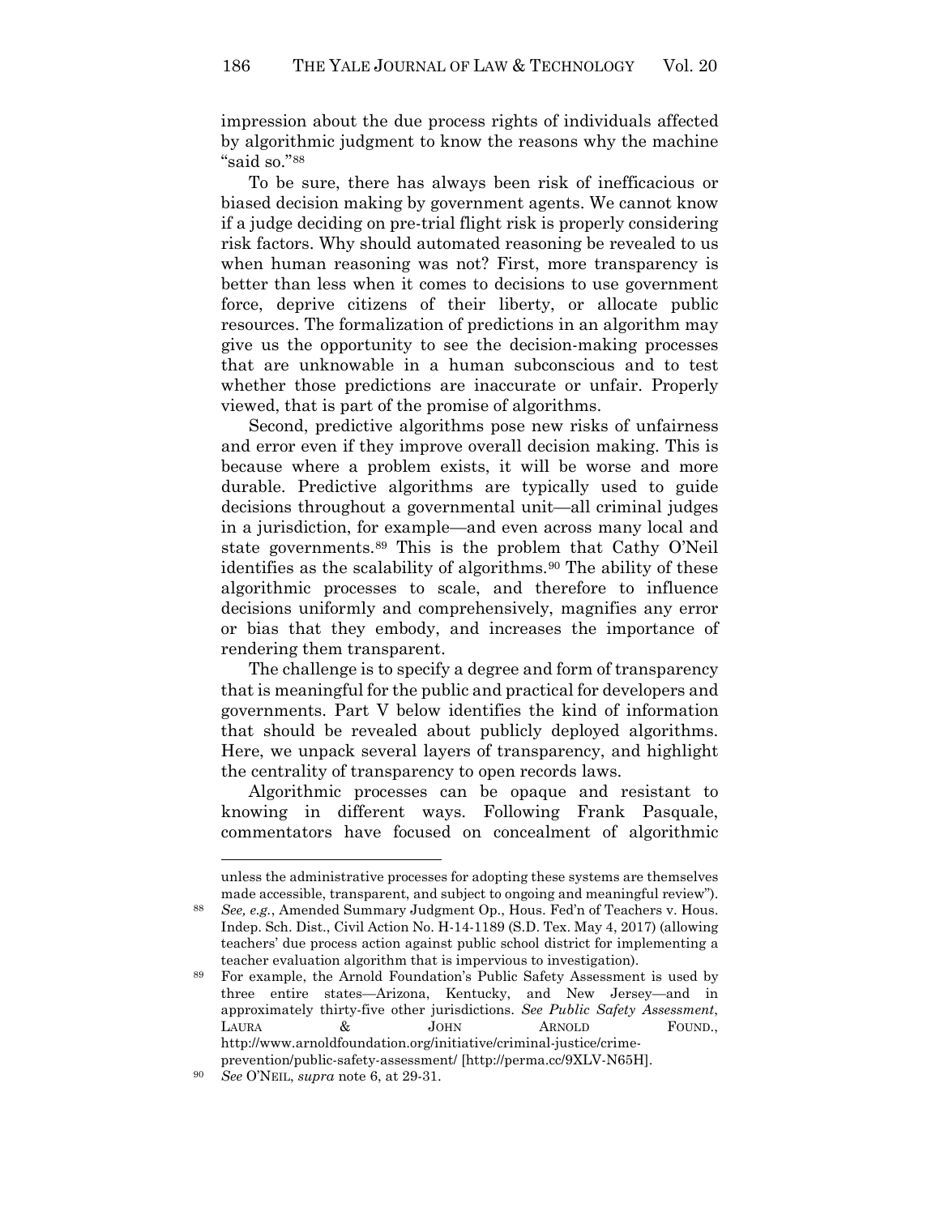impression about the due process rights of individuals affected by algorithmic judgment to know the reasons why the machine "said so."[88]

To be sure, there has always been risk of inefficacious or biased decision making by government agents. We cannot know if a judge deciding on pre-trial flight risk is properly considering risk factors. Why should automated reasoning be revealed to us when human reasoning was not? First, more transparency is better than less when it comes to decisions to use government force, deprive citizens of their liberty, or allocate public resources. The formalization of predictions in an algorithm may give us the opportunity to see the decision-making processes that are unknowable in a human subconscious and to test whether those predictions are inaccurate or unfair. Properly viewed, that is part of the promise of algorithms.

Second, predictive algorithms pose new risks of unfairness and error even if they improve overall decision making. This is because where a problem exists, it will be worse and more durable. Predictive algorithms are typically used to guide decisions throughout a governmental unit—all criminal judges in a jurisdiction, for example—and even across many local and state governments.[89] This is the problem that Cathy O'Neil identifies as the scalability of algorithms.[90] The ability of these algorithmic processes to scale, and therefore to influence decisions uniformly and comprehensively, magnifies any error or bias that they embody, and increases the importance of rendering them transparent.

The challenge is to specify a degree and form of transparency that is meaningful for the public and practical for developers and governments. Part V below identifies the kind of information that should be revealed about publicly deployed algorithms. Here, we unpack several layers of transparency, and highlight the centrality of transparency to open records laws.

Algorithmic processes can be opaque and resistant to knowing in different ways. Following Frank Pasquale, commentators have focused on concealment of algorithmic

---

unless the administrative processes for adopting these systems are themselves made accessible, transparent, and subject to ongoing and meaningful review").

[88] *See, e.g.*, Amended Summary Judgment Op., Hous. Fed'n of Teachers v. Hous. Indep. Sch. Dist., Civil Action No. H-14-1189 (S.D. Tex. May 4, 2017) (allowing teachers' due process action against public school district for implementing a teacher evaluation algorithm that is impervious to investigation).

[89] For example, the Arnold Foundation's Public Safety Assessment is used by three entire states—Arizona, Kentucky, and New Jersey—and in approximately thirty-five other jurisdictions. *See Public Safety Assessment*, LAURA & JOHN ARNOLD FOUND., http://www.arnoldfoundation.org/initiative/criminal-justice/crime-prevention/public-safety-assessment/ [http://perma.cc/9XLV-N65H].

[90] *See* O'NEIL, *supra* note 6, at 29-31.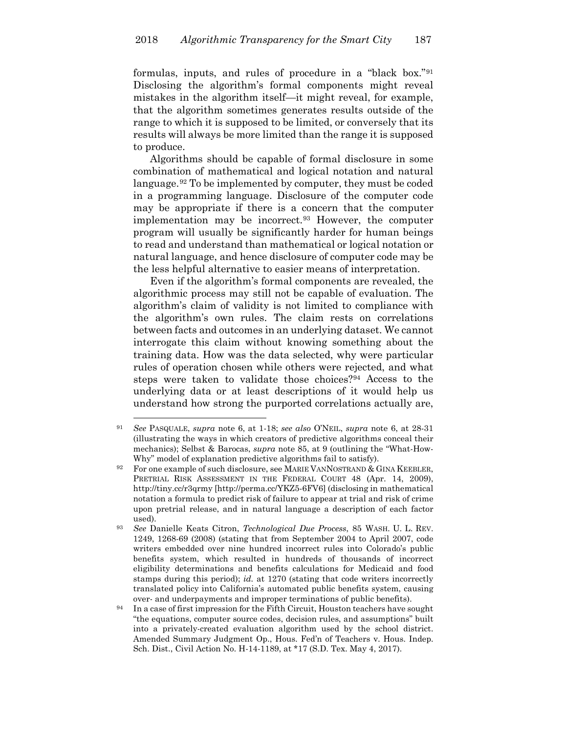formulas, inputs, and rules of procedure in a "black box."[91] Disclosing the algorithm's formal components might reveal mistakes in the algorithm itself—it might reveal, for example, that the algorithm sometimes generates results outside of the range to which it is supposed to be limited, or conversely that its results will always be more limited than the range it is supposed to produce.

Algorithms should be capable of formal disclosure in some combination of mathematical and logical notation and natural language.[92] To be implemented by computer, they must be coded in a programming language. Disclosure of the computer code may be appropriate if there is a concern that the computer implementation may be incorrect.[93] However, the computer program will usually be significantly harder for human beings to read and understand than mathematical or logical notation or natural language, and hence disclosure of computer code may be the less helpful alternative to easier means of interpretation.

Even if the algorithm's formal components are revealed, the algorithmic process may still not be capable of evaluation. The algorithm's claim of validity is not limited to compliance with the algorithm's own rules. The claim rests on correlations between facts and outcomes in an underlying dataset. We cannot interrogate this claim without knowing something about the training data. How was the data selected, why were particular rules of operation chosen while others were rejected, and what steps were taken to validate those choices?[94] Access to the underlying data or at least descriptions of it would help us understand how strong the purported correlations actually are,

---

[91] *See* PASQUALE, *supra* note 6, at 1-18; *see also* O'NEIL, *supra* note 6, at 28-31 (illustrating the ways in which creators of predictive algorithms conceal their mechanics); Selbst & Barocas, *supra* note 85, at 9 (outlining the "What-How-Why" model of explanation predictive algorithms fail to satisfy).

[92] For one example of such disclosure, see MARIE VANNOSTRAND & GINA KEEBLER, PRETRIAL RISK ASSESSMENT IN THE FEDERAL COURT 48 (Apr. 14, 2009), http://tiny.cc/r3qrmy [http://perma.cc/YKZ5-6FV6] (disclosing in mathematical notation a formula to predict risk of failure to appear at trial and risk of crime upon pretrial release, and in natural language a description of each factor used).

[93] *See* Danielle Keats Citron, *Technological Due Process*, 85 WASH. U. L. REV. 1249, 1268-69 (2008) (stating that from September 2004 to April 2007, code writers embedded over nine hundred incorrect rules into Colorado's public benefits system, which resulted in hundreds of thousands of incorrect eligibility determinations and benefits calculations for Medicaid and food stamps during this period); *id.* at 1270 (stating that code writers incorrectly translated policy into California's automated public benefits system, causing over- and underpayments and improper terminations of public benefits).

[94] In a case of first impression for the Fifth Circuit, Houston teachers have sought "the equations, computer source codes, decision rules, and assumptions" built into a privately-created evaluation algorithm used by the school district. Amended Summary Judgment Op., Hous. Fed'n of Teachers v. Hous. Indep. Sch. Dist., Civil Action No. H-14-1189, at *17 (S.D. Tex. May 4, 2017).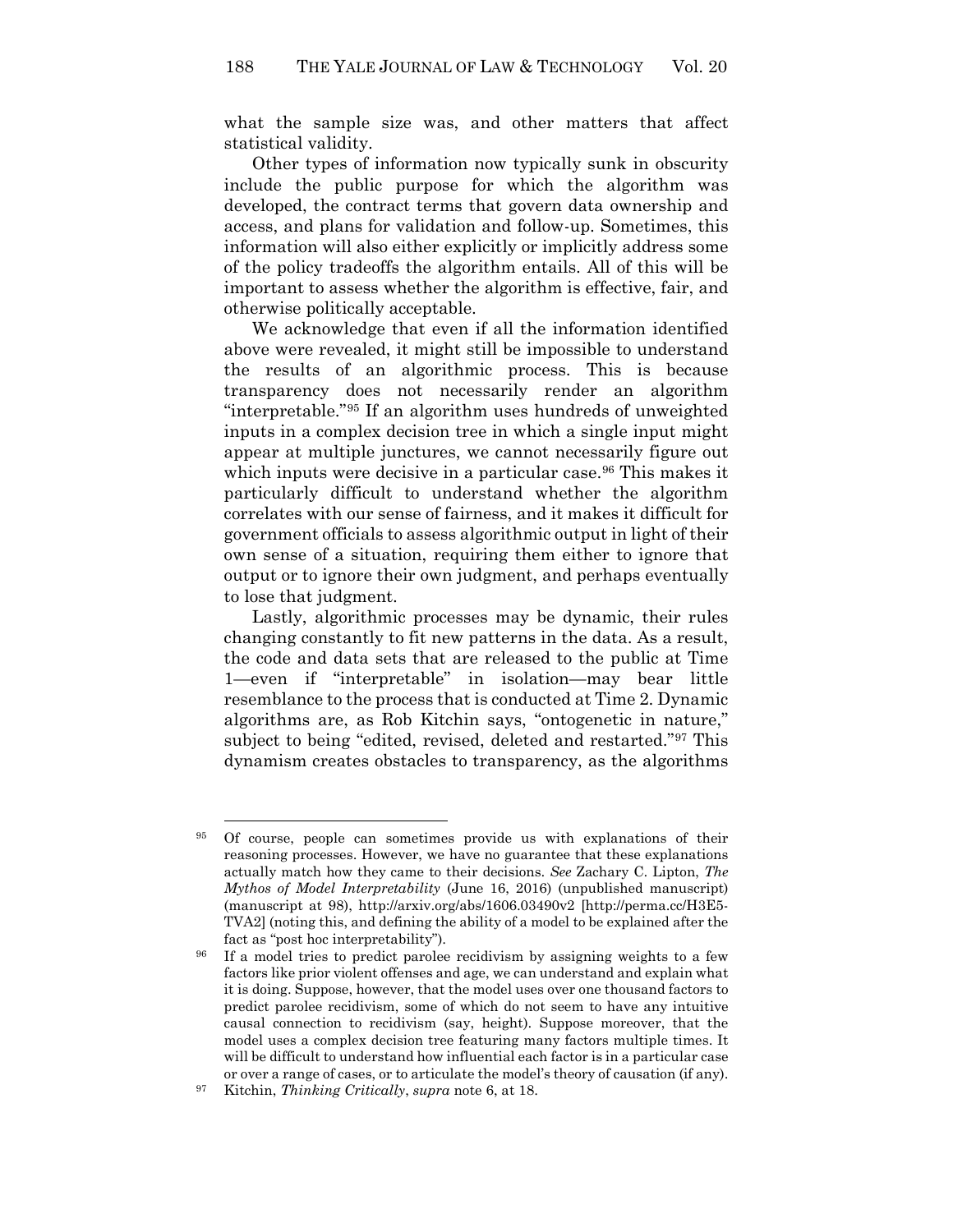what the sample size was, and other matters that affect statistical validity.

Other types of information now typically sunk in obscurity include the public purpose for which the algorithm was developed, the contract terms that govern data ownership and access, and plans for validation and follow-up. Sometimes, this information will also either explicitly or implicitly address some of the policy tradeoffs the algorithm entails. All of this will be important to assess whether the algorithm is effective, fair, and otherwise politically acceptable.

We acknowledge that even if all the information identified above were revealed, it might still be impossible to understand the results of an algorithmic process. This is because transparency does not necessarily render an algorithm "interpretable."[95] If an algorithm uses hundreds of unweighted inputs in a complex decision tree in which a single input might appear at multiple junctures, we cannot necessarily figure out which inputs were decisive in a particular case.[96] This makes it particularly difficult to understand whether the algorithm correlates with our sense of fairness, and it makes it difficult for government officials to assess algorithmic output in light of their own sense of a situation, requiring them either to ignore that output or to ignore their own judgment, and perhaps eventually to lose that judgment.

Lastly, algorithmic processes may be dynamic, their rules changing constantly to fit new patterns in the data. As a result, the code and data sets that are released to the public at Time 1—even if "interpretable" in isolation—may bear little resemblance to the process that is conducted at Time 2. Dynamic algorithms are, as Rob Kitchin says, "ontogenetic in nature," subject to being "edited, revised, deleted and restarted."[97] This dynamism creates obstacles to transparency, as the algorithms

---

[95] Of course, people can sometimes provide us with explanations of their reasoning processes. However, we have no guarantee that these explanations actually match how they came to their decisions. *See* Zachary C. Lipton, *The Mythos of Model Interpretability* (June 16, 2016) (unpublished manuscript) (manuscript at 98), http://arxiv.org/abs/1606.03490v2 [http://perma.cc/H3E5-TVA2] (noting this, and defining the ability of a model to be explained after the fact as "post hoc interpretability").

[96] If a model tries to predict parolee recidivism by assigning weights to a few factors like prior violent offenses and age, we can understand and explain what it is doing. Suppose, however, that the model uses over one thousand factors to predict parolee recidivism, some of which do not seem to have any intuitive causal connection to recidivism (say, height). Suppose moreover, that the model uses a complex decision tree featuring many factors multiple times. It will be difficult to understand how influential each factor is in a particular case or over a range of cases, or to articulate the model's theory of causation (if any).

[97] Kitchin, *Thinking Critically*, *supra* note 6, at 18.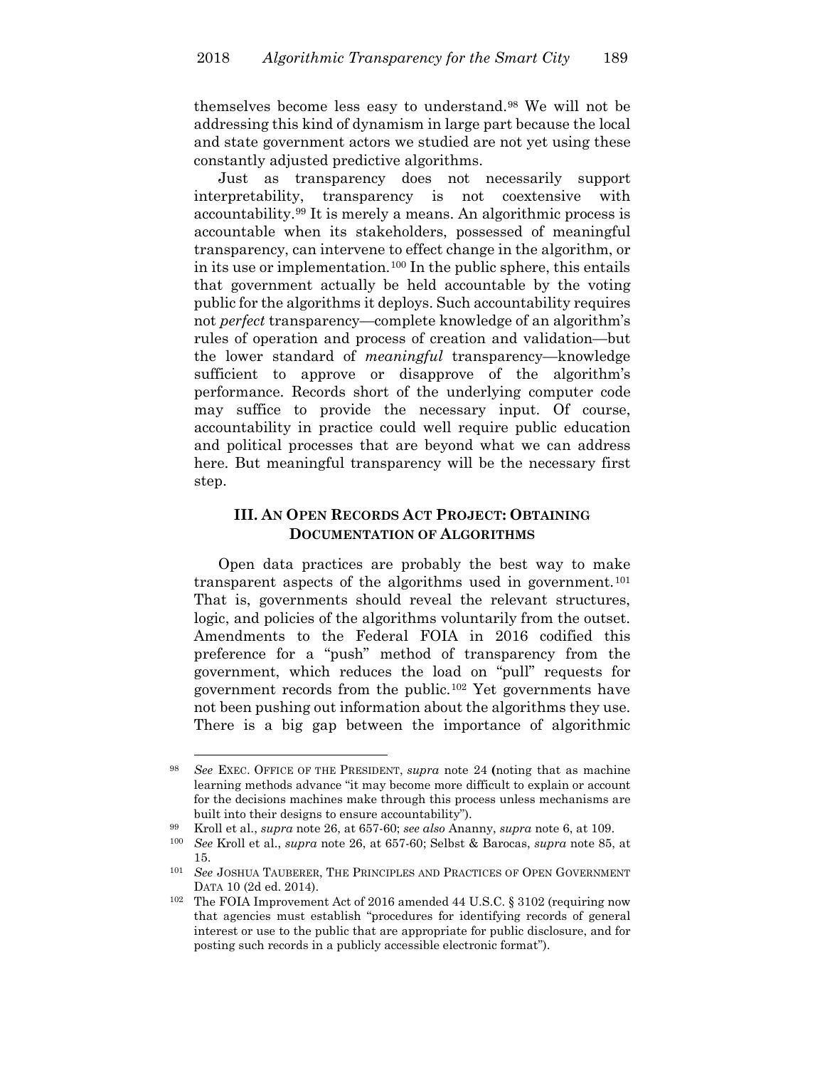themselves become less easy to understand.[98] We will not be addressing this kind of dynamism in large part because the local and state government actors we studied are not yet using these constantly adjusted predictive algorithms.

Just as transparency does not necessarily support interpretability, transparency is not coextensive with accountability.[99] It is merely a means. An algorithmic process is accountable when its stakeholders, possessed of meaningful transparency, can intervene to effect change in the algorithm, or in its use or implementation.[100] In the public sphere, this entails that government actually be held accountable by the voting public for the algorithms it deploys. Such accountability requires not *perfect* transparency—complete knowledge of an algorithm's rules of operation and process of creation and validation—but the lower standard of *meaningful* transparency—knowledge sufficient to approve or disapprove of the algorithm's performance. Records short of the underlying computer code may suffice to provide the necessary input. Of course, accountability in practice could well require public education and political processes that are beyond what we can address here. But meaningful transparency will be the necessary first step.

## III. AN OPEN RECORDS ACT PROJECT: OBTAINING DOCUMENTATION OF ALGORITHMS

Open data practices are probably the best way to make transparent aspects of the algorithms used in government.[101] That is, governments should reveal the relevant structures, logic, and policies of the algorithms voluntarily from the outset. Amendments to the Federal FOIA in 2016 codified this preference for a "push" method of transparency from the government, which reduces the load on "pull" requests for government records from the public.[102] Yet governments have not been pushing out information about the algorithms they use. There is a big gap between the importance of algorithmic

---

[98] *See* EXEC. OFFICE OF THE PRESIDENT, *supra* note 24 (noting that as machine learning methods advance "it may become more difficult to explain or account for the decisions machines make through this process unless mechanisms are built into their designs to ensure accountability").

[99] Kroll et al., *supra* note 26, at 657-60; *see also* Ananny, *supra* note 6, at 109.

[100] *See* Kroll et al., *supra* note 26, at 657-60; Selbst & Barocas, *supra* note 85, at 15.

[101] *See* JOSHUA TAUBERER, THE PRINCIPLES AND PRACTICES OF OPEN GOVERNMENT DATA 10 (2d ed. 2014).

[102] The FOIA Improvement Act of 2016 amended 44 U.S.C. § 3102 (requiring now that agencies must establish "procedures for identifying records of general interest or use to the public that are appropriate for public disclosure, and for posting such records in a publicly accessible electronic format").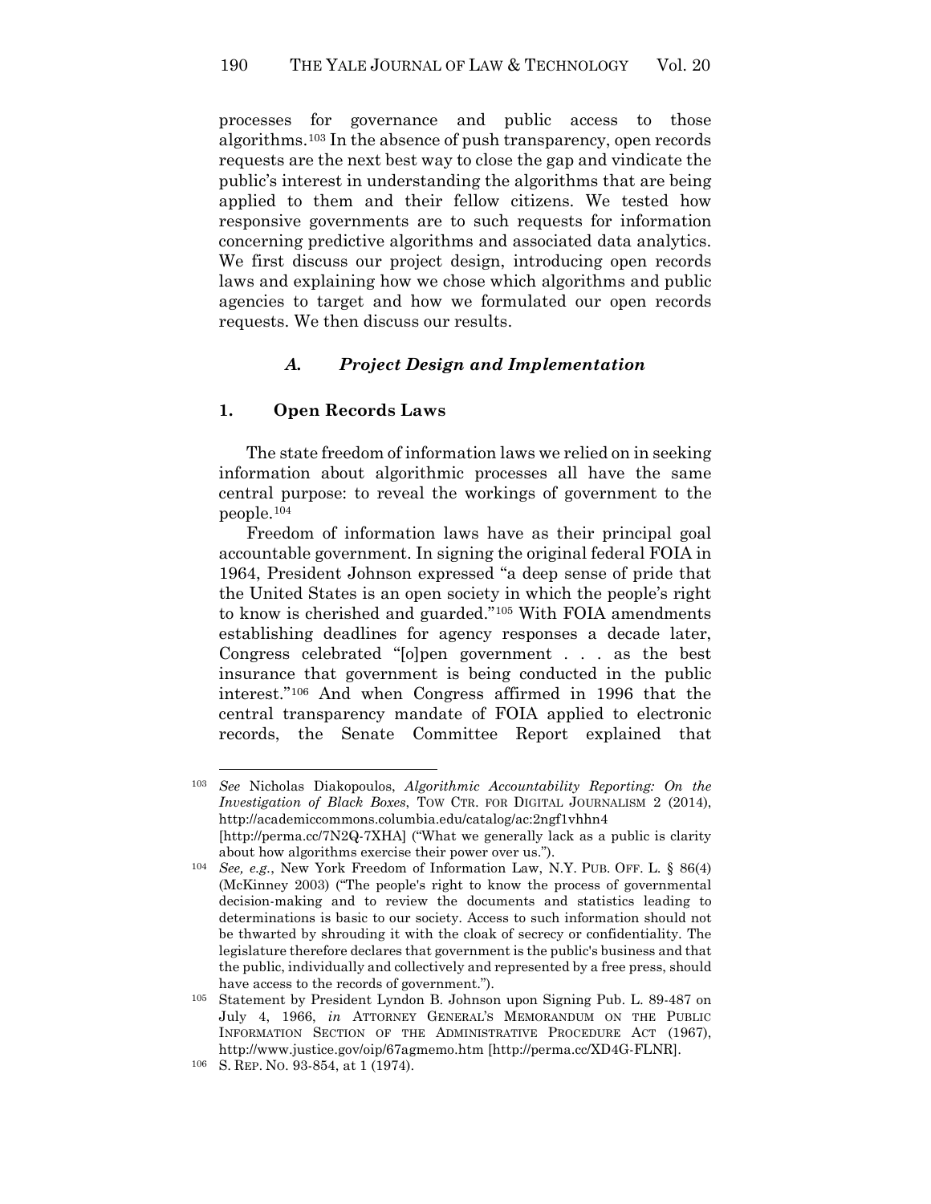processes for governance and public access to those algorithms.[103] In the absence of push transparency, open records requests are the next best way to close the gap and vindicate the public's interest in understanding the algorithms that are being applied to them and their fellow citizens. We tested how responsive governments are to such requests for information concerning predictive algorithms and associated data analytics. We first discuss our project design, introducing open records laws and explaining how we chose which algorithms and public agencies to target and how we formulated our open records requests. We then discuss our results.

### *A. Project Design and Implementation*

#### 1. Open Records Laws

The state freedom of information laws we relied on in seeking information about algorithmic processes all have the same central purpose: to reveal the workings of government to the people.[104]

Freedom of information laws have as their principal goal accountable government. In signing the original federal FOIA in 1964, President Johnson expressed "a deep sense of pride that the United States is an open society in which the people's right to know is cherished and guarded."[105] With FOIA amendments establishing deadlines for agency responses a decade later, Congress celebrated "[o]pen government . . . as the best insurance that government is being conducted in the public interest."[106] And when Congress affirmed in 1996 that the central transparency mandate of FOIA applied to electronic records, the Senate Committee Report explained that

---

[103] *See* Nicholas Diakopoulos, *Algorithmic Accountability Reporting: On the Investigation of Black Boxes*, TOW CTR. FOR DIGITAL JOURNALISM 2 (2014), http://academiccommons.columbia.edu/catalog/ac:2ngf1vhhn4 [http://perma.cc/7N2Q-7XHA] ("What we generally lack as a public is clarity about how algorithms exercise their power over us.").

[104] *See, e.g.*, New York Freedom of Information Law, N.Y. PUB. OFF. L. § 86(4) (McKinney 2003) ("The people's right to know the process of governmental decision-making and to review the documents and statistics leading to determinations is basic to our society. Access to such information should not be thwarted by shrouding it with the cloak of secrecy or confidentiality. The legislature therefore declares that government is the public's business and that the public, individually and collectively and represented by a free press, should have access to the records of government.").

[105] Statement by President Lyndon B. Johnson upon Signing Pub. L. 89-487 on July 4, 1966, *in* ATTORNEY GENERAL'S MEMORANDUM ON THE PUBLIC INFORMATION SECTION OF THE ADMINISTRATIVE PROCEDURE ACT (1967), http://www.justice.gov/oip/67agmemo.htm [http://perma.cc/XD4G-FLNR].

[106] S. REP. NO. 93-854, at 1 (1974).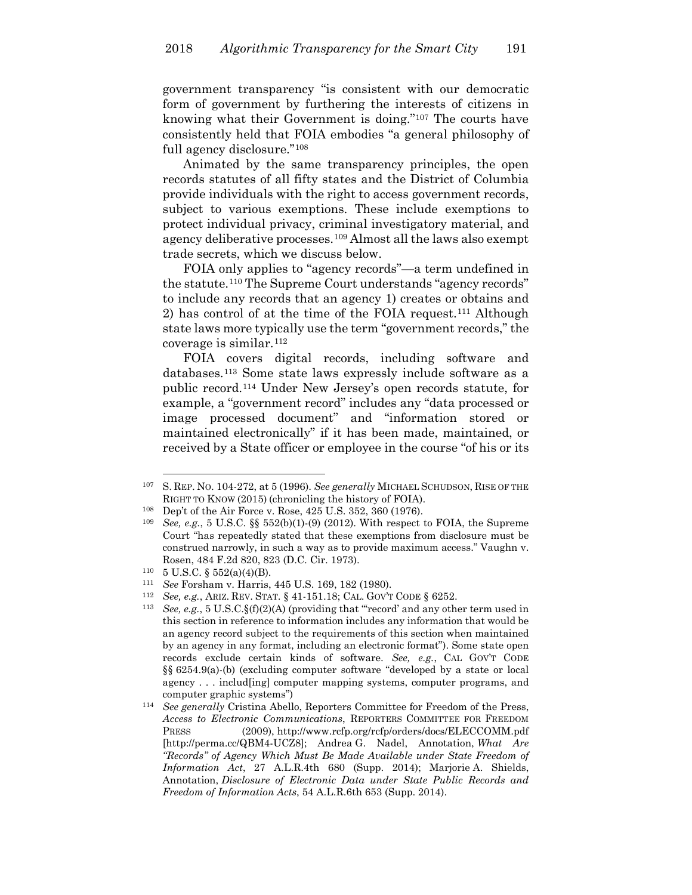government transparency "is consistent with our democratic form of government by furthering the interests of citizens in knowing what their Government is doing."[107] The courts have consistently held that FOIA embodies "a general philosophy of full agency disclosure."[108]

Animated by the same transparency principles, the open records statutes of all fifty states and the District of Columbia provide individuals with the right to access government records, subject to various exemptions. These include exemptions to protect individual privacy, criminal investigatory material, and agency deliberative processes.[109] Almost all the laws also exempt trade secrets, which we discuss below.

FOIA only applies to "agency records"—a term undefined in the statute.[110] The Supreme Court understands "agency records" to include any records that an agency 1) creates or obtains and 2) has control of at the time of the FOIA request.[111] Although state laws more typically use the term "government records," the coverage is similar.[112]

FOIA covers digital records, including software and databases.[113] Some state laws expressly include software as a public record.[114] Under New Jersey's open records statute, for example, a "government record" includes any "data processed or image processed document" and "information stored or maintained electronically" if it has been made, maintained, or received by a State officer or employee in the course "of his or its

---

[107] S. REP. NO. 104-272, at 5 (1996). *See generally* MICHAEL SCHUDSON, RISE OF THE RIGHT TO KNOW (2015) (chronicling the history of FOIA).

[108] Dep't of the Air Force v. Rose, 425 U.S. 352, 360 (1976).

[109] *See, e.g.*, 5 U.S.C. §§ 552(b)(1)-(9) (2012). With respect to FOIA, the Supreme Court "has repeatedly stated that these exemptions from disclosure must be construed narrowly, in such a way as to provide maximum access." Vaughn v. Rosen, 484 F.2d 820, 823 (D.C. Cir. 1973).

[110] 5 U.S.C. § 552(a)(4)(B).

[111] *See* Forsham v. Harris, 445 U.S. 169, 182 (1980).

[112] *See, e.g.*, ARIZ. REV. STAT. § 41-151.18; CAL. GOV'T CODE § 6252.

[113] *See, e.g.*, 5 U.S.C.§(f)(2)(A) (providing that "'record' and any other term used in this section in reference to information includes any information that would be an agency record subject to the requirements of this section when maintained by an agency in any format, including an electronic format"). Some state open records exclude certain kinds of software. *See, e.g.*, CAL GOV'T CODE §§ 6254.9(a)-(b) (excluding computer software "developed by a state or local agency . . . includ[ing] computer mapping systems, computer programs, and computer graphic systems")

[114] *See generally* Cristina Abello, Reporters Committee for Freedom of the Press, *Access to Electronic Communications*, REPORTERS COMMITTEE FOR FREEDOM PRESS (2009), http://www.rcfp.org/rcfp/orders/docs/ELECCOMM.pdf [http://perma.cc/QBM4-UCZ8]; Andrea G. Nadel, Annotation, *What Are "Records" of Agency Which Must Be Made Available under State Freedom of Information Act*, 27 A.L.R.4th 680 (Supp. 2014); Marjorie A. Shields, Annotation, *Disclosure of Electronic Data under State Public Records and Freedom of Information Acts*, 54 A.L.R.6th 653 (Supp. 2014).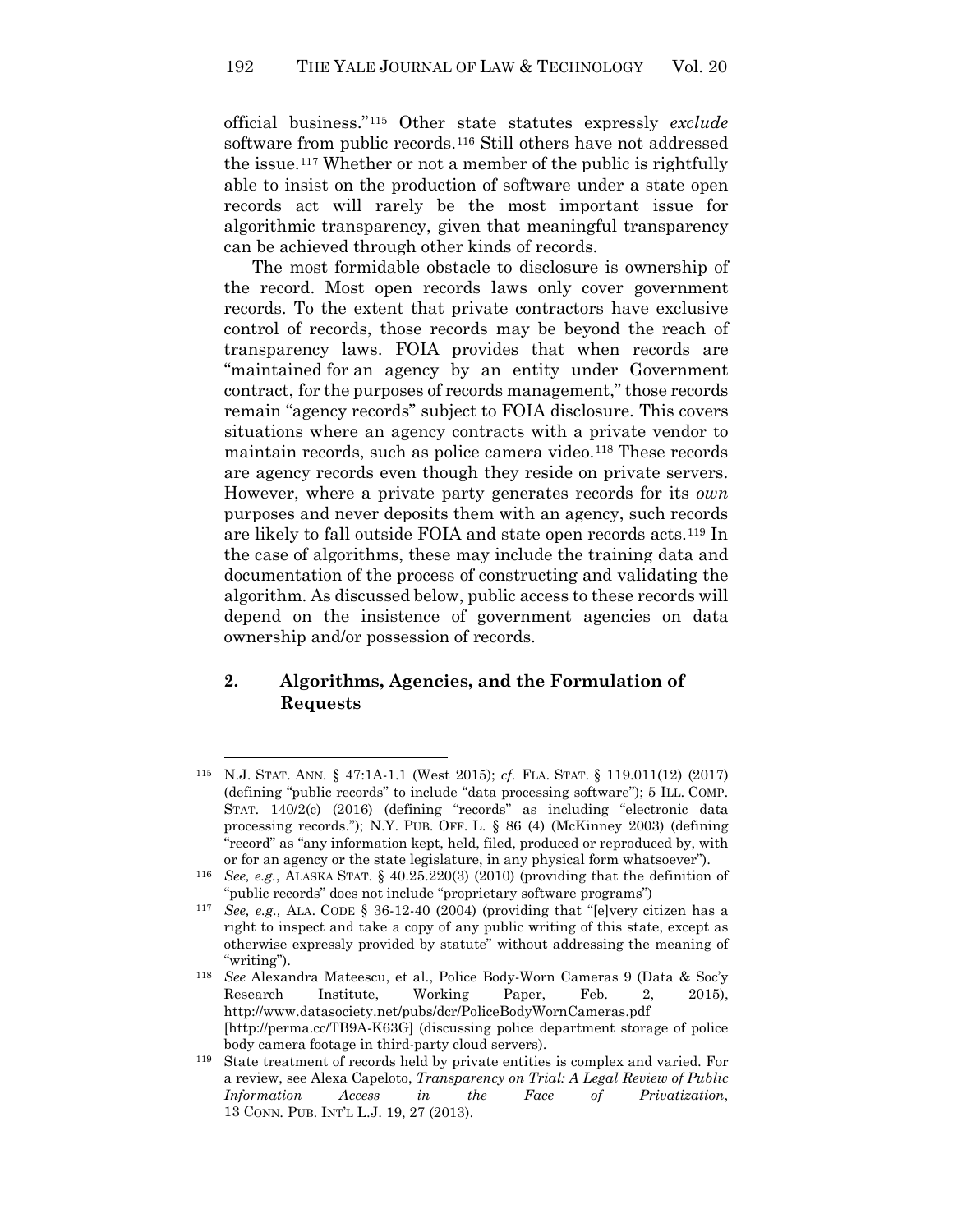official business."[115] Other state statutes expressly *exclude* software from public records.[116] Still others have not addressed the issue.[117] Whether or not a member of the public is rightfully able to insist on the production of software under a state open records act will rarely be the most important issue for algorithmic transparency, given that meaningful transparency can be achieved through other kinds of records.

The most formidable obstacle to disclosure is ownership of the record. Most open records laws only cover government records. To the extent that private contractors have exclusive control of records, those records may be beyond the reach of transparency laws. FOIA provides that when records are "maintained for an agency by an entity under Government contract, for the purposes of records management," those records remain "agency records" subject to FOIA disclosure. This covers situations where an agency contracts with a private vendor to maintain records, such as police camera video.[118] These records are agency records even though they reside on private servers. However, where a private party generates records for its *own* purposes and never deposits them with an agency, such records are likely to fall outside FOIA and state open records acts.[119] In the case of algorithms, these may include the training data and documentation of the process of constructing and validating the algorithm. As discussed below, public access to these records will depend on the insistence of government agencies on data ownership and/or possession of records.

## 2. Algorithms, Agencies, and the Formulation of Requests

---

[115] N.J. STAT. ANN. § 47:1A-1.1 (West 2015); *cf.* FLA. STAT. § 119.011(12) (2017) (defining "public records" to include "data processing software"); 5 ILL. COMP. STAT. 140/2(c) (2016) (defining "records" as including "electronic data processing records."); N.Y. PUB. OFF. L. § 86 (4) (McKinney 2003) (defining "record" as "any information kept, held, filed, produced or reproduced by, with or for an agency or the state legislature, in any physical form whatsoever").

[116] *See, e.g.*, ALASKA STAT. § 40.25.220(3) (2010) (providing that the definition of "public records" does not include "proprietary software programs")

[117] *See, e.g.,* ALA. CODE § 36-12-40 (2004) (providing that "[e]very citizen has a right to inspect and take a copy of any public writing of this state, except as otherwise expressly provided by statute" without addressing the meaning of "writing").

[118] *See* Alexandra Mateescu, et al., Police Body-Worn Cameras 9 (Data & Soc'y Research Institute, Working Paper, Feb. 2, 2015), http://www.datasociety.net/pubs/dcr/PoliceBodyWornCameras.pdf [http://perma.cc/TB9A-K63G] (discussing police department storage of police body camera footage in third-party cloud servers).

[119] State treatment of records held by private entities is complex and varied. For a review, see Alexa Capeloto, *Transparency on Trial: A Legal Review of Public Information Access in the Face of Privatization*, 13 CONN. PUB. INT'L L.J. 19, 27 (2013).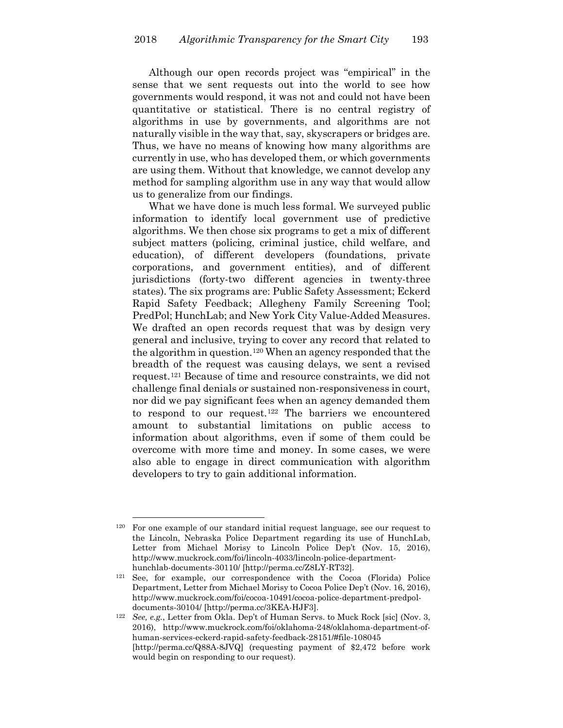Although our open records project was "empirical" in the sense that we sent requests out into the world to see how governments would respond, it was not and could not have been quantitative or statistical. There is no central registry of algorithms in use by governments, and algorithms are not naturally visible in the way that, say, skyscrapers or bridges are. Thus, we have no means of knowing how many algorithms are currently in use, who has developed them, or which governments are using them. Without that knowledge, we cannot develop any method for sampling algorithm use in any way that would allow us to generalize from our findings.

What we have done is much less formal. We surveyed public information to identify local government use of predictive algorithms. We then chose six programs to get a mix of different subject matters (policing, criminal justice, child welfare, and education), of different developers (foundations, private corporations, and government entities), and of different jurisdictions (forty-two different agencies in twenty-three states). The six programs are: Public Safety Assessment; Eckerd Rapid Safety Feedback; Allegheny Family Screening Tool; PredPol; HunchLab; and New York City Value-Added Measures. We drafted an open records request that was by design very general and inclusive, trying to cover any record that related to the algorithm in question.[120] When an agency responded that the breadth of the request was causing delays, we sent a revised request.[121] Because of time and resource constraints, we did not challenge final denials or sustained non-responsiveness in court, nor did we pay significant fees when an agency demanded them to respond to our request.[122] The barriers we encountered amount to substantial limitations on public access to information about algorithms, even if some of them could be overcome with more time and money. In some cases, we were also able to engage in direct communication with algorithm developers to try to gain additional information.

---

[120] For one example of our standard initial request language, see our request to the Lincoln, Nebraska Police Department regarding its use of HunchLab, Letter from Michael Morisy to Lincoln Police Dep't (Nov. 15, 2016), http://www.muckrock.com/foi/lincoln-4033/lincoln-police-department-hunchlab-documents-30110/ [http://perma.cc/Z8LY-RT32].

[121] See, for example, our correspondence with the Cocoa (Florida) Police Department, Letter from Michael Morisy to Cocoa Police Dep't (Nov. 16, 2016), http://www.muckrock.com/foi/cocoa-10491/cocoa-police-department-predpol-documents-30104/ [http://perma.cc/3KEA-HJF3].

[122] *See, e.g.*, Letter from Okla. Dep't of Human Servs. to Muck Rock [sic] (Nov. 3, 2016), http://www.muckrock.com/foi/oklahoma-248/oklahoma-department-of-human-services-eckerd-rapid-safety-feedback-28151/#file-108045 [http://perma.cc/Q88A-8JVQ] (requesting payment of $2,472 before work would begin on responding to our request).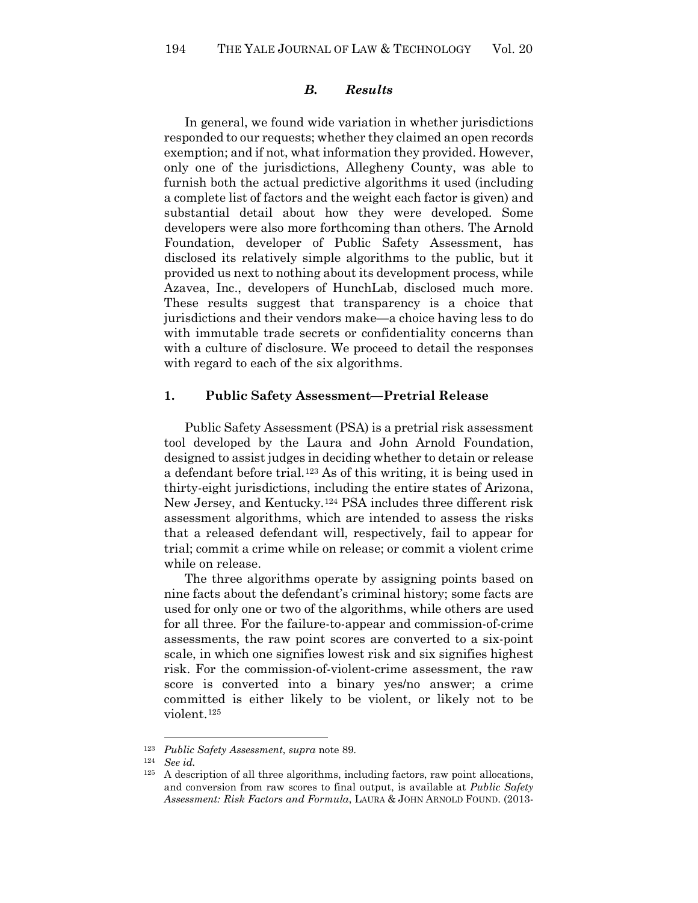### *B. Results*

In general, we found wide variation in whether jurisdictions responded to our requests; whether they claimed an open records exemption; and if not, what information they provided. However, only one of the jurisdictions, Allegheny County, was able to furnish both the actual predictive algorithms it used (including a complete list of factors and the weight each factor is given) and substantial detail about how they were developed. Some developers were also more forthcoming than others. The Arnold Foundation, developer of Public Safety Assessment, has disclosed its relatively simple algorithms to the public, but it provided us next to nothing about its development process, while Azavea, Inc., developers of HunchLab, disclosed much more. These results suggest that transparency is a choice that jurisdictions and their vendors make—a choice having less to do with immutable trade secrets or confidentiality concerns than with a culture of disclosure. We proceed to detail the responses with regard to each of the six algorithms.

#### 1. Public Safety Assessment—Pretrial Release

Public Safety Assessment (PSA) is a pretrial risk assessment tool developed by the Laura and John Arnold Foundation, designed to assist judges in deciding whether to detain or release a defendant before trial.[123] As of this writing, it is being used in thirty-eight jurisdictions, including the entire states of Arizona, New Jersey, and Kentucky.[124] PSA includes three different risk assessment algorithms, which are intended to assess the risks that a released defendant will, respectively, fail to appear for trial; commit a crime while on release; or commit a violent crime while on release.

The three algorithms operate by assigning points based on nine facts about the defendant's criminal history; some facts are used for only one or two of the algorithms, while others are used for all three. For the failure-to-appear and commission-of-crime assessments, the raw point scores are converted to a six-point scale, in which one signifies lowest risk and six signifies highest risk. For the commission-of-violent-crime assessment, the raw score is converted into a binary yes/no answer; a crime committed is either likely to be violent, or likely not to be violent.[125]

---

[123] *Public Safety Assessment*, *supra* note 89.

[124] *See id.*

[125] A description of all three algorithms, including factors, raw point allocations, and conversion from raw scores to final output, is available at *Public Safety Assessment: Risk Factors and Formula*, LAURA & JOHN ARNOLD FOUND. (2013-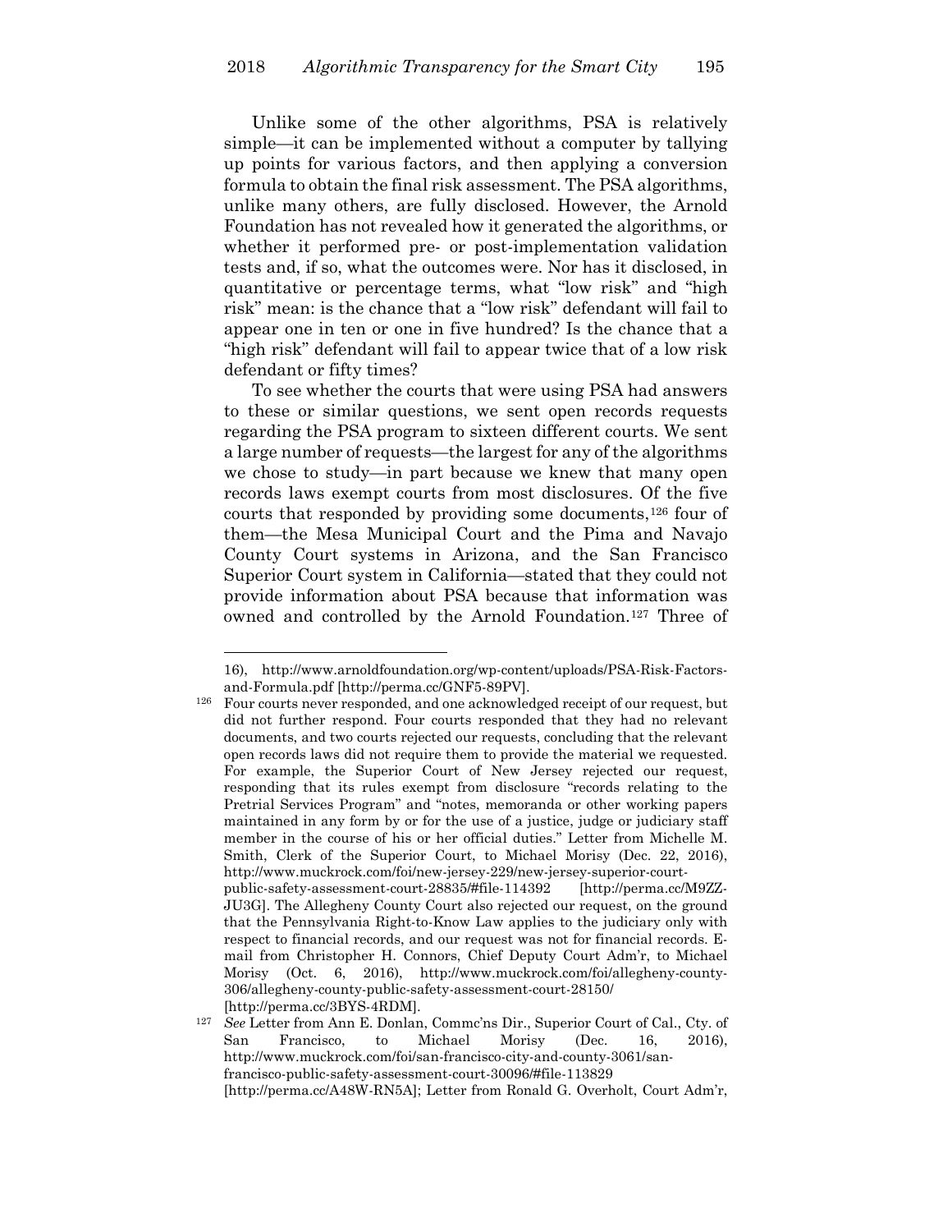Unlike some of the other algorithms, PSA is relatively simple—it can be implemented without a computer by tallying up points for various factors, and then applying a conversion formula to obtain the final risk assessment. The PSA algorithms, unlike many others, are fully disclosed. However, the Arnold Foundation has not revealed how it generated the algorithms, or whether it performed pre- or post-implementation validation tests and, if so, what the outcomes were. Nor has it disclosed, in quantitative or percentage terms, what "low risk" and "high risk" mean: is the chance that a "low risk" defendant will fail to appear one in ten or one in five hundred? Is the chance that a "high risk" defendant will fail to appear twice that of a low risk defendant or fifty times?

To see whether the courts that were using PSA had answers to these or similar questions, we sent open records requests regarding the PSA program to sixteen different courts. We sent a large number of requests—the largest for any of the algorithms we chose to study—in part because we knew that many open records laws exempt courts from most disclosures. Of the five courts that responded by providing some documents,[126] four of them—the Mesa Municipal Court and the Pima and Navajo County Court systems in Arizona, and the San Francisco Superior Court system in California—stated that they could not provide information about PSA because that information was owned and controlled by the Arnold Foundation.[127] Three of

---

16), http://www.arnoldfoundation.org/wp-content/uploads/PSA-Risk-Factors-and-Formula.pdf [http://perma.cc/GNF5-89PV].

[126] Four courts never responded, and one acknowledged receipt of our request, but did not further respond. Four courts responded that they had no relevant documents, and two courts rejected our requests, concluding that the relevant open records laws did not require them to provide the material we requested. For example, the Superior Court of New Jersey rejected our request, responding that its rules exempt from disclosure "records relating to the Pretrial Services Program" and "notes, memoranda or other working papers maintained in any form by or for the use of a justice, judge or judiciary staff member in the course of his or her official duties." Letter from Michelle M. Smith, Clerk of the Superior Court, to Michael Morisy (Dec. 22, 2016), http://www.muckrock.com/foi/new-jersey-229/new-jersey-superior-court-public-safety-assessment-court-28835/#file-114392 [http://perma.cc/M9ZZ-JU3G]. The Allegheny County Court also rejected our request, on the ground that the Pennsylvania Right-to-Know Law applies to the judiciary only with respect to financial records, and our request was not for financial records. E-mail from Christopher H. Connors, Chief Deputy Court Adm'r, to Michael Morisy (Oct. 6, 2016), http://www.muckrock.com/foi/allegheny-county-306/allegheny-county-public-safety-assessment-court-28150/ [http://perma.cc/3BYS-4RDM].

[127] *See* Letter from Ann E. Donlan, Commc'ns Dir., Superior Court of Cal., Cty. of San Francisco, to Michael Morisy (Dec. 16, 2016), http://www.muckrock.com/foi/san-francisco-city-and-county-3061/san-francisco-public-safety-assessment-court-30096/#file-113829 [http://perma.cc/A48W-RN5A]; Letter from Ronald G. Overholt, Court Adm'r,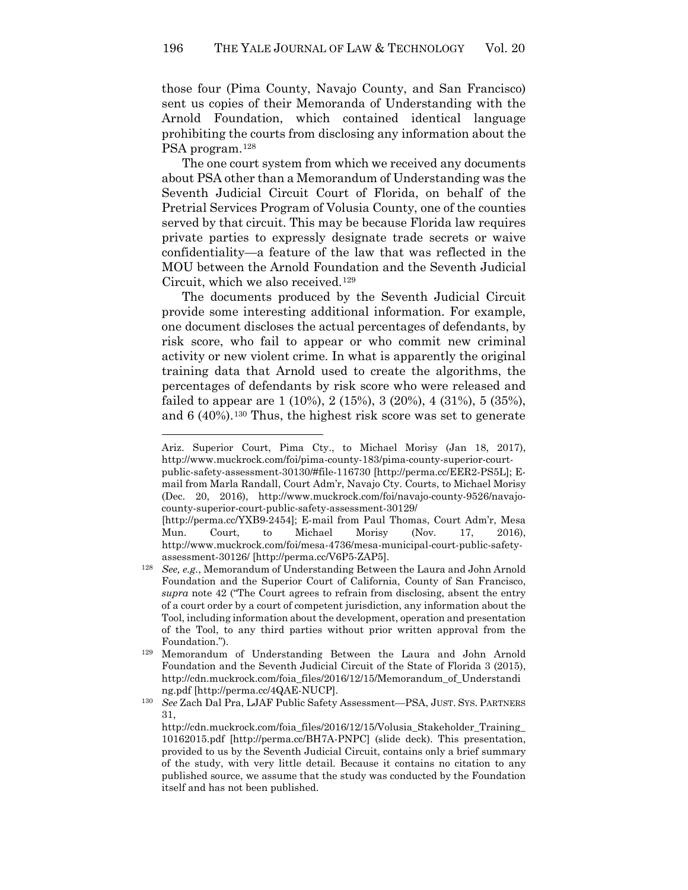those four (Pima County, Navajo County, and San Francisco) sent us copies of their Memoranda of Understanding with the Arnold Foundation, which contained identical language prohibiting the courts from disclosing any information about the PSA program.[128]

The one court system from which we received any documents about PSA other than a Memorandum of Understanding was the Seventh Judicial Circuit Court of Florida, on behalf of the Pretrial Services Program of Volusia County, one of the counties served by that circuit. This may be because Florida law requires private parties to expressly designate trade secrets or waive confidentiality—a feature of the law that was reflected in the MOU between the Arnold Foundation and the Seventh Judicial Circuit, which we also received.[129]

The documents produced by the Seventh Judicial Circuit provide some interesting additional information. For example, one document discloses the actual percentages of defendants, by risk score, who fail to appear or who commit new criminal activity or new violent crime. In what is apparently the original training data that Arnold used to create the algorithms, the percentages of defendants by risk score who were released and failed to appear are 1 (10%), 2 (15%), 3 (20%), 4 (31%), 5 (35%), and 6 (40%).[130] Thus, the highest risk score was set to generate

---

Ariz. Superior Court, Pima Cty., to Michael Morisy (Jan 18, 2017), http://www.muckrock.com/foi/pima-county-183/pima-county-superior-court-public-safety-assessment-30130/#file-116730 [http://perma.cc/EER2-PS5L]; E-mail from Marla Randall, Court Adm'r, Navajo Cty. Courts, to Michael Morisy (Dec. 20, 2016), http://www.muckrock.com/foi/navajo-county-9526/navajo-county-superior-court-public-safety-assessment-30129/ [http://perma.cc/YXB9-2454]; E-mail from Paul Thomas, Court Adm'r, Mesa Mun. Court, to Michael Morisy (Nov. 17, 2016), http://www.muckrock.com/foi/mesa-4736/mesa-municipal-court-public-safety-assessment-30126/ [http://perma.cc/V6P5-ZAP5].

[128] *See, e.g.*, Memorandum of Understanding Between the Laura and John Arnold Foundation and the Superior Court of California, County of San Francisco, *supra* note 42 ("The Court agrees to refrain from disclosing, absent the entry of a court order by a court of competent jurisdiction, any information about the Tool, including information about the development, operation and presentation of the Tool, to any third parties without prior written approval from the Foundation.").

[129] Memorandum of Understanding Between the Laura and John Arnold Foundation and the Seventh Judicial Circuit of the State of Florida 3 (2015), http://cdn.muckrock.com/foia_files/2016/12/15/Memorandum_of_Understanding.pdf [http://perma.cc/4QAE-NUCP].

[130] *See* Zach Dal Pra, LJAF Public Safety Assessment—PSA, JUST. SYS. PARTNERS 31, http://cdn.muckrock.com/foia_files/2016/12/15/Volusia_Stakeholder_Training_10162015.pdf [http://perma.cc/BH7A-PNPC] (slide deck). This presentation, provided to us by the Seventh Judicial Circuit, contains only a brief summary of the study, with very little detail. Because it contains no citation to any published source, we assume that the study was conducted by the Foundation itself and has not been published.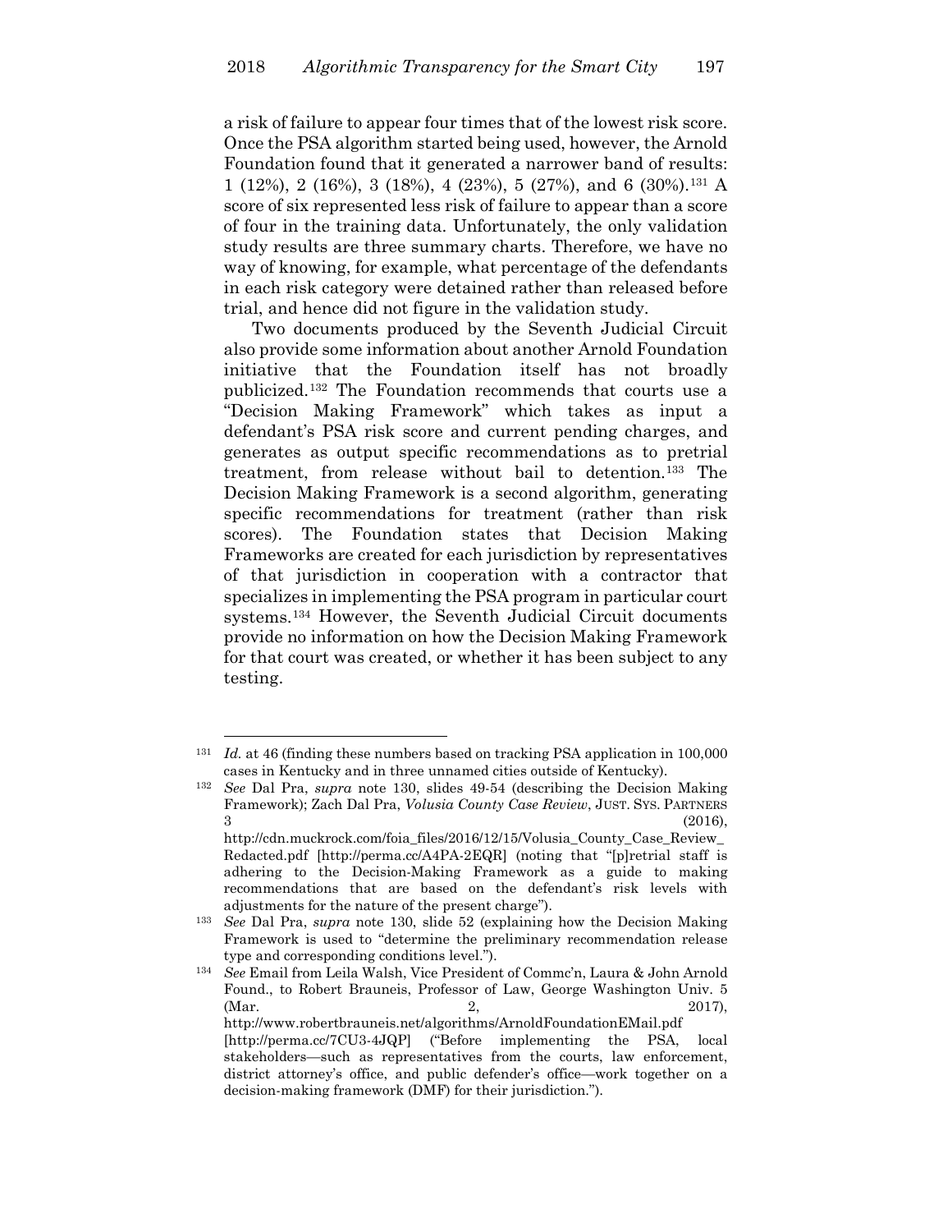a risk of failure to appear four times that of the lowest risk score. Once the PSA algorithm started being used, however, the Arnold Foundation found that it generated a narrower band of results: 1 (12%), 2 (16%), 3 (18%), 4 (23%), 5 (27%), and 6 (30%).[131] A score of six represented less risk of failure to appear than a score of four in the training data. Unfortunately, the only validation study results are three summary charts. Therefore, we have no way of knowing, for example, what percentage of the defendants in each risk category were detained rather than released before trial, and hence did not figure in the validation study.

Two documents produced by the Seventh Judicial Circuit also provide some information about another Arnold Foundation initiative that the Foundation itself has not broadly publicized.[132] The Foundation recommends that courts use a "Decision Making Framework" which takes as input a defendant's PSA risk score and current pending charges, and generates as output specific recommendations as to pretrial treatment, from release without bail to detention.[133] The Decision Making Framework is a second algorithm, generating specific recommendations for treatment (rather than risk scores). The Foundation states that Decision Making Frameworks are created for each jurisdiction by representatives of that jurisdiction in cooperation with a contractor that specializes in implementing the PSA program in particular court systems.[134] However, the Seventh Judicial Circuit documents provide no information on how the Decision Making Framework for that court was created, or whether it has been subject to any testing.

---

[131] *Id.* at 46 (finding these numbers based on tracking PSA application in 100,000 cases in Kentucky and in three unnamed cities outside of Kentucky).

[132] *See* Dal Pra, *supra* note 130, slides 49-54 (describing the Decision Making Framework); Zach Dal Pra, *Volusia County Case Review*, JUST. SYS. PARTNERS 3 (2016), http://cdn.muckrock.com/foia_files/2016/12/15/Volusia_County_Case_Review_Redacted.pdf [http://perma.cc/A4PA-2EQR] (noting that "[p]retrial staff is adhering to the Decision-Making Framework as a guide to making recommendations that are based on the defendant's risk levels with adjustments for the nature of the present charge").

[133] *See* Dal Pra, *supra* note 130, slide 52 (explaining how the Decision Making Framework is used to "determine the preliminary recommendation release type and corresponding conditions level.").

[134] *See* Email from Leila Walsh, Vice President of Commc'n, Laura & John Arnold Found., to Robert Brauneis, Professor of Law, George Washington Univ. 5 (Mar. 2, 2017), http://www.robertbrauneis.net/algorithms/ArnoldFoundationEMail.pdf [http://perma.cc/7CU3-4JQP] ("Before implementing the PSA, local stakeholders—such as representatives from the courts, law enforcement, district attorney's office, and public defender's office—work together on a decision-making framework (DMF) for their jurisdiction.").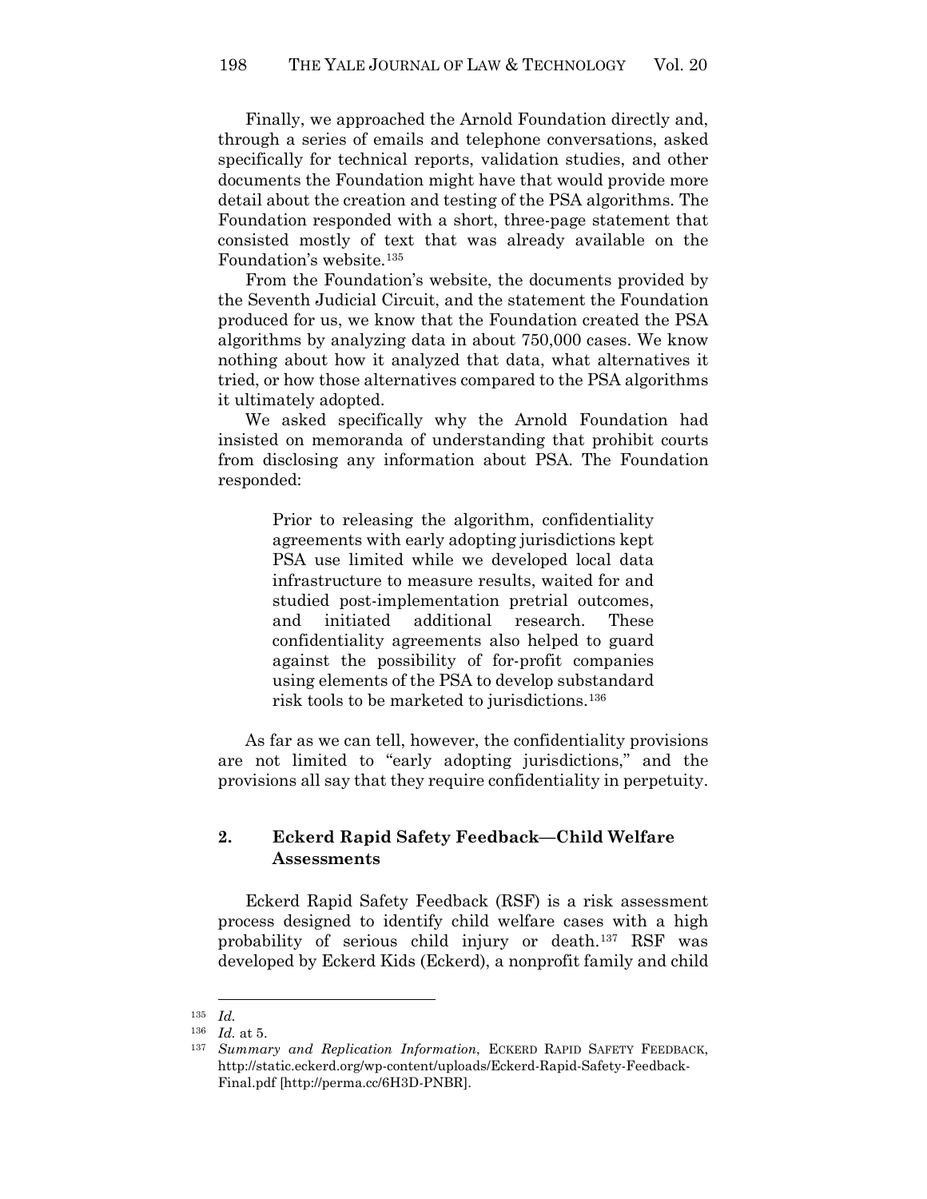Finally, we approached the Arnold Foundation directly and, through a series of emails and telephone conversations, asked specifically for technical reports, validation studies, and other documents the Foundation might have that would provide more detail about the creation and testing of the PSA algorithms. The Foundation responded with a short, three-page statement that consisted mostly of text that was already available on the Foundation's website.[135]

From the Foundation's website, the documents provided by the Seventh Judicial Circuit, and the statement the Foundation produced for us, we know that the Foundation created the PSA algorithms by analyzing data in about 750,000 cases. We know nothing about how it analyzed that data, what alternatives it tried, or how those alternatives compared to the PSA algorithms it ultimately adopted.

We asked specifically why the Arnold Foundation had insisted on memoranda of understanding that prohibit courts from disclosing any information about PSA. The Foundation responded:

> Prior to releasing the algorithm, confidentiality agreements with early adopting jurisdictions kept PSA use limited while we developed local data infrastructure to measure results, waited for and studied post-implementation pretrial outcomes, and initiated additional research. These confidentiality agreements also helped to guard against the possibility of for-profit companies using elements of the PSA to develop substandard risk tools to be marketed to jurisdictions.[136]

As far as we can tell, however, the confidentiality provisions are not limited to "early adopting jurisdictions," and the provisions all say that they require confidentiality in perpetuity.

### 2. Eckerd Rapid Safety Feedback—Child Welfare Assessments

Eckerd Rapid Safety Feedback (RSF) is a risk assessment process designed to identify child welfare cases with a high probability of serious child injury or death.[137] RSF was developed by Eckerd Kids (Eckerd), a nonprofit family and child

---

[135] *Id.*

[136] *Id.* at 5.

[137] *Summary and Replication Information*, ECKERD RAPID SAFETY FEEDBACK, http://static.eckerd.org/wp-content/uploads/Eckerd-Rapid-Safety-Feedback-Final.pdf [http://perma.cc/6H3D-PNBR].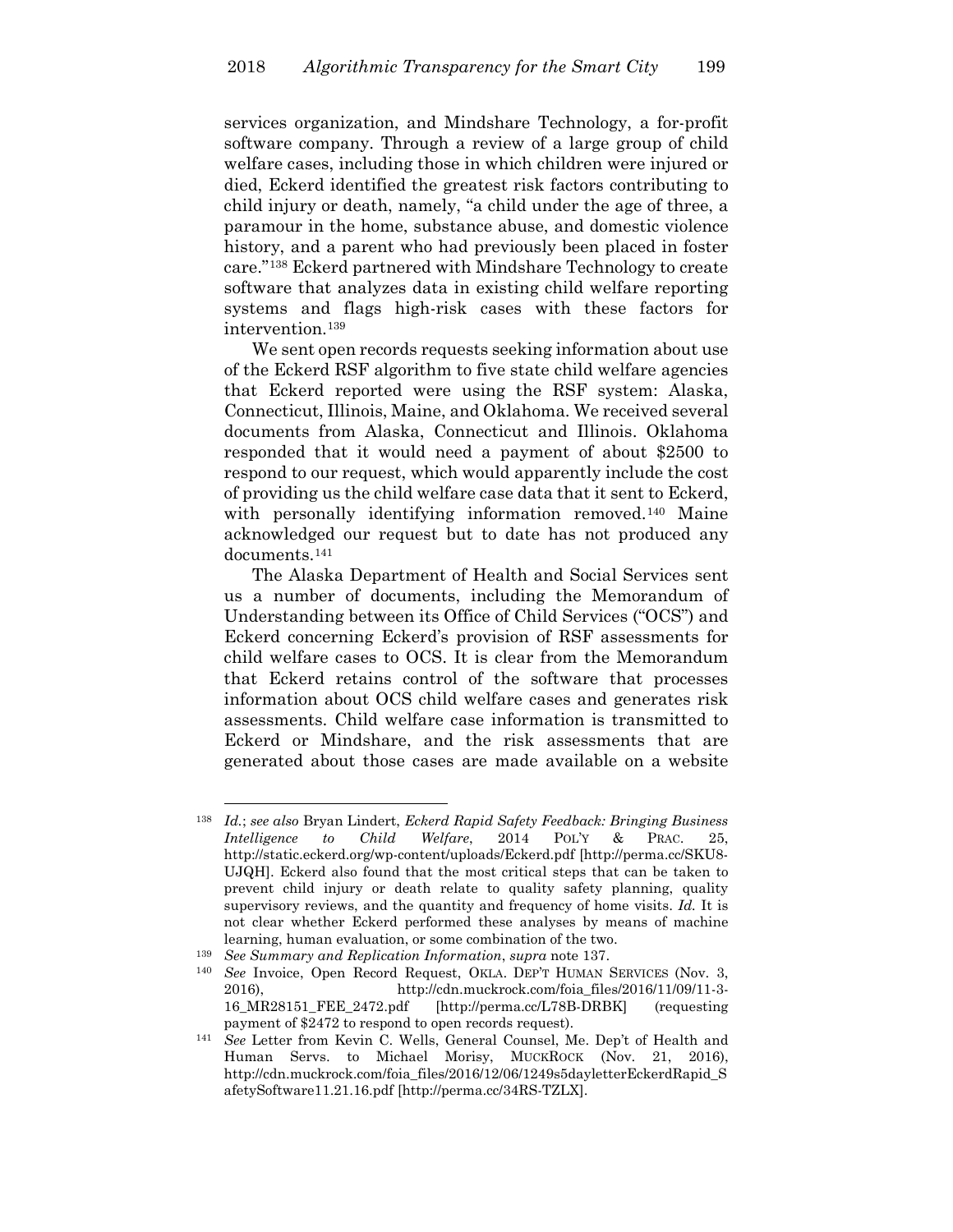services organization, and Mindshare Technology, a for-profit software company. Through a review of a large group of child welfare cases, including those in which children were injured or died, Eckerd identified the greatest risk factors contributing to child injury or death, namely, "a child under the age of three, a paramour in the home, substance abuse, and domestic violence history, and a parent who had previously been placed in foster care."[138] Eckerd partnered with Mindshare Technology to create software that analyzes data in existing child welfare reporting systems and flags high-risk cases with these factors for intervention.[139]

We sent open records requests seeking information about use of the Eckerd RSF algorithm to five state child welfare agencies that Eckerd reported were using the RSF system: Alaska, Connecticut, Illinois, Maine, and Oklahoma. We received several documents from Alaska, Connecticut and Illinois. Oklahoma responded that it would need a payment of about $2500 to respond to our request, which would apparently include the cost of providing us the child welfare case data that it sent to Eckerd, with personally identifying information removed.[140] Maine acknowledged our request but to date has not produced any documents.[141]

The Alaska Department of Health and Social Services sent us a number of documents, including the Memorandum of Understanding between its Office of Child Services ("OCS") and Eckerd concerning Eckerd's provision of RSF assessments for child welfare cases to OCS. It is clear from the Memorandum that Eckerd retains control of the software that processes information about OCS child welfare cases and generates risk assessments. Child welfare case information is transmitted to Eckerd or Mindshare, and the risk assessments that are generated about those cases are made available on a website

---

[138] *Id.*; *see also* Bryan Lindert, *Eckerd Rapid Safety Feedback: Bringing Business Intelligence to Child Welfare*, 2014 POL'Y & PRAC. 25, http://static.eckerd.org/wp-content/uploads/Eckerd.pdf [http://perma.cc/SKU8-UJQH]. Eckerd also found that the most critical steps that can be taken to prevent child injury or death relate to quality safety planning, quality supervisory reviews, and the quantity and frequency of home visits. *Id.* It is not clear whether Eckerd performed these analyses by means of machine learning, human evaluation, or some combination of the two.

[139] *See Summary and Replication Information*, *supra* note 137.

[140] *See* Invoice, Open Record Request, OKLA. DEP'T HUMAN SERVICES (Nov. 3, 2016), http://cdn.muckrock.com/foia_files/2016/11/09/11-3-16_MR28151_FEE_2472.pdf [http://perma.cc/L78B-DRBK] (requesting payment of $2472 to respond to open records request).

[141] *See* Letter from Kevin C. Wells, General Counsel, Me. Dep't of Health and Human Servs. to Michael Morisy, MUCKROCK (Nov. 21, 2016), http://cdn.muckrock.com/foia_files/2016/12/06/1249s5dayletterEckerdRapid_SafetySoftware11.21.16.pdf [http://perma.cc/34RS-TZLX].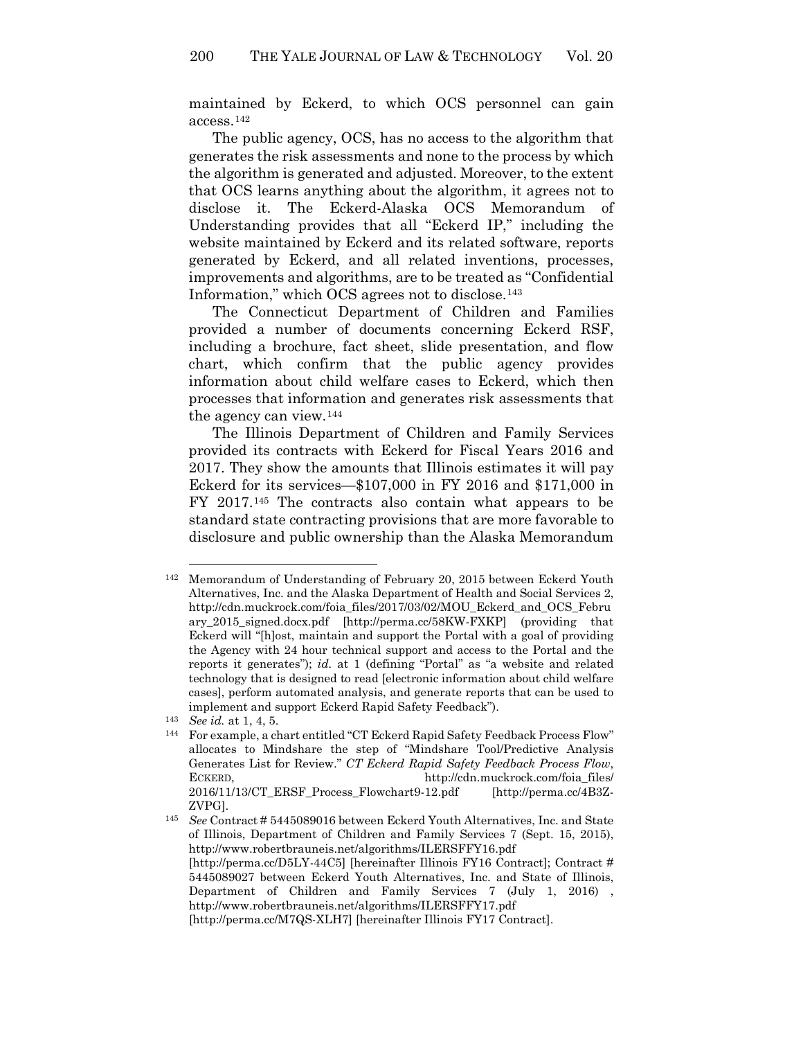maintained by Eckerd, to which OCS personnel can gain access.[142]

The public agency, OCS, has no access to the algorithm that generates the risk assessments and none to the process by which the algorithm is generated and adjusted. Moreover, to the extent that OCS learns anything about the algorithm, it agrees not to disclose it. The Eckerd-Alaska OCS Memorandum of Understanding provides that all "Eckerd IP," including the website maintained by Eckerd and its related software, reports generated by Eckerd, and all related inventions, processes, improvements and algorithms, are to be treated as "Confidential Information," which OCS agrees not to disclose.[143]

The Connecticut Department of Children and Families provided a number of documents concerning Eckerd RSF, including a brochure, fact sheet, slide presentation, and flow chart, which confirm that the public agency provides information about child welfare cases to Eckerd, which then processes that information and generates risk assessments that the agency can view.[144]

The Illinois Department of Children and Family Services provided its contracts with Eckerd for Fiscal Years 2016 and 2017. They show the amounts that Illinois estimates it will pay Eckerd for its services—$107,000 in FY 2016 and $171,000 in FY 2017.[145] The contracts also contain what appears to be standard state contracting provisions that are more favorable to disclosure and public ownership than the Alaska Memorandum

---

[142] Memorandum of Understanding of February 20, 2015 between Eckerd Youth Alternatives, Inc. and the Alaska Department of Health and Social Services 2, http://cdn.muckrock.com/foia_files/2017/03/02/MOU_Eckerd_and_OCS_February_2015_signed.docx.pdf [http://perma.cc/58KW-FXKP] (providing that Eckerd will "[h]ost, maintain and support the Portal with a goal of providing the Agency with 24 hour technical support and access to the Portal and the reports it generates"); *id.* at 1 (defining "Portal" as "a website and related technology that is designed to read [electronic information about child welfare cases], perform automated analysis, and generate reports that can be used to implement and support Eckerd Rapid Safety Feedback").

[143] *See id.* at 1, 4, 5.

[144] For example, a chart entitled "CT Eckerd Rapid Safety Feedback Process Flow" allocates to Mindshare the step of "Mindshare Tool/Predictive Analysis Generates List for Review." *CT Eckerd Rapid Safety Feedback Process Flow*, ECKERD, http://cdn.muckrock.com/foia_files/2016/11/13/CT_ERSF_Process_Flowchart9-12.pdf [http://perma.cc/4B3Z-ZVPG].

[145] *See* Contract # 5445089016 between Eckerd Youth Alternatives, Inc. and State of Illinois, Department of Children and Family Services 7 (Sept. 15, 2015), http://www.robertbrauneis.net/algorithms/ILERSFFY16.pdf [http://perma.cc/D5LY-44C5] [hereinafter Illinois FY16 Contract]; Contract # 5445089027 between Eckerd Youth Alternatives, Inc. and State of Illinois, Department of Children and Family Services 7 (July 1, 2016) , http://www.robertbrauneis.net/algorithms/ILERSFFY17.pdf [http://perma.cc/M7QS-XLH7] [hereinafter Illinois FY17 Contract].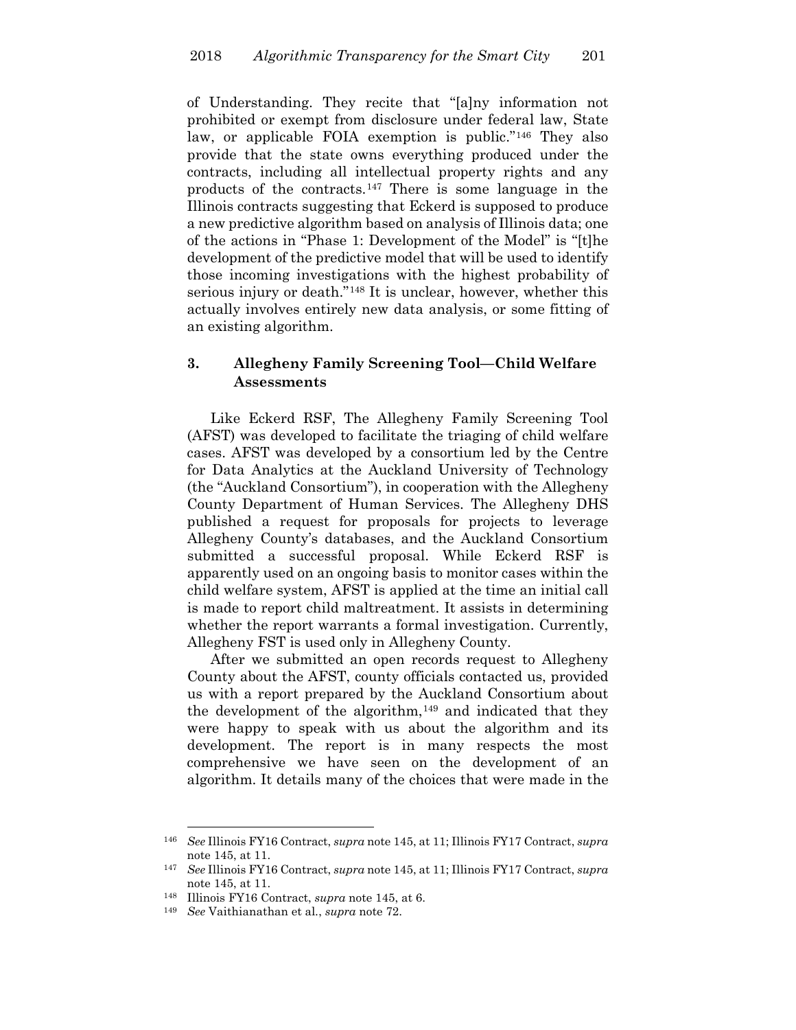of Understanding. They recite that "[a]ny information not prohibited or exempt from disclosure under federal law, State law, or applicable FOIA exemption is public."[146] They also provide that the state owns everything produced under the contracts, including all intellectual property rights and any products of the contracts.[147] There is some language in the Illinois contracts suggesting that Eckerd is supposed to produce a new predictive algorithm based on analysis of Illinois data; one of the actions in "Phase 1: Development of the Model" is "[t]he development of the predictive model that will be used to identify those incoming investigations with the highest probability of serious injury or death."[148] It is unclear, however, whether this actually involves entirely new data analysis, or some fitting of an existing algorithm.

### 3. Allegheny Family Screening Tool—Child Welfare Assessments

Like Eckerd RSF, The Allegheny Family Screening Tool (AFST) was developed to facilitate the triaging of child welfare cases. AFST was developed by a consortium led by the Centre for Data Analytics at the Auckland University of Technology (the "Auckland Consortium"), in cooperation with the Allegheny County Department of Human Services. The Allegheny DHS published a request for proposals for projects to leverage Allegheny County's databases, and the Auckland Consortium submitted a successful proposal. While Eckerd RSF is apparently used on an ongoing basis to monitor cases within the child welfare system, AFST is applied at the time an initial call is made to report child maltreatment. It assists in determining whether the report warrants a formal investigation. Currently, Allegheny FST is used only in Allegheny County.

After we submitted an open records request to Allegheny County about the AFST, county officials contacted us, provided us with a report prepared by the Auckland Consortium about the development of the algorithm,[149] and indicated that they were happy to speak with us about the algorithm and its development. The report is in many respects the most comprehensive we have seen on the development of an algorithm. It details many of the choices that were made in the

---

[146] *See* Illinois FY16 Contract, *supra* note 145, at 11; Illinois FY17 Contract, *supra* note 145, at 11.

[147] *See* Illinois FY16 Contract, *supra* note 145, at 11; Illinois FY17 Contract, *supra* note 145, at 11.

[148] Illinois FY16 Contract, *supra* note 145, at 6.

[149] *See* Vaithianathan et al., *supra* note 72.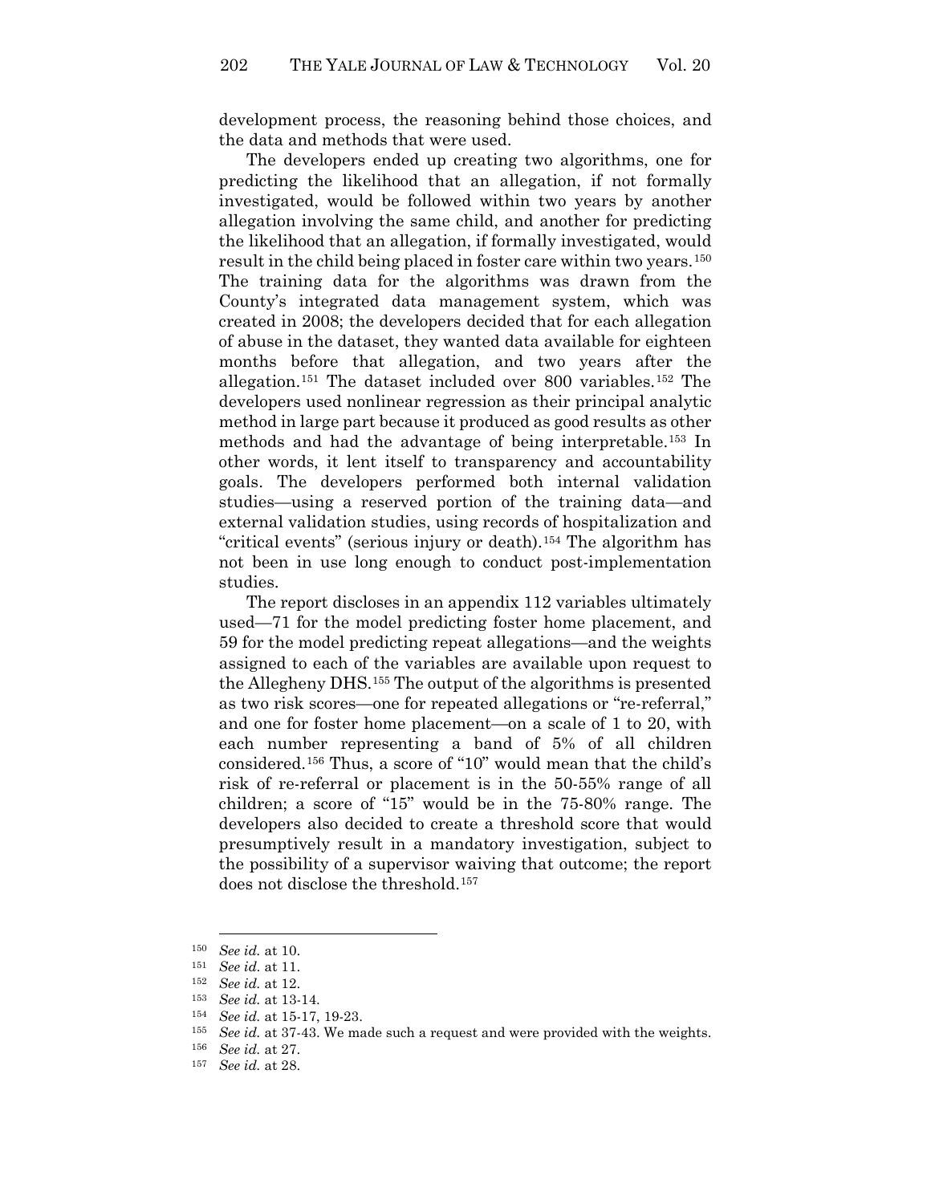development process, the reasoning behind those choices, and the data and methods that were used.

The developers ended up creating two algorithms, one for predicting the likelihood that an allegation, if not formally investigated, would be followed within two years by another allegation involving the same child, and another for predicting the likelihood that an allegation, if formally investigated, would result in the child being placed in foster care within two years.[150] The training data for the algorithms was drawn from the County's integrated data management system, which was created in 2008; the developers decided that for each allegation of abuse in the dataset, they wanted data available for eighteen months before that allegation, and two years after the allegation.[151] The dataset included over 800 variables.[152] The developers used nonlinear regression as their principal analytic method in large part because it produced as good results as other methods and had the advantage of being interpretable.[153] In other words, it lent itself to transparency and accountability goals. The developers performed both internal validation studies—using a reserved portion of the training data—and external validation studies, using records of hospitalization and "critical events" (serious injury or death).[154] The algorithm has not been in use long enough to conduct post-implementation studies.

The report discloses in an appendix 112 variables ultimately used—71 for the model predicting foster home placement, and 59 for the model predicting repeat allegations—and the weights assigned to each of the variables are available upon request to the Allegheny DHS.[155] The output of the algorithms is presented as two risk scores—one for repeated allegations or "re-referral," and one for foster home placement—on a scale of 1 to 20, with each number representing a band of 5% of all children considered.[156] Thus, a score of "10" would mean that the child's risk of re-referral or placement is in the 50-55% range of all children; a score of "15" would be in the 75-80% range. The developers also decided to create a threshold score that would presumptively result in a mandatory investigation, subject to the possibility of a supervisor waiving that outcome; the report does not disclose the threshold.[157]

---

[150] *See id.* at 10.

[151] *See id.* at 11.

[152] *See id.* at 12.

[153] *See id.* at 13-14.

[154] *See id.* at 15-17, 19-23.

[155] *See id.* at 37-43. We made such a request and were provided with the weights.

[156] *See id.* at 27.

[157] *See id.* at 28.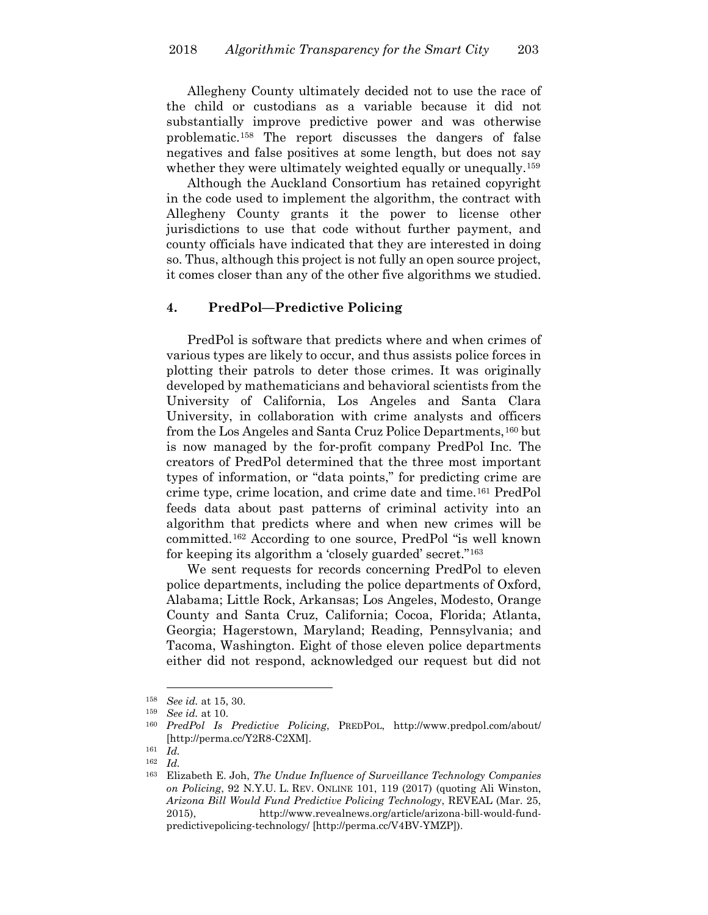Allegheny County ultimately decided not to use the race of the child or custodians as a variable because it did not substantially improve predictive power and was otherwise problematic.[158] The report discusses the dangers of false negatives and false positives at some length, but does not say whether they were ultimately weighted equally or unequally.[159]

Although the Auckland Consortium has retained copyright in the code used to implement the algorithm, the contract with Allegheny County grants it the power to license other jurisdictions to use that code without further payment, and county officials have indicated that they are interested in doing so. Thus, although this project is not fully an open source project, it comes closer than any of the other five algorithms we studied.

### 4. PredPol—Predictive Policing

PredPol is software that predicts where and when crimes of various types are likely to occur, and thus assists police forces in plotting their patrols to deter those crimes. It was originally developed by mathematicians and behavioral scientists from the University of California, Los Angeles and Santa Clara University, in collaboration with crime analysts and officers from the Los Angeles and Santa Cruz Police Departments,[160] but is now managed by the for-profit company PredPol Inc. The creators of PredPol determined that the three most important types of information, or "data points," for predicting crime are crime type, crime location, and crime date and time.[161] PredPol feeds data about past patterns of criminal activity into an algorithm that predicts where and when new crimes will be committed.[162] According to one source, PredPol "is well known for keeping its algorithm a 'closely guarded' secret."[163]

We sent requests for records concerning PredPol to eleven police departments, including the police departments of Oxford, Alabama; Little Rock, Arkansas; Los Angeles, Modesto, Orange County and Santa Cruz, California; Cocoa, Florida; Atlanta, Georgia; Hagerstown, Maryland; Reading, Pennsylvania; and Tacoma, Washington. Eight of those eleven police departments either did not respond, acknowledged our request but did not

---

[158] *See id.* at 15, 30.

[159] *See id.* at 10.

[160] *PredPol Is Predictive Policing*, PREDPOL, http://www.predpol.com/about/ [http://perma.cc/Y2R8-C2XM].

[161] *Id.*

[162] *Id.*

[163] Elizabeth E. Joh, *The Undue Influence of Surveillance Technology Companies on Policing*, 92 N.Y.U. L. REV. ONLINE 101, 119 (2017) (quoting Ali Winston, *Arizona Bill Would Fund Predictive Policing Technology*, REVEAL (Mar. 25, 2015), http://www.revealnews.org/article/arizona-bill-would-fund-predictivepolicing-technology/ [http://perma.cc/V4BV-YMZP]).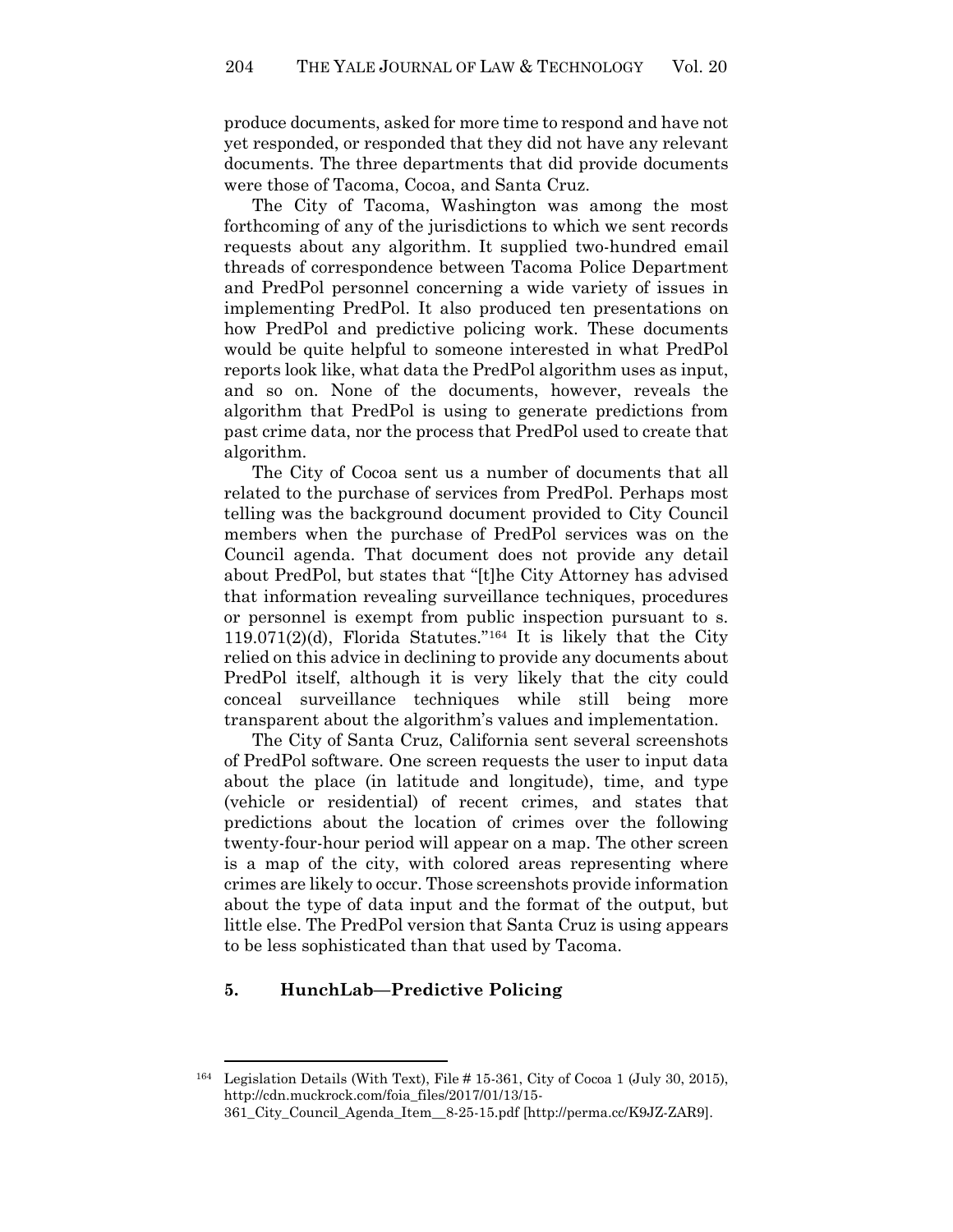produce documents, asked for more time to respond and have not yet responded, or responded that they did not have any relevant documents. The three departments that did provide documents were those of Tacoma, Cocoa, and Santa Cruz.

The City of Tacoma, Washington was among the most forthcoming of any of the jurisdictions to which we sent records requests about any algorithm. It supplied two-hundred email threads of correspondence between Tacoma Police Department and PredPol personnel concerning a wide variety of issues in implementing PredPol. It also produced ten presentations on how PredPol and predictive policing work. These documents would be quite helpful to someone interested in what PredPol reports look like, what data the PredPol algorithm uses as input, and so on. None of the documents, however, reveals the algorithm that PredPol is using to generate predictions from past crime data, nor the process that PredPol used to create that algorithm.

The City of Cocoa sent us a number of documents that all related to the purchase of services from PredPol. Perhaps most telling was the background document provided to City Council members when the purchase of PredPol services was on the Council agenda. That document does not provide any detail about PredPol, but states that "[t]he City Attorney has advised that information revealing surveillance techniques, procedures or personnel is exempt from public inspection pursuant to s. 119.071(2)(d), Florida Statutes."[164] It is likely that the City relied on this advice in declining to provide any documents about PredPol itself, although it is very likely that the city could conceal surveillance techniques while still being more transparent about the algorithm's values and implementation.

The City of Santa Cruz, California sent several screenshots of PredPol software. One screen requests the user to input data about the place (in latitude and longitude), time, and type (vehicle or residential) of recent crimes, and states that predictions about the location of crimes over the following twenty-four-hour period will appear on a map. The other screen is a map of the city, with colored areas representing where crimes are likely to occur. Those screenshots provide information about the type of data input and the format of the output, but little else. The PredPol version that Santa Cruz is using appears to be less sophisticated than that used by Tacoma.

### 5. HunchLab—Predictive Policing

---

[164] Legislation Details (With Text), File # 15-361, City of Cocoa 1 (July 30, 2015), http://cdn.muckrock.com/foia_files/2017/01/13/15-361_City_Council_Agenda_Item__8-25-15.pdf [http://perma.cc/K9JZ-ZAR9].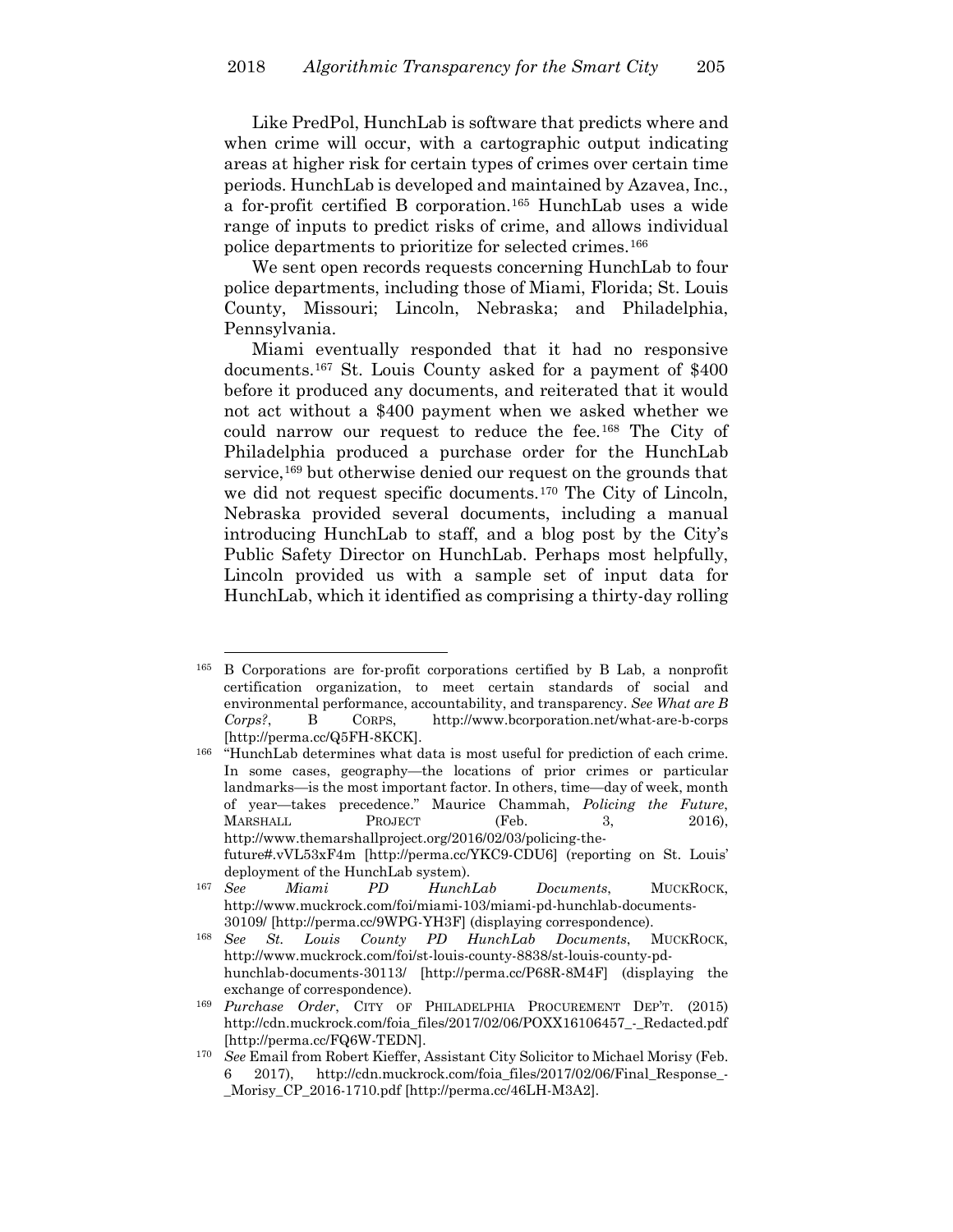Like PredPol, HunchLab is software that predicts where and when crime will occur, with a cartographic output indicating areas at higher risk for certain types of crimes over certain time periods. HunchLab is developed and maintained by Azavea, Inc., a for-profit certified B corporation.[165] HunchLab uses a wide range of inputs to predict risks of crime, and allows individual police departments to prioritize for selected crimes.[166]

We sent open records requests concerning HunchLab to four police departments, including those of Miami, Florida; St. Louis County, Missouri; Lincoln, Nebraska; and Philadelphia, Pennsylvania.

Miami eventually responded that it had no responsive documents.[167] St. Louis County asked for a payment of $400 before it produced any documents, and reiterated that it would not act without a $400 payment when we asked whether we could narrow our request to reduce the fee.[168] The City of Philadelphia produced a purchase order for the HunchLab service,[169] but otherwise denied our request on the grounds that we did not request specific documents.[170] The City of Lincoln, Nebraska provided several documents, including a manual introducing HunchLab to staff, and a blog post by the City's Public Safety Director on HunchLab. Perhaps most helpfully, Lincoln provided us with a sample set of input data for HunchLab, which it identified as comprising a thirty-day rolling

---

[165] B Corporations are for-profit corporations certified by B Lab, a nonprofit certification organization, to meet certain standards of social and environmental performance, accountability, and transparency. *See What are B Corps?*, B CORPS, http://www.bcorporation.net/what-are-b-corps [http://perma.cc/Q5FH-8KCK].

[166] "HunchLab determines what data is most useful for prediction of each crime. In some cases, geography—the locations of prior crimes or particular landmarks—is the most important factor. In others, time—day of week, month of year—takes precedence." Maurice Chammah, *Policing the Future*, MARSHALL PROJECT (Feb. 3, 2016), http://www.themarshallproject.org/2016/02/03/policing-the-future#.vVL53xF4m [http://perma.cc/YKC9-CDU6] (reporting on St. Louis' deployment of the HunchLab system).

[167] *See Miami PD HunchLab Documents*, MUCKROCK, http://www.muckrock.com/foi/miami-103/miami-pd-hunchlab-documents-30109/ [http://perma.cc/9WPG-YH3F] (displaying correspondence).

[168] *See St. Louis County PD HunchLab Documents*, MUCKROCK, http://www.muckrock.com/foi/st-louis-county-8838/st-louis-county-pd-hunchlab-documents-30113/ [http://perma.cc/P68R-8M4F] (displaying the exchange of correspondence).

[169] *Purchase Order*, CITY OF PHILADELPHIA PROCUREMENT DEP'T. (2015) http://cdn.muckrock.com/foia_files/2017/02/06/POXX16106457_-_Redacted.pdf [http://perma.cc/FQ6W-TEDN].

[170] *See* Email from Robert Kieffer, Assistant City Solicitor to Michael Morisy (Feb. 6 2017), http://cdn.muckrock.com/foia_files/2017/02/06/Final_Response_-_Morisy_CP_2016-1710.pdf [http://perma.cc/46LH-M3A2].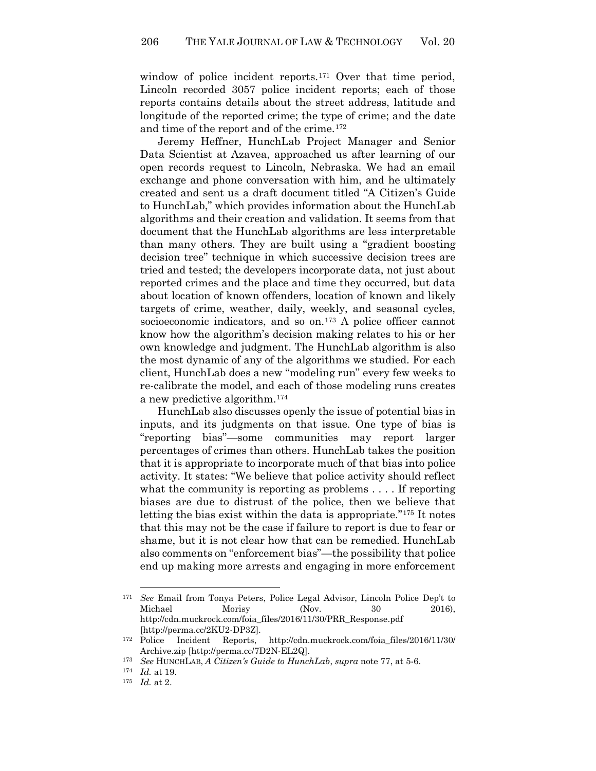window of police incident reports.[171] Over that time period, Lincoln recorded 3057 police incident reports; each of those reports contains details about the street address, latitude and longitude of the reported crime; the type of crime; and the date and time of the report and of the crime.[172]

Jeremy Heffner, HunchLab Project Manager and Senior Data Scientist at Azavea, approached us after learning of our open records request to Lincoln, Nebraska. We had an email exchange and phone conversation with him, and he ultimately created and sent us a draft document titled "A Citizen's Guide to HunchLab," which provides information about the HunchLab algorithms and their creation and validation. It seems from that document that the HunchLab algorithms are less interpretable than many others. They are built using a "gradient boosting decision tree" technique in which successive decision trees are tried and tested; the developers incorporate data, not just about reported crimes and the place and time they occurred, but data about location of known offenders, location of known and likely targets of crime, weather, daily, weekly, and seasonal cycles, socioeconomic indicators, and so on.[173] A police officer cannot know how the algorithm's decision making relates to his or her own knowledge and judgment. The HunchLab algorithm is also the most dynamic of any of the algorithms we studied. For each client, HunchLab does a new "modeling run" every few weeks to re-calibrate the model, and each of those modeling runs creates a new predictive algorithm.[174]

HunchLab also discusses openly the issue of potential bias in inputs, and its judgments on that issue. One type of bias is "reporting bias"—some communities may report larger percentages of crimes than others. HunchLab takes the position that it is appropriate to incorporate much of that bias into police activity. It states: "We believe that police activity should reflect what the community is reporting as problems . . . . If reporting biases are due to distrust of the police, then we believe that letting the bias exist within the data is appropriate."[175] It notes that this may not be the case if failure to report is due to fear or shame, but it is not clear how that can be remedied. HunchLab also comments on "enforcement bias"—the possibility that police end up making more arrests and engaging in more enforcement

---

[171] *See* Email from Tonya Peters, Police Legal Advisor, Lincoln Police Dep't to Michael Morisy (Nov. 30 2016), http://cdn.muckrock.com/foia_files/2016/11/30/PRR_Response.pdf [http://perma.cc/2KU2-DP3Z].

[172] Police Incident Reports, http://cdn.muckrock.com/foia_files/2016/11/30/Archive.zip [http://perma.cc/7D2N-EL2Q].

[173] *See* HUNCHLAB, *A Citizen's Guide to HunchLab*, *supra* note 77, at 5-6.

[174] *Id.* at 19.

[175] *Id.* at 2.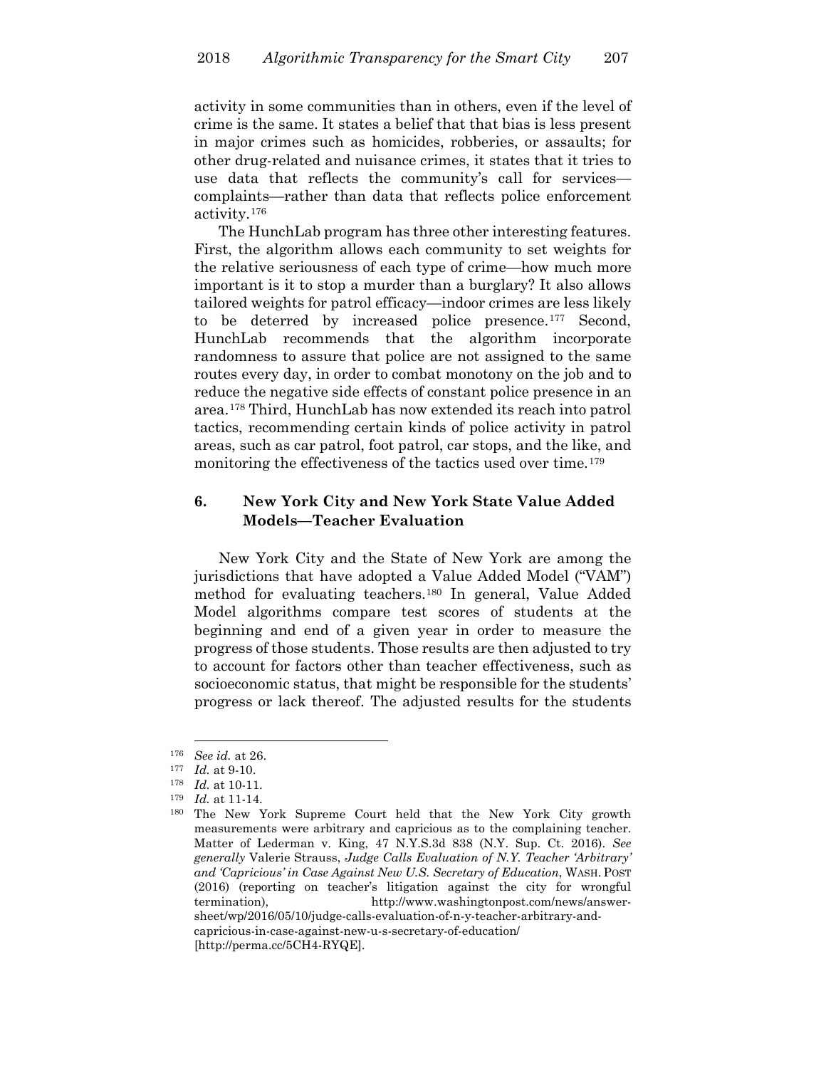activity in some communities than in others, even if the level of crime is the same. It states a belief that that bias is less present in major crimes such as homicides, robberies, or assaults; for other drug-related and nuisance crimes, it states that it tries to use data that reflects the community's call for services—complaints—rather than data that reflects police enforcement activity.[176]

The HunchLab program has three other interesting features. First, the algorithm allows each community to set weights for the relative seriousness of each type of crime—how much more important is it to stop a murder than a burglary? It also allows tailored weights for patrol efficacy—indoor crimes are less likely to be deterred by increased police presence.[177] Second, HunchLab recommends that the algorithm incorporate randomness to assure that police are not assigned to the same routes every day, in order to combat monotony on the job and to reduce the negative side effects of constant police presence in an area.[178] Third, HunchLab has now extended its reach into patrol tactics, recommending certain kinds of police activity in patrol areas, such as car patrol, foot patrol, car stops, and the like, and monitoring the effectiveness of the tactics used over time.[179]

### 6. New York City and New York State Value Added Models—Teacher Evaluation

New York City and the State of New York are among the jurisdictions that have adopted a Value Added Model ("VAM") method for evaluating teachers.[180] In general, Value Added Model algorithms compare test scores of students at the beginning and end of a given year in order to measure the progress of those students. Those results are then adjusted to try to account for factors other than teacher effectiveness, such as socioeconomic status, that might be responsible for the students' progress or lack thereof. The adjusted results for the students

---

[176] *See id.* at 26.

[177] *Id.* at 9-10.

[178] *Id.* at 10-11.

[179] *Id.* at 11-14.

[180] The New York Supreme Court held that the New York City growth measurements were arbitrary and capricious as to the complaining teacher. Matter of Lederman v. King, 47 N.Y.S.3d 838 (N.Y. Sup. Ct. 2016). *See generally* Valerie Strauss, *Judge Calls Evaluation of N.Y. Teacher 'Arbitrary' and 'Capricious' in Case Against New U.S. Secretary of Education*, WASH. POST (2016) (reporting on teacher's litigation against the city for wrongful termination), http://www.washingtonpost.com/news/answer-sheet/wp/2016/05/10/judge-calls-evaluation-of-n-y-teacher-arbitrary-and-capricious-in-case-against-new-u-s-secretary-of-education/ [http://perma.cc/5CH4-RYQE].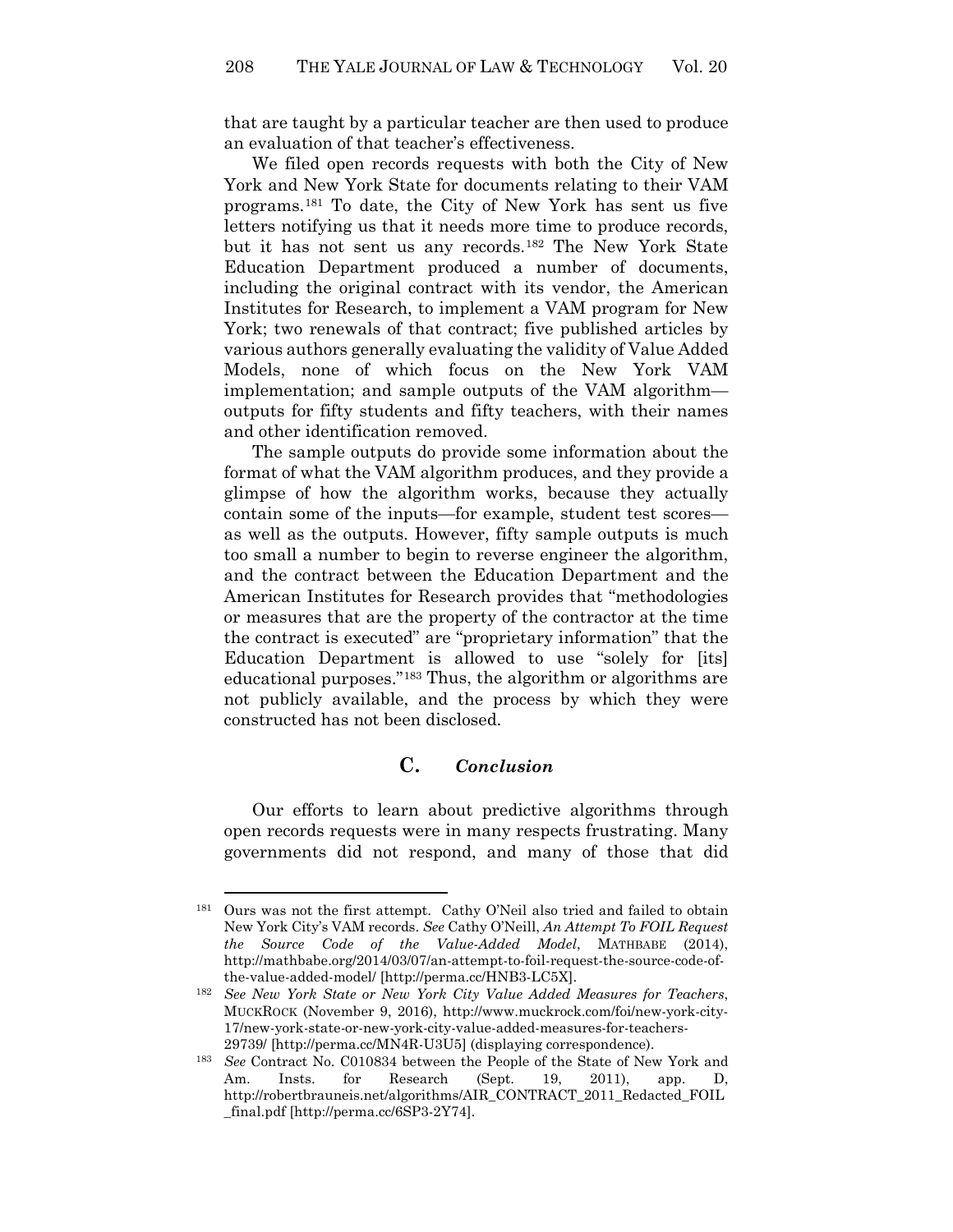that are taught by a particular teacher are then used to produce an evaluation of that teacher's effectiveness.

We filed open records requests with both the City of New York and New York State for documents relating to their VAM programs.[181] To date, the City of New York has sent us five letters notifying us that it needs more time to produce records, but it has not sent us any records.[182] The New York State Education Department produced a number of documents, including the original contract with its vendor, the American Institutes for Research, to implement a VAM program for New York; two renewals of that contract; five published articles by various authors generally evaluating the validity of Value Added Models, none of which focus on the New York VAM implementation; and sample outputs of the VAM algorithm—outputs for fifty students and fifty teachers, with their names and other identification removed.

The sample outputs do provide some information about the format of what the VAM algorithm produces, and they provide a glimpse of how the algorithm works, because they actually contain some of the inputs—for example, student test scores—as well as the outputs. However, fifty sample outputs is much too small a number to begin to reverse engineer the algorithm, and the contract between the Education Department and the American Institutes for Research provides that "methodologies or measures that are the property of the contractor at the time the contract is executed" are "proprietary information" that the Education Department is allowed to use "solely for [its] educational purposes."[183] Thus, the algorithm or algorithms are not publicly available, and the process by which they were constructed has not been disclosed.

### C. *Conclusion*

Our efforts to learn about predictive algorithms through open records requests were in many respects frustrating. Many governments did not respond, and many of those that did

---

[181] Ours was not the first attempt. Cathy O'Neil also tried and failed to obtain New York City's VAM records. *See* Cathy O'Neil, *An Attempt To FOIL Request the Source Code of the Value-Added Model*, MATHBABE (2014), http://mathbabe.org/2014/03/07/an-attempt-to-foil-request-the-source-code-of-the-value-added-model/ [http://perma.cc/HNB3-LC5X].

[182] *See New York State or New York City Value Added Measures for Teachers*, MUCKROCK (November 9, 2016), http://www.muckrock.com/foi/new-york-city-17/new-york-state-or-new-york-city-value-added-measures-for-teachers-29739/ [http://perma.cc/MN4R-U3U5] (displaying correspondence).

[183] *See* Contract No. C010834 between the People of the State of New York and Am. Insts. for Research (Sept. 19, 2011), app. D, http://robertbrauneis.net/algorithms/AIR_CONTRACT_2011_Redacted_FOIL_final.pdf [http://perma.cc/6SP3-2Y74].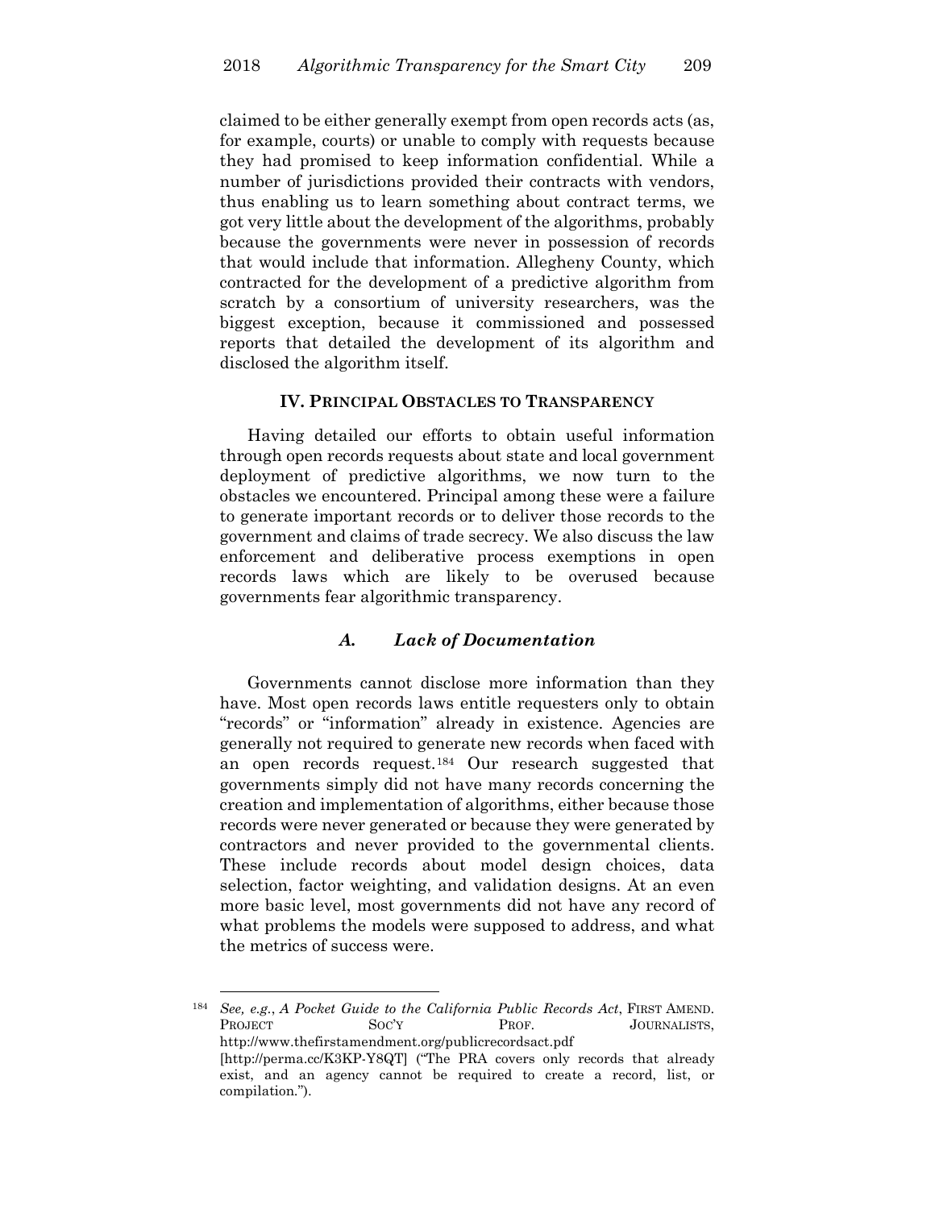claimed to be either generally exempt from open records acts (as, for example, courts) or unable to comply with requests because they had promised to keep information confidential. While a number of jurisdictions provided their contracts with vendors, thus enabling us to learn something about contract terms, we got very little about the development of the algorithms, probably because the governments were never in possession of records that would include that information. Allegheny County, which contracted for the development of a predictive algorithm from scratch by a consortium of university researchers, was the biggest exception, because it commissioned and possessed reports that detailed the development of its algorithm and disclosed the algorithm itself.

## IV. PRINCIPAL OBSTACLES TO TRANSPARENCY

Having detailed our efforts to obtain useful information through open records requests about state and local government deployment of predictive algorithms, we now turn to the obstacles we encountered. Principal among these were a failure to generate important records or to deliver those records to the government and claims of trade secrecy. We also discuss the law enforcement and deliberative process exemptions in open records laws which are likely to be overused because governments fear algorithmic transparency.

### *A. Lack of Documentation*

Governments cannot disclose more information than they have. Most open records laws entitle requesters only to obtain "records" or "information" already in existence. Agencies are generally not required to generate new records when faced with an open records request.[184] Our research suggested that governments simply did not have many records concerning the creation and implementation of algorithms, either because those records were never generated or because they were generated by contractors and never provided to the governmental clients. These include records about model design choices, data selection, factor weighting, and validation designs. At an even more basic level, most governments did not have any record of what problems the models were supposed to address, and what the metrics of success were.

---

[184] *See, e.g.*, *A Pocket Guide to the California Public Records Act*, FIRST AMEND. PROJECT SOC'Y PROF. JOURNALISTS, http://www.thefirstamendment.org/publicrecordsact.pdf [http://perma.cc/K3KP-Y8QT] ("The PRA covers only records that already exist, and an agency cannot be required to create a record, list, or compilation.").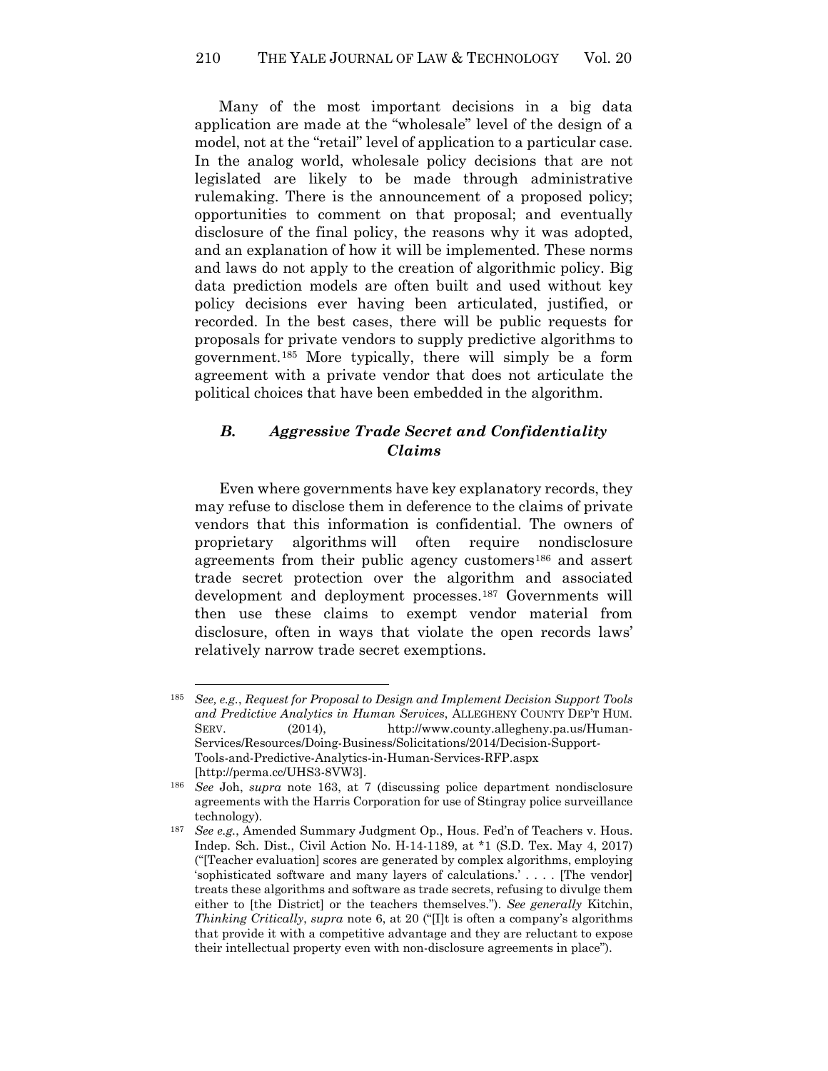Many of the most important decisions in a big data application are made at the "wholesale" level of the design of a model, not at the "retail" level of application to a particular case. In the analog world, wholesale policy decisions that are not legislated are likely to be made through administrative rulemaking. There is the announcement of a proposed policy; opportunities to comment on that proposal; and eventually disclosure of the final policy, the reasons why it was adopted, and an explanation of how it will be implemented. These norms and laws do not apply to the creation of algorithmic policy. Big data prediction models are often built and used without key policy decisions ever having been articulated, justified, or recorded. In the best cases, there will be public requests for proposals for private vendors to supply predictive algorithms to government.[185] More typically, there will simply be a form agreement with a private vendor that does not articulate the political choices that have been embedded in the algorithm.

### *B. Aggressive Trade Secret and Confidentiality Claims*

Even where governments have key explanatory records, they may refuse to disclose them in deference to the claims of private vendors that this information is confidential. The owners of proprietary algorithms will often require nondisclosure agreements from their public agency customers[186] and assert trade secret protection over the algorithm and associated development and deployment processes.[187] Governments will then use these claims to exempt vendor material from disclosure, often in ways that violate the open records laws' relatively narrow trade secret exemptions.

---

[185] *See, e.g.*, *Request for Proposal to Design and Implement Decision Support Tools and Predictive Analytics in Human Services*, ALLEGHENY COUNTY DEP'T HUM. SERV. (2014), http://www.county.allegheny.pa.us/Human-Services/Resources/Doing-Business/Solicitations/2014/Decision-Support-Tools-and-Predictive-Analytics-in-Human-Services-RFP.aspx [http://perma.cc/UHS3-8VW3].

[186] *See* Joh, *supra* note 163, at 7 (discussing police department nondisclosure agreements with the Harris Corporation for use of Stingray police surveillance technology).

[187] *See e.g.*, Amended Summary Judgment Op., Hous. Fed'n of Teachers v. Hous. Indep. Sch. Dist., Civil Action No. H-14-1189, at *1 (S.D. Tex. May 4, 2017) ("[Teacher evaluation] scores are generated by complex algorithms, employing 'sophisticated software and many layers of calculations.' . . . . [The vendor] treats these algorithms and software as trade secrets, refusing to divulge them either to [the District] or the teachers themselves."). *See generally* Kitchin, *Thinking Critically*, *supra* note 6, at 20 ("[I]t is often a company's algorithms that provide it with a competitive advantage and they are reluctant to expose their intellectual property even with non-disclosure agreements in place").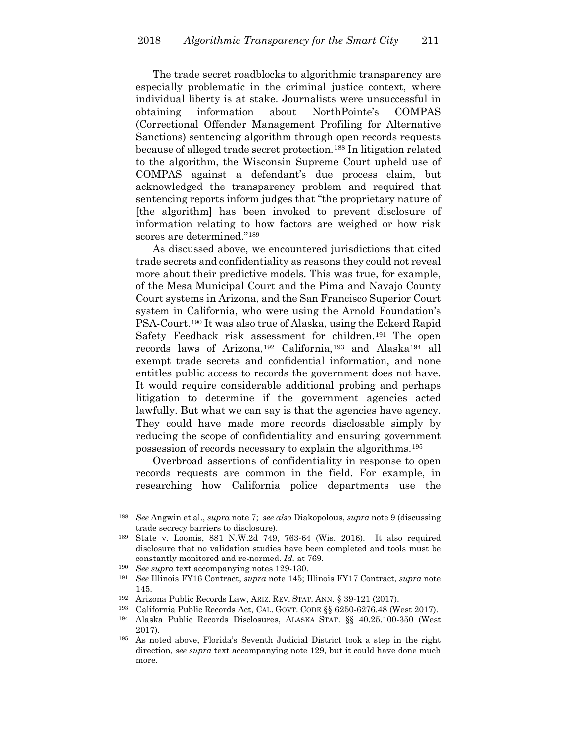The trade secret roadblocks to algorithmic transparency are especially problematic in the criminal justice context, where individual liberty is at stake. Journalists were unsuccessful in obtaining information about NorthPointe's COMPAS (Correctional Offender Management Profiling for Alternative Sanctions) sentencing algorithm through open records requests because of alleged trade secret protection.[188] In litigation related to the algorithm, the Wisconsin Supreme Court upheld use of COMPAS against a defendant's due process claim, but acknowledged the transparency problem and required that sentencing reports inform judges that "the proprietary nature of [the algorithm] has been invoked to prevent disclosure of information relating to how factors are weighed or how risk scores are determined."[189]

As discussed above, we encountered jurisdictions that cited trade secrets and confidentiality as reasons they could not reveal more about their predictive models. This was true, for example, of the Mesa Municipal Court and the Pima and Navajo County Court systems in Arizona, and the San Francisco Superior Court system in California, who were using the Arnold Foundation's PSA-Court.[190] It was also true of Alaska, using the Eckerd Rapid Safety Feedback risk assessment for children.[191] The open records laws of Arizona,[192] California,[193] and Alaska[194] all exempt trade secrets and confidential information, and none entitles public access to records the government does not have. It would require considerable additional probing and perhaps litigation to determine if the government agencies acted lawfully. But what we can say is that the agencies have agency. They could have made more records disclosable simply by reducing the scope of confidentiality and ensuring government possession of records necessary to explain the algorithms.[195]

Overbroad assertions of confidentiality in response to open records requests are common in the field. For example, in researching how California police departments use the

---

[188] *See* Angwin et al., *supra* note 7; *see also* Diakopolous, *supra* note 9 (discussing trade secrecy barriers to disclosure).

[189] State v. Loomis, 881 N.W.2d 749, 763-64 (Wis. 2016). It also required disclosure that no validation studies have been completed and tools must be constantly monitored and re-normed. *Id.* at 769.

[190] *See supra* text accompanying notes 129-130.

[191] *See* Illinois FY16 Contract, *supra* note 145; Illinois FY17 Contract, *supra* note 145.

[192] Arizona Public Records Law, ARIZ. REV. STAT. ANN. § 39-121 (2017).

[193] California Public Records Act, CAL. GOVT. CODE §§ 6250-6276.48 (West 2017).

[194] Alaska Public Records Disclosures, ALASKA STAT. §§ 40.25.100-350 (West 2017).

[195] As noted above, Florida's Seventh Judicial District took a step in the right direction, *see supra* text accompanying note 129, but it could have done much more.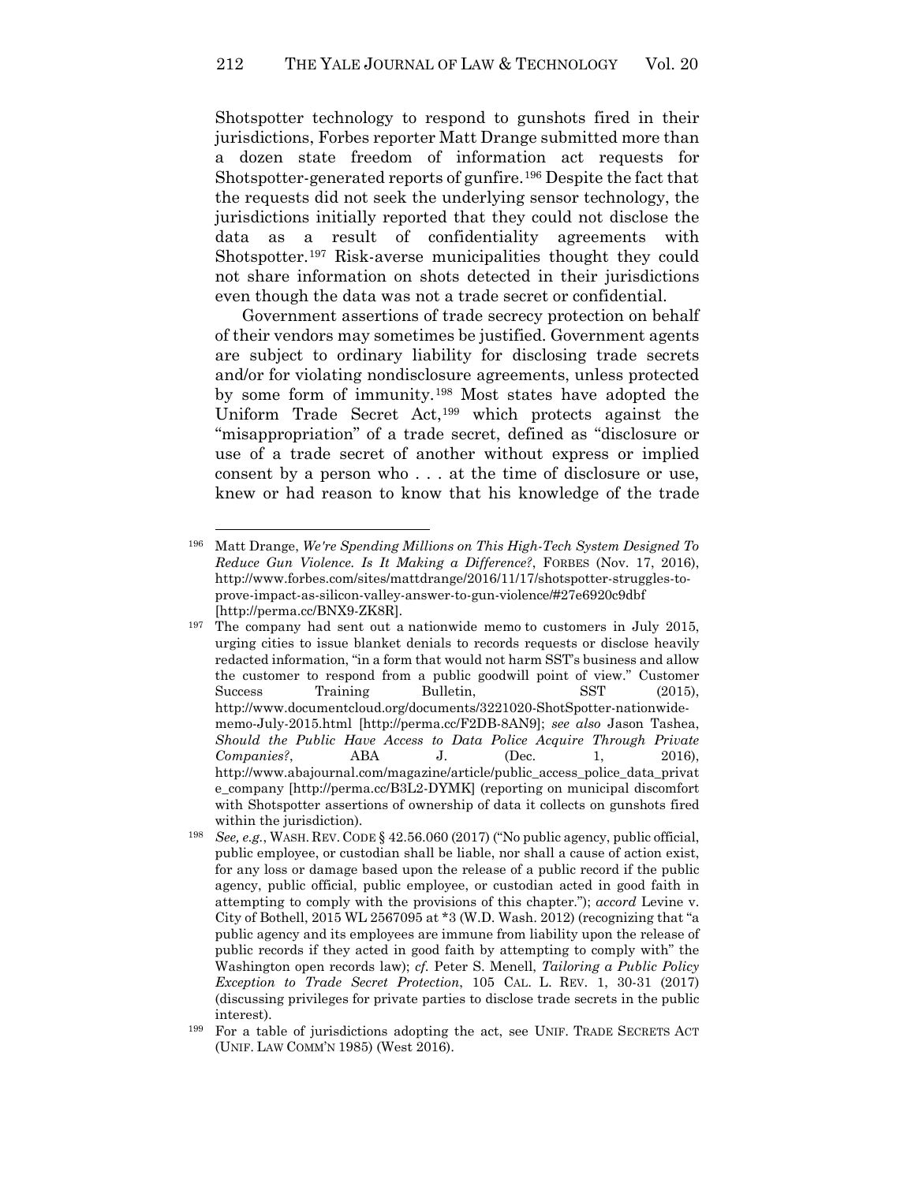Shotspotter technology to respond to gunshots fired in their jurisdictions, Forbes reporter Matt Drange submitted more than a dozen state freedom of information act requests for Shotspotter-generated reports of gunfire.[196] Despite the fact that the requests did not seek the underlying sensor technology, the jurisdictions initially reported that they could not disclose the data as a result of confidentiality agreements with Shotspotter.[197] Risk-averse municipalities thought they could not share information on shots detected in their jurisdictions even though the data was not a trade secret or confidential.

Government assertions of trade secrecy protection on behalf of their vendors may sometimes be justified. Government agents are subject to ordinary liability for disclosing trade secrets and/or for violating nondisclosure agreements, unless protected by some form of immunity.[198] Most states have adopted the Uniform Trade Secret Act,[199] which protects against the "misappropriation" of a trade secret, defined as "disclosure or use of a trade secret of another without express or implied consent by a person who . . . at the time of disclosure or use, knew or had reason to know that his knowledge of the trade

---

[196] Matt Drange, *We're Spending Millions on This High-Tech System Designed To Reduce Gun Violence. Is It Making a Difference?*, FORBES (Nov. 17, 2016), http://www.forbes.com/sites/mattdrange/2016/11/17/shotspotter-struggles-to-prove-impact-as-silicon-valley-answer-to-gun-violence/#27e6920c9dbf [http://perma.cc/BNX9-ZK8R].

[197] The company had sent out a nationwide memo to customers in July 2015, urging cities to issue blanket denials to records requests or disclose heavily redacted information, "in a form that would not harm SST's business and allow the customer to respond from a public goodwill point of view." Customer Success Training Bulletin, SST (2015), http://www.documentcloud.org/documents/3221020-ShotSpotter-nationwide-memo-July-2015.html [http://perma.cc/F2DB-8AN9]; *see also* Jason Tashea, *Should the Public Have Access to Data Police Acquire Through Private Companies?*, ABA J. (Dec. 1, 2016), http://www.abajournal.com/magazine/article/public_access_police_data_private_company [http://perma.cc/B3L2-DYMK] (reporting on municipal discomfort with Shotspotter assertions of ownership of data it collects on gunshots fired within the jurisdiction).

[198] *See, e.g.*, WASH. REV. CODE § 42.56.060 (2017) ("No public agency, public official, public employee, or custodian shall be liable, nor shall a cause of action exist, for any loss or damage based upon the release of a public record if the public agency, public official, public employee, or custodian acted in good faith in attempting to comply with the provisions of this chapter."); *accord* Levine v. City of Bothell, 2015 WL 2567095 at *3 (W.D. Wash. 2012) (recognizing that "a public agency and its employees are immune from liability upon the release of public records if they acted in good faith by attempting to comply with" the Washington open records law); *cf.* Peter S. Menell, *Tailoring a Public Policy Exception to Trade Secret Protection*, 105 CAL. L. REV. 1, 30-31 (2017) (discussing privileges for private parties to disclose trade secrets in the public interest).

[199] For a table of jurisdictions adopting the act, see UNIF. TRADE SECRETS ACT (UNIF. LAW COMM'N 1985) (West 2016).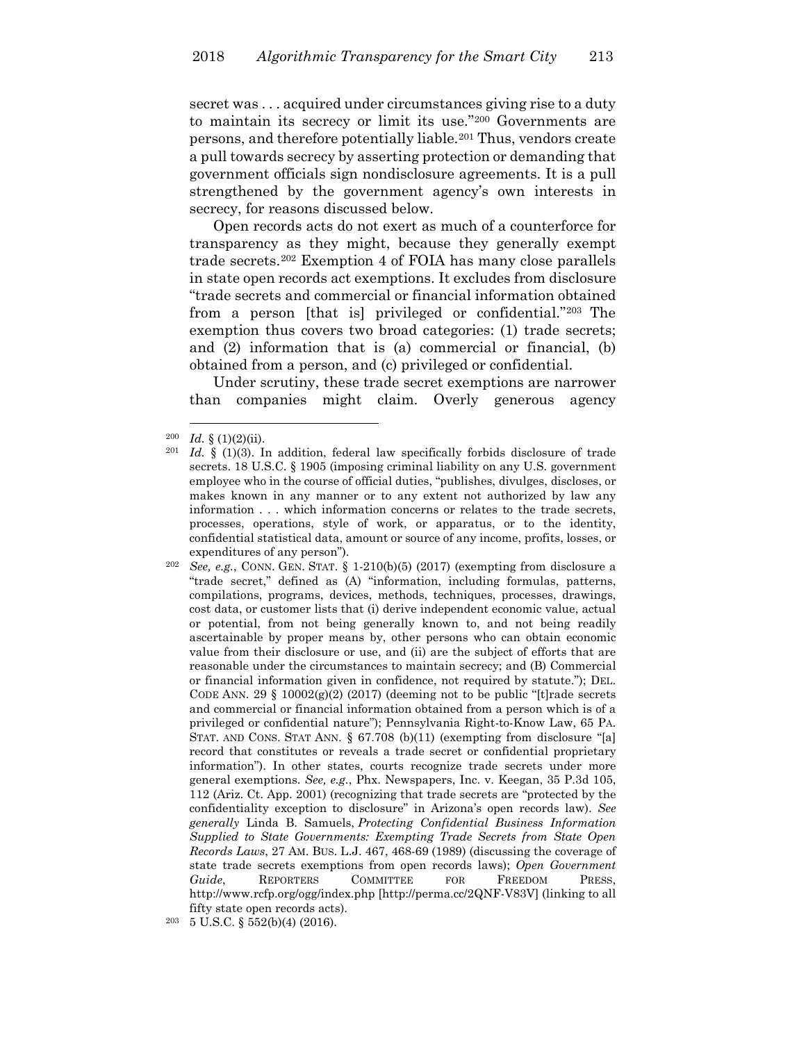secret was . . . acquired under circumstances giving rise to a duty to maintain its secrecy or limit its use."[200] Governments are persons, and therefore potentially liable.[201] Thus, vendors create a pull towards secrecy by asserting protection or demanding that government officials sign nondisclosure agreements. It is a pull strengthened by the government agency's own interests in secrecy, for reasons discussed below.

Open records acts do not exert as much of a counterforce for transparency as they might, because they generally exempt trade secrets.[202] Exemption 4 of FOIA has many close parallels in state open records act exemptions. It excludes from disclosure "trade secrets and commercial or financial information obtained from a person [that is] privileged or confidential."[203] The exemption thus covers two broad categories: (1) trade secrets; and (2) information that is (a) commercial or financial, (b) obtained from a person, and (c) privileged or confidential.

Under scrutiny, these trade secret exemptions are narrower than companies might claim. Overly generous agency

---

[200] *Id.* § (1)(2)(ii).

[201] *Id.* § (1)(3). In addition, federal law specifically forbids disclosure of trade secrets. 18 U.S.C. § 1905 (imposing criminal liability on any U.S. government employee who in the course of official duties, "publishes, divulges, discloses, or makes known in any manner or to any extent not authorized by law any information . . . which information concerns or relates to the trade secrets, processes, operations, style of work, or apparatus, or to the identity, confidential statistical data, amount or source of any income, profits, losses, or expenditures of any person").

[202] *See, e.g.*, CONN. GEN. STAT. § 1-210(b)(5) (2017) (exempting from disclosure a "trade secret," defined as (A) "information, including formulas, patterns, compilations, programs, devices, methods, techniques, processes, drawings, cost data, or customer lists that (i) derive independent economic value, actual or potential, from not being generally known to, and not being readily ascertainable by proper means by, other persons who can obtain economic value from their disclosure or use, and (ii) are the subject of efforts that are reasonable under the circumstances to maintain secrecy; and (B) Commercial or financial information given in confidence, not required by statute."); DEL. CODE ANN. 29 § 10002(g)(2) (2017) (deeming not to be public "[t]rade secrets and commercial or financial information obtained from a person which is of a privileged or confidential nature"); Pennsylvania Right-to-Know Law, 65 PA. STAT. AND CONS. STAT ANN. § 67.708 (b)(11) (exempting from disclosure "[a] record that constitutes or reveals a trade secret or confidential proprietary information"). In other states, courts recognize trade secrets under more general exemptions. *See, e.g.*, Phx. Newspapers, Inc. v. Keegan, 35 P.3d 105, 112 (Ariz. Ct. App. 2001) (recognizing that trade secrets are "protected by the confidentiality exception to disclosure" in Arizona's open records law). *See generally* Linda B. Samuels, *Protecting Confidential Business Information Supplied to State Governments: Exempting Trade Secrets from State Open Records Laws*, 27 AM. BUS. L.J. 467, 468-69 (1989) (discussing the coverage of state trade secrets exemptions from open records laws); *Open Government Guide*, REPORTERS COMMITTEE FOR FREEDOM PRESS, http://www.rcfp.org/ogg/index.php [http://perma.cc/2QNF-V83V] (linking to all fifty state open records acts).

[203] 5 U.S.C. § 552(b)(4) (2016).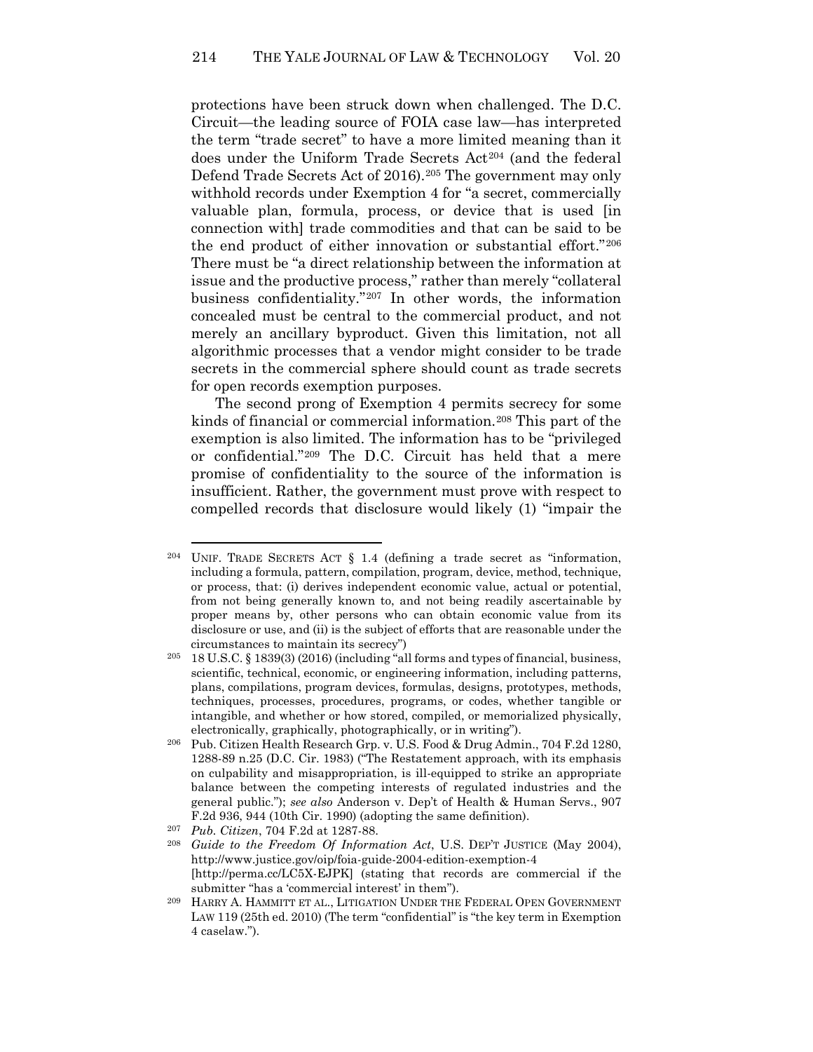protections have been struck down when challenged. The D.C. Circuit—the leading source of FOIA case law—has interpreted the term "trade secret" to have a more limited meaning than it does under the Uniform Trade Secrets Act[204] (and the federal Defend Trade Secrets Act of 2016).[205] The government may only withhold records under Exemption 4 for "a secret, commercially valuable plan, formula, process, or device that is used [in connection with] trade commodities and that can be said to be the end product of either innovation or substantial effort."[206] There must be "a direct relationship between the information at issue and the productive process," rather than merely "collateral business confidentiality."[207] In other words, the information concealed must be central to the commercial product, and not merely an ancillary byproduct. Given this limitation, not all algorithmic processes that a vendor might consider to be trade secrets in the commercial sphere should count as trade secrets for open records exemption purposes.

The second prong of Exemption 4 permits secrecy for some kinds of financial or commercial information.[208] This part of the exemption is also limited. The information has to be "privileged or confidential."[209] The D.C. Circuit has held that a mere promise of confidentiality to the source of the information is insufficient. Rather, the government must prove with respect to compelled records that disclosure would likely (1) "impair the

---

[204] UNIF. TRADE SECRETS ACT § 1.4 (defining a trade secret as "information, including a formula, pattern, compilation, program, device, method, technique, or process, that: (i) derives independent economic value, actual or potential, from not being generally known to, and not being readily ascertainable by proper means by, other persons who can obtain economic value from its disclosure or use, and (ii) is the subject of efforts that are reasonable under the circumstances to maintain its secrecy")

[205] 18 U.S.C. § 1839(3) (2016) (including "all forms and types of financial, business, scientific, technical, economic, or engineering information, including patterns, plans, compilations, program devices, formulas, designs, prototypes, methods, techniques, processes, procedures, programs, or codes, whether tangible or intangible, and whether or how stored, compiled, or memorialized physically, electronically, graphically, photographically, or in writing").

[206] Pub. Citizen Health Research Grp. v. U.S. Food & Drug Admin., 704 F.2d 1280, 1288-89 n.25 (D.C. Cir. 1983) ("The Restatement approach, with its emphasis on culpability and misappropriation, is ill-equipped to strike an appropriate balance between the competing interests of regulated industries and the general public."); *see also* Anderson v. Dep't of Health & Human Servs., 907 F.2d 936, 944 (10th Cir. 1990) (adopting the same definition).

[207] *Pub. Citizen*, 704 F.2d at 1287-88.

[208] *Guide to the Freedom Of Information Act*, U.S. DEP'T JUSTICE (May 2004), http://www.justice.gov/oip/foia-guide-2004-edition-exemption-4 [http://perma.cc/LC5X-EJPK] (stating that records are commercial if the submitter "has a 'commercial interest' in them").

[209] HARRY A. HAMMITT ET AL., LITIGATION UNDER THE FEDERAL OPEN GOVERNMENT LAW 119 (25th ed. 2010) (The term "confidential" is "the key term in Exemption 4 caselaw.").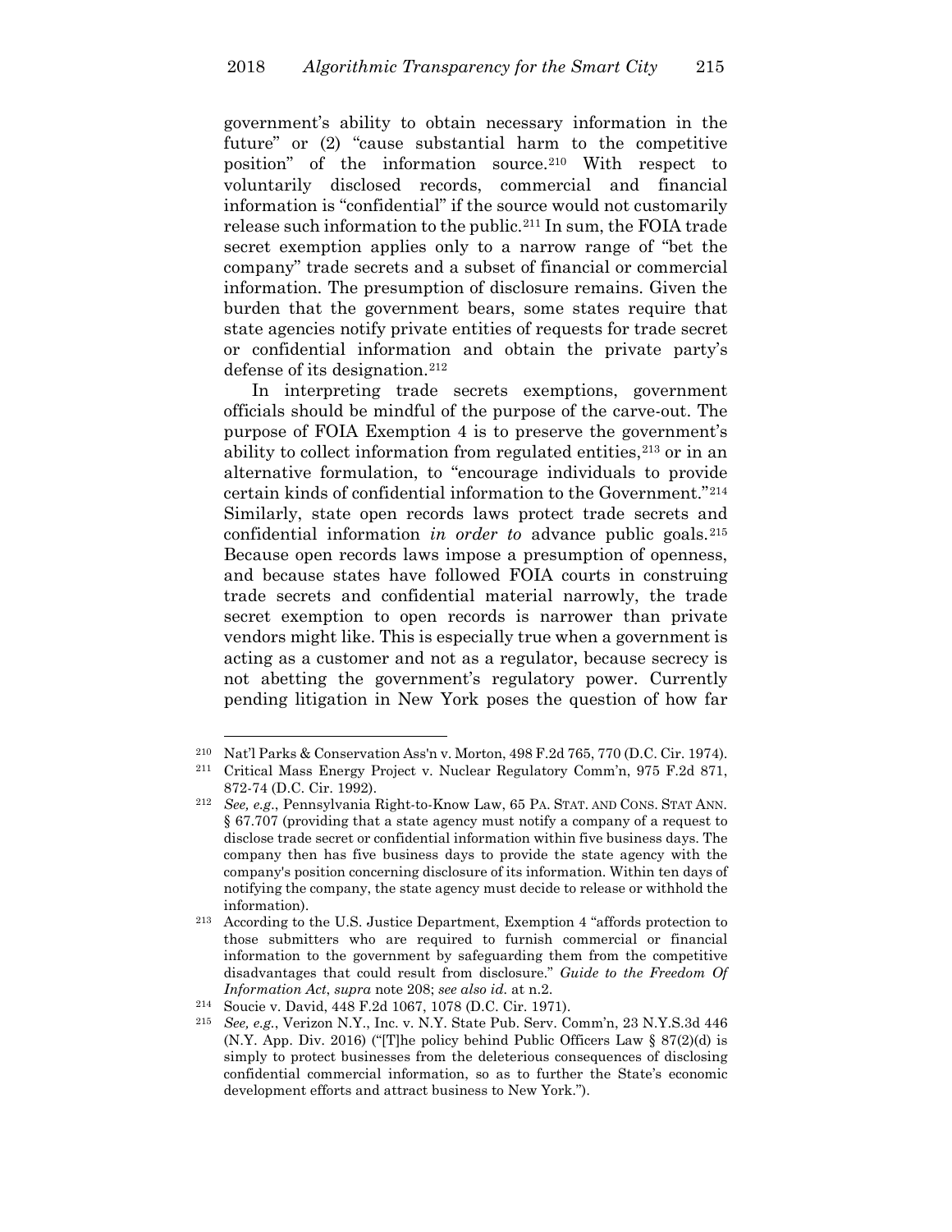government's ability to obtain necessary information in the future" or (2) "cause substantial harm to the competitive position" of the information source.[210] With respect to voluntarily disclosed records, commercial and financial information is "confidential" if the source would not customarily release such information to the public.[211] In sum, the FOIA trade secret exemption applies only to a narrow range of "bet the company" trade secrets and a subset of financial or commercial information. The presumption of disclosure remains. Given the burden that the government bears, some states require that state agencies notify private entities of requests for trade secret or confidential information and obtain the private party's defense of its designation.[212]

In interpreting trade secrets exemptions, government officials should be mindful of the purpose of the carve-out. The purpose of FOIA Exemption 4 is to preserve the government's ability to collect information from regulated entities,[213] or in an alternative formulation, to "encourage individuals to provide certain kinds of confidential information to the Government."[214] Similarly, state open records laws protect trade secrets and confidential information *in order to* advance public goals.[215] Because open records laws impose a presumption of openness, and because states have followed FOIA courts in construing trade secrets and confidential material narrowly, the trade secret exemption to open records is narrower than private vendors might like. This is especially true when a government is acting as a customer and not as a regulator, because secrecy is not abetting the government's regulatory power. Currently pending litigation in New York poses the question of how far

---

[210] Nat'l Parks & Conservation Ass'n v. Morton, 498 F.2d 765, 770 (D.C. Cir. 1974).

[211] Critical Mass Energy Project v. Nuclear Regulatory Comm'n, 975 F.2d 871, 872-74 (D.C. Cir. 1992).

[212] *See, e.g.*, Pennsylvania Right-to-Know Law, 65 PA. STAT. AND CONS. STAT ANN. § 67.707 (providing that a state agency must notify a company of a request to disclose trade secret or confidential information within five business days. The company then has five business days to provide the state agency with the company's position concerning disclosure of its information. Within ten days of notifying the company, the state agency must decide to release or withhold the information).

[213] According to the U.S. Justice Department, Exemption 4 "affords protection to those submitters who are required to furnish commercial or financial information to the government by safeguarding them from the competitive disadvantages that could result from disclosure." *Guide to the Freedom Of Information Act*, *supra* note 208; *see also id.* at n.2.

[214] Soucie v. David, 448 F.2d 1067, 1078 (D.C. Cir. 1971).

[215] *See, e.g.*, Verizon N.Y., Inc. v. N.Y. State Pub. Serv. Comm'n, 23 N.Y.S.3d 446 (N.Y. App. Div. 2016) ("[T]he policy behind Public Officers Law § 87(2)(d) is simply to protect businesses from the deleterious consequences of disclosing confidential commercial information, so as to further the State's economic development efforts and attract business to New York.").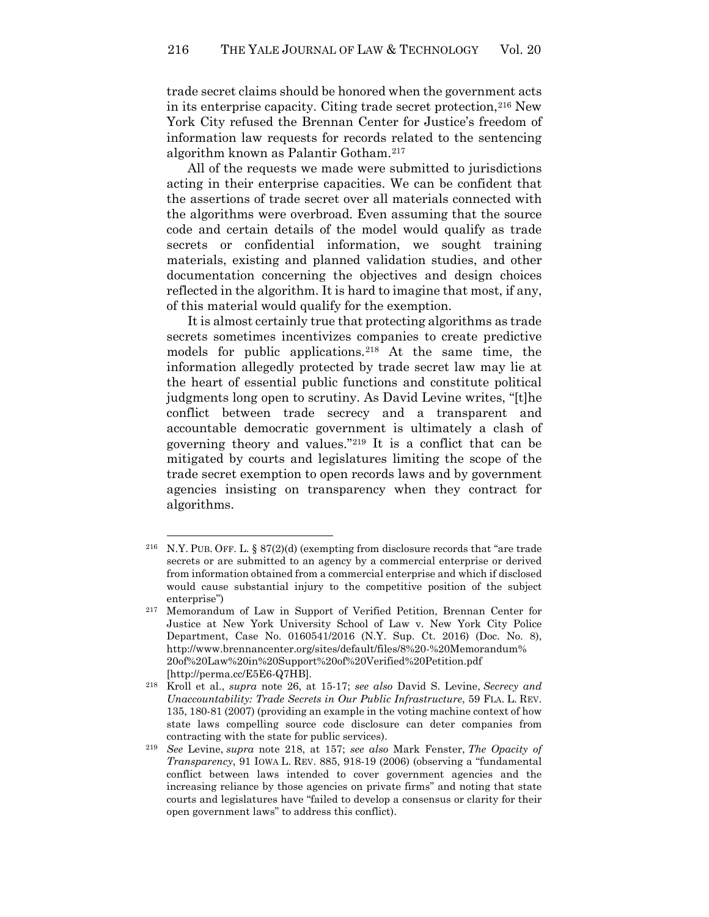trade secret claims should be honored when the government acts in its enterprise capacity. Citing trade secret protection,[216] New York City refused the Brennan Center for Justice's freedom of information law requests for records related to the sentencing algorithm known as Palantir Gotham.[217]

All of the requests we made were submitted to jurisdictions acting in their enterprise capacities. We can be confident that the assertions of trade secret over all materials connected with the algorithms were overbroad. Even assuming that the source code and certain details of the model would qualify as trade secrets or confidential information, we sought training materials, existing and planned validation studies, and other documentation concerning the objectives and design choices reflected in the algorithm. It is hard to imagine that most, if any, of this material would qualify for the exemption.

It is almost certainly true that protecting algorithms as trade secrets sometimes incentivizes companies to create predictive models for public applications.[218] At the same time, the information allegedly protected by trade secret law may lie at the heart of essential public functions and constitute political judgments long open to scrutiny. As David Levine writes, "[t]he conflict between trade secrecy and a transparent and accountable democratic government is ultimately a clash of governing theory and values."[219] It is a conflict that can be mitigated by courts and legislatures limiting the scope of the trade secret exemption to open records laws and by government agencies insisting on transparency when they contract for algorithms.

---

[216] N.Y. PUB. OFF. L. § 87(2)(d) (exempting from disclosure records that "are trade secrets or are submitted to an agency by a commercial enterprise or derived from information obtained from a commercial enterprise and which if disclosed would cause substantial injury to the competitive position of the subject enterprise")

[217] Memorandum of Law in Support of Verified Petition, Brennan Center for Justice at New York University School of Law v. New York City Police Department, Case No. 0160541/2016 (N.Y. Sup. Ct. 2016) (Doc. No. 8), http://www.brennancenter.org/sites/default/files/8%20-%20Memorandum%20of%20Law%20in%20Support%20of%20Verified%20Petition.pdf [http://perma.cc/E5E6-Q7HB].

[218] Kroll et al., *supra* note 26, at 15-17; *see also* David S. Levine, *Secrecy and Unaccountability: Trade Secrets in Our Public Infrastructure*, 59 FLA. L. REV. 135, 180-81 (2007) (providing an example in the voting machine context of how state laws compelling source code disclosure can deter companies from contracting with the state for public services).

[219] *See* Levine, *supra* note 218, at 157; *see also* Mark Fenster, *The Opacity of Transparency*, 91 IOWA L. REV. 885, 918-19 (2006) (observing a "fundamental conflict between laws intended to cover government agencies and the increasing reliance by those agencies on private firms" and noting that state courts and legislatures have "failed to develop a consensus or clarity for their open government laws" to address this conflict).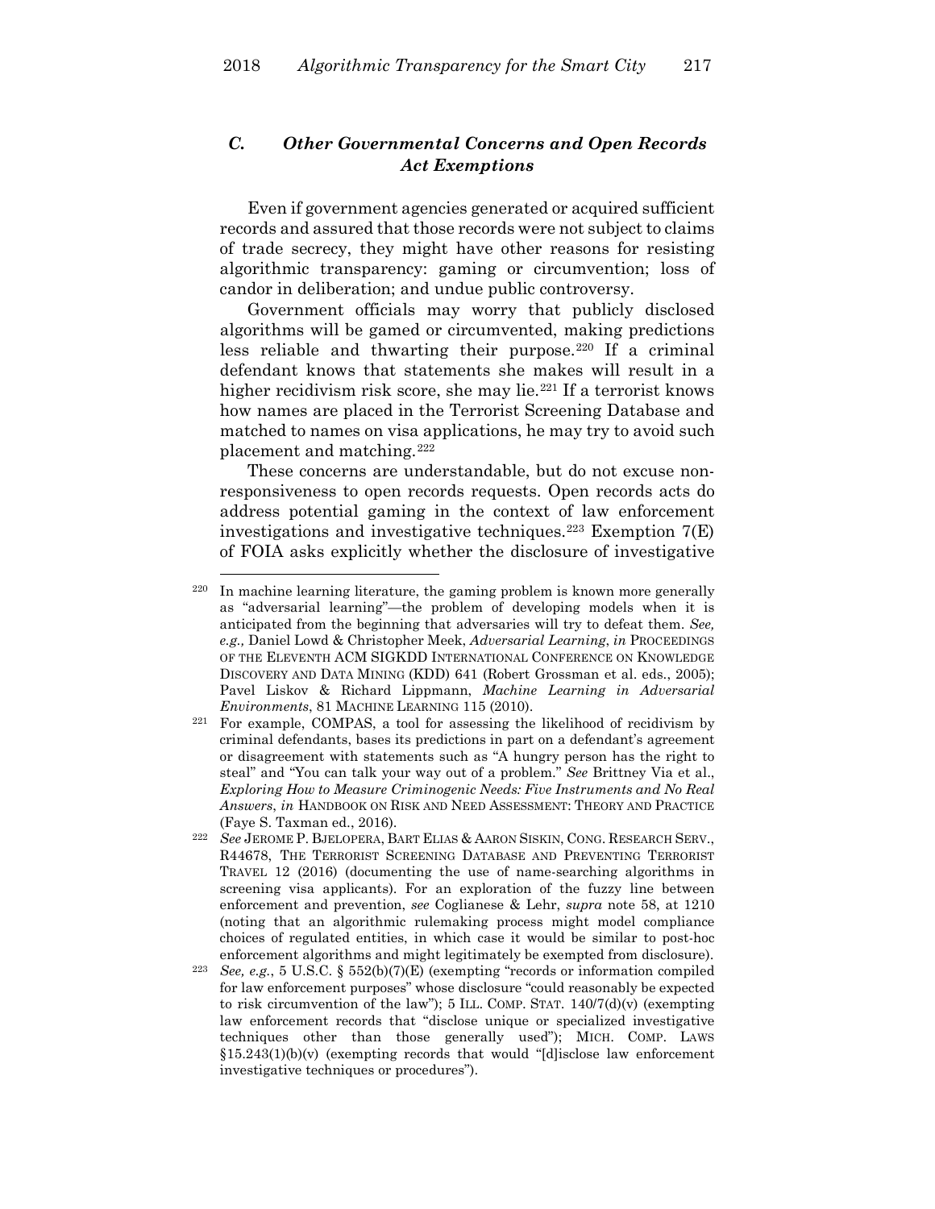### *C. Other Governmental Concerns and Open Records Act Exemptions*

Even if government agencies generated or acquired sufficient records and assured that those records were not subject to claims of trade secrecy, they might have other reasons for resisting algorithmic transparency: gaming or circumvention; loss of candor in deliberation; and undue public controversy.

Government officials may worry that publicly disclosed algorithms will be gamed or circumvented, making predictions less reliable and thwarting their purpose.[220] If a criminal defendant knows that statements she makes will result in a higher recidivism risk score, she may lie.[221] If a terrorist knows how names are placed in the Terrorist Screening Database and matched to names on visa applications, he may try to avoid such placement and matching.[222]

These concerns are understandable, but do not excuse non-responsiveness to open records requests. Open records acts do address potential gaming in the context of law enforcement investigations and investigative techniques.[223] Exemption 7(E) of FOIA asks explicitly whether the disclosure of investigative

---

[220] In machine learning literature, the gaming problem is known more generally as "adversarial learning"—the problem of developing models when it is anticipated from the beginning that adversaries will try to defeat them. *See, e.g.,* Daniel Lowd & Christopher Meek, *Adversarial Learning*, *in* PROCEEDINGS OF THE ELEVENTH ACM SIGKDD INTERNATIONAL CONFERENCE ON KNOWLEDGE DISCOVERY AND DATA MINING (KDD) 641 (Robert Grossman et al. eds., 2005); Pavel Liskov & Richard Lippmann, *Machine Learning in Adversarial Environments*, 81 MACHINE LEARNING 115 (2010).

[221] For example, COMPAS, a tool for assessing the likelihood of recidivism by criminal defendants, bases its predictions in part on a defendant's agreement or disagreement with statements such as "A hungry person has the right to steal" and "You can talk your way out of a problem." *See* Brittney Via et al., *Exploring How to Measure Criminogenic Needs: Five Instruments and No Real Answers*, *in* HANDBOOK ON RISK AND NEED ASSESSMENT: THEORY AND PRACTICE (Faye S. Taxman ed., 2016).

[222] *See* JEROME P. BJELOPERA, BART ELIAS & AARON SISKIN, CONG. RESEARCH SERV., R44678, THE TERRORIST SCREENING DATABASE AND PREVENTING TERRORIST TRAVEL 12 (2016) (documenting the use of name-searching algorithms in screening visa applicants). For an exploration of the fuzzy line between enforcement and prevention, *see* Coglianese & Lehr, *supra* note 58, at 1210 (noting that an algorithmic rulemaking process might model compliance choices of regulated entities, in which case it would be similar to post-hoc enforcement algorithms and might legitimately be exempted from disclosure).

[223] *See, e.g.*, 5 U.S.C. § 552(b)(7)(E) (exempting "records or information compiled for law enforcement purposes" whose disclosure "could reasonably be expected to risk circumvention of the law"); 5 ILL. COMP. STAT. 140/7(d)(v) (exempting law enforcement records that "disclose unique or specialized investigative techniques other than those generally used"); MICH. COMP. LAWS §15.243(1)(b)(v) (exempting records that would "[d]isclose law enforcement investigative techniques or procedures").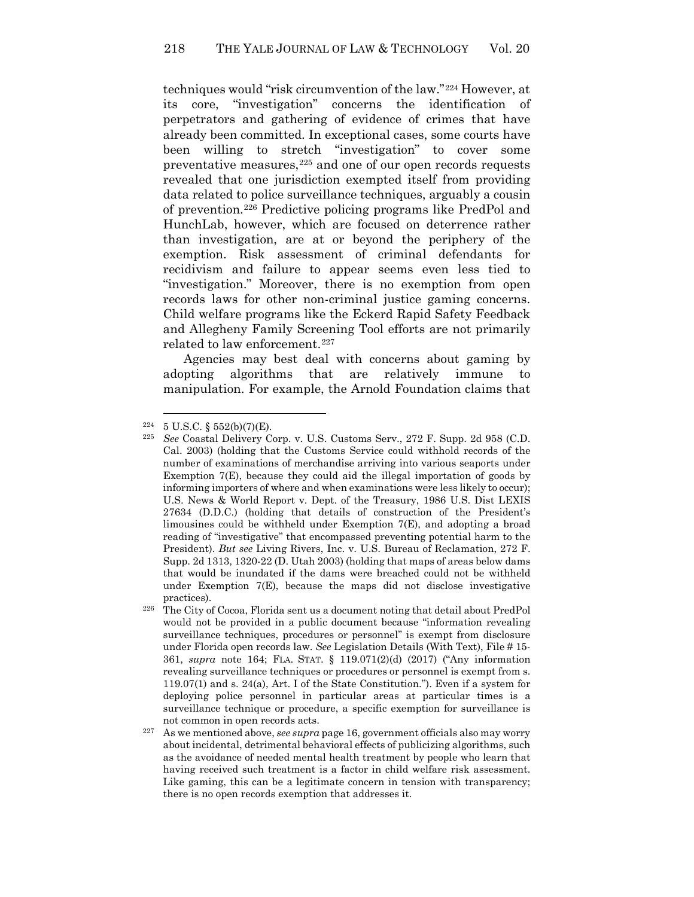techniques would "risk circumvention of the law."[224] However, at its core, "investigation" concerns the identification of perpetrators and gathering of evidence of crimes that have already been committed. In exceptional cases, some courts have been willing to stretch "investigation" to cover some preventative measures,[225] and one of our open records requests revealed that one jurisdiction exempted itself from providing data related to police surveillance techniques, arguably a cousin of prevention.[226] Predictive policing programs like PredPol and HunchLab, however, which are focused on deterrence rather than investigation, are at or beyond the periphery of the exemption. Risk assessment of criminal defendants for recidivism and failure to appear seems even less tied to "investigation." Moreover, there is no exemption from open records laws for other non-criminal justice gaming concerns. Child welfare programs like the Eckerd Rapid Safety Feedback and Allegheny Family Screening Tool efforts are not primarily related to law enforcement.[227]

Agencies may best deal with concerns about gaming by adopting algorithms that are relatively immune to manipulation. For example, the Arnold Foundation claims that

---

[224] 5 U.S.C. § 552(b)(7)(E).

[225] *See* Coastal Delivery Corp. v. U.S. Customs Serv., 272 F. Supp. 2d 958 (C.D. Cal. 2003) (holding that the Customs Service could withhold records of the number of examinations of merchandise arriving into various seaports under Exemption 7(E), because they could aid the illegal importation of goods by informing importers of where and when examinations were less likely to occur); U.S. News & World Report v. Dept. of the Treasury, 1986 U.S. Dist LEXIS 27634 (D.D.C.) (holding that details of construction of the President's limousines could be withheld under Exemption 7(E), and adopting a broad reading of "investigative" that encompassed preventing potential harm to the President). *But see* Living Rivers, Inc. v. U.S. Bureau of Reclamation, 272 F. Supp. 2d 1313, 1320-22 (D. Utah 2003) (holding that maps of areas below dams that would be inundated if the dams were breached could not be withheld under Exemption 7(E), because the maps did not disclose investigative practices).

[226] The City of Cocoa, Florida sent us a document noting that detail about PredPol would not be provided in a public document because "information revealing surveillance techniques, procedures or personnel" is exempt from disclosure under Florida open records law. *See* Legislation Details (With Text), File # 15-361, *supra* note 164; FLA. STAT. § 119.071(2)(d) (2017) ("Any information revealing surveillance techniques or procedures or personnel is exempt from s. 119.07(1) and s. 24(a), Art. I of the State Constitution."). Even if a system for deploying police personnel in particular areas at particular times is a surveillance technique or procedure, a specific exemption for surveillance is not common in open records acts.

[227] As we mentioned above, *see supra* page 16, government officials also may worry about incidental, detrimental behavioral effects of publicizing algorithms, such as the avoidance of needed mental health treatment by people who learn that having received such treatment is a factor in child welfare risk assessment. Like gaming, this can be a legitimate concern in tension with transparency; there is no open records exemption that addresses it.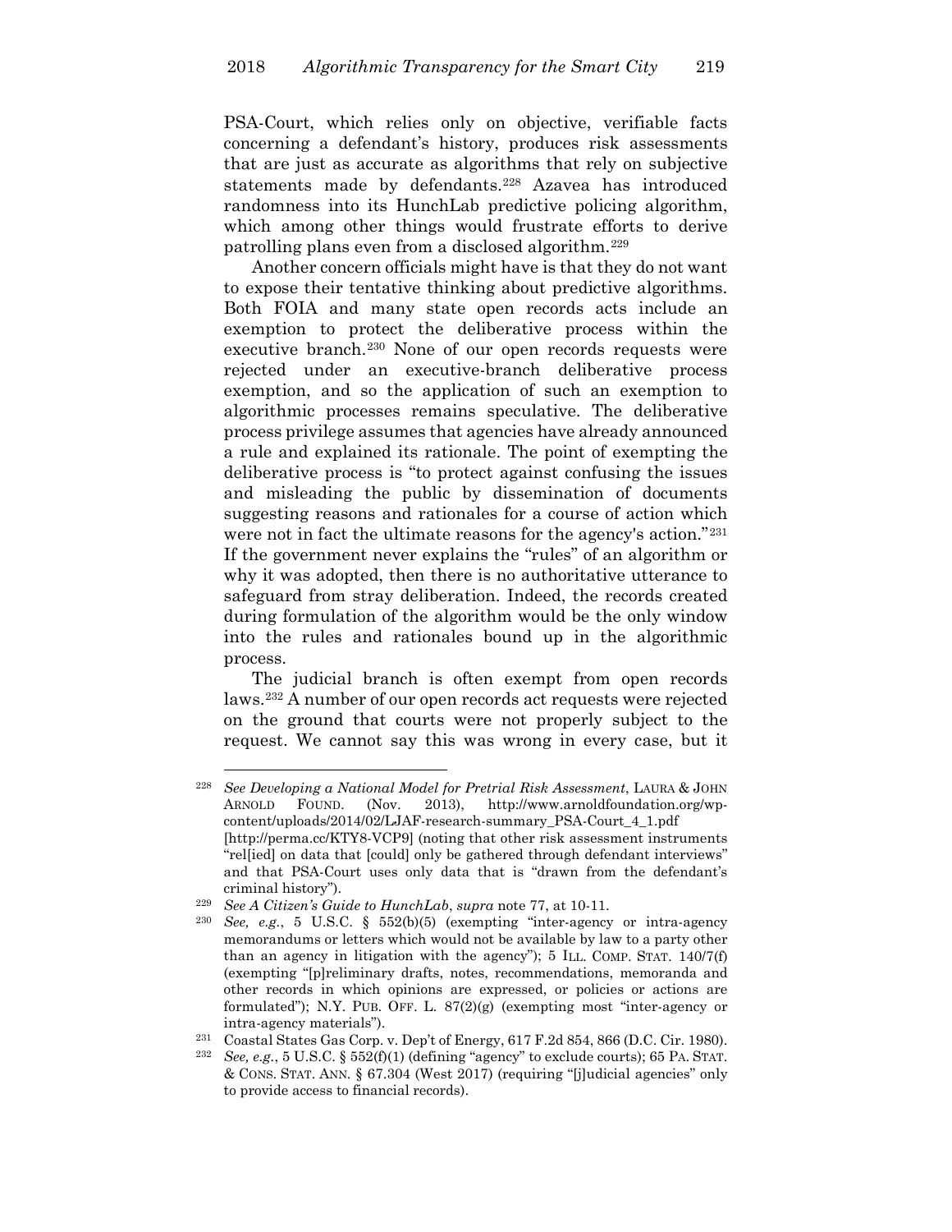PSA-Court, which relies only on objective, verifiable facts concerning a defendant's history, produces risk assessments that are just as accurate as algorithms that rely on subjective statements made by defendants.[228] Azavea has introduced randomness into its HunchLab predictive policing algorithm, which among other things would frustrate efforts to derive patrolling plans even from a disclosed algorithm.[229]

Another concern officials might have is that they do not want to expose their tentative thinking about predictive algorithms. Both FOIA and many state open records acts include an exemption to protect the deliberative process within the executive branch.[230] None of our open records requests were rejected under an executive-branch deliberative process exemption, and so the application of such an exemption to algorithmic processes remains speculative. The deliberative process privilege assumes that agencies have already announced a rule and explained its rationale. The point of exempting the deliberative process is "to protect against confusing the issues and misleading the public by dissemination of documents suggesting reasons and rationales for a course of action which were not in fact the ultimate reasons for the agency's action."[231] If the government never explains the "rules" of an algorithm or why it was adopted, then there is no authoritative utterance to safeguard from stray deliberation. Indeed, the records created during formulation of the algorithm would be the only window into the rules and rationales bound up in the algorithmic process.

The judicial branch is often exempt from open records laws.[232] A number of our open records act requests were rejected on the ground that courts were not properly subject to the request. We cannot say this was wrong in every case, but it

---

[228] *See Developing a National Model for Pretrial Risk Assessment*, LAURA & JOHN ARNOLD FOUND. (Nov. 2013), http://www.arnoldfoundation.org/wp-content/uploads/2014/02/LJAF-research-summary_PSA-Court_4_1.pdf [http://perma.cc/KTY8-VCP9] (noting that other risk assessment instruments "rel[ied] on data that [could] only be gathered through defendant interviews" and that PSA-Court uses only data that is "drawn from the defendant's criminal history").

[229] *See A Citizen's Guide to HunchLab*, *supra* note 77, at 10-11.

[230] *See, e.g.*, 5 U.S.C. § 552(b)(5) (exempting "inter-agency or intra-agency memorandums or letters which would not be available by law to a party other than an agency in litigation with the agency"); 5 ILL. COMP. STAT. 140/7(f) (exempting "[p]reliminary drafts, notes, recommendations, memoranda and other records in which opinions are expressed, or policies or actions are formulated"); N.Y. PUB. OFF. L. 87(2)(g) (exempting most "inter-agency or intra-agency materials").

[231] Coastal States Gas Corp. v. Dep't of Energy, 617 F.2d 854, 866 (D.C. Cir. 1980).

[232] *See, e.g.*, 5 U.S.C. § 552(f)(1) (defining "agency" to exclude courts); 65 PA. STAT. & CONS. STAT. ANN. § 67.304 (West 2017) (requiring "[j]udicial agencies" only to provide access to financial records).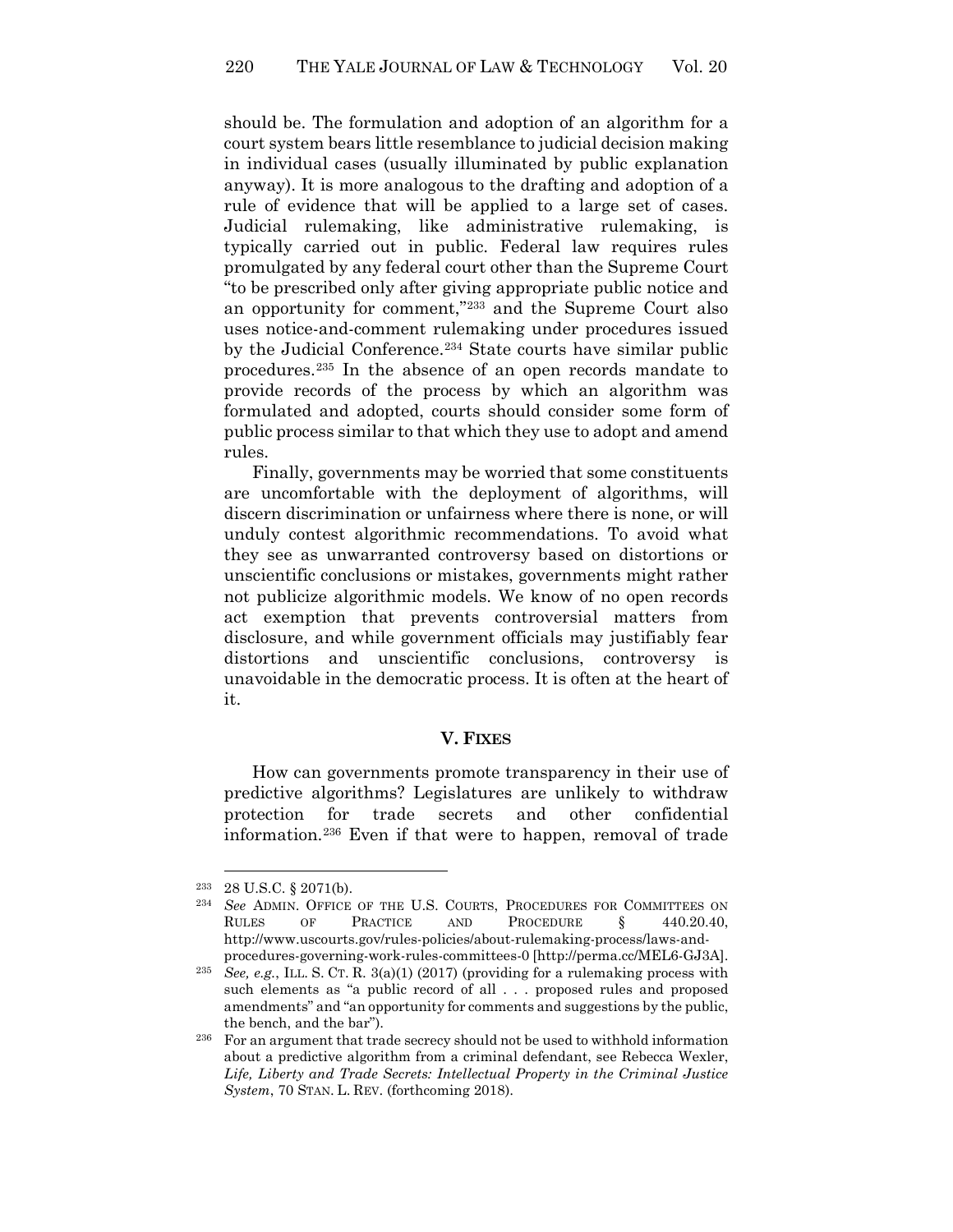should be. The formulation and adoption of an algorithm for a court system bears little resemblance to judicial decision making in individual cases (usually illuminated by public explanation anyway). It is more analogous to the drafting and adoption of a rule of evidence that will be applied to a large set of cases. Judicial rulemaking, like administrative rulemaking, is typically carried out in public. Federal law requires rules promulgated by any federal court other than the Supreme Court "to be prescribed only after giving appropriate public notice and an opportunity for comment,"[233] and the Supreme Court also uses notice-and-comment rulemaking under procedures issued by the Judicial Conference.[234] State courts have similar public procedures.[235] In the absence of an open records mandate to provide records of the process by which an algorithm was formulated and adopted, courts should consider some form of public process similar to that which they use to adopt and amend rules.

Finally, governments may be worried that some constituents are uncomfortable with the deployment of algorithms, will discern discrimination or unfairness where there is none, or will unduly contest algorithmic recommendations. To avoid what they see as unwarranted controversy based on distortions or unscientific conclusions or mistakes, governments might rather not publicize algorithmic models. We know of no open records act exemption that prevents controversial matters from disclosure, and while government officials may justifiably fear distortions and unscientific conclusions, controversy is unavoidable in the democratic process. It is often at the heart of it.

## V. FIXES

How can governments promote transparency in their use of predictive algorithms? Legislatures are unlikely to withdraw protection for trade secrets and other confidential information.[236] Even if that were to happen, removal of trade

---

[233] 28 U.S.C. § 2071(b).

[234] *See* ADMIN. OFFICE OF THE U.S. COURTS, PROCEDURES FOR COMMITTEES ON RULES OF PRACTICE AND PROCEDURE § 440.20.40, http://www.uscourts.gov/rules-policies/about-rulemaking-process/laws-and-procedures-governing-work-rules-committees-0 [http://perma.cc/MEL6-GJ3A].

[235] *See, e.g.*, ILL. S. CT. R. 3(a)(1) (2017) (providing for a rulemaking process with such elements as "a public record of all . . . proposed rules and proposed amendments" and "an opportunity for comments and suggestions by the public, the bench, and the bar").

[236] For an argument that trade secrecy should not be used to withhold information about a predictive algorithm from a criminal defendant, see Rebecca Wexler, *Life, Liberty and Trade Secrets: Intellectual Property in the Criminal Justice System*, 70 STAN. L. REV. (forthcoming 2018).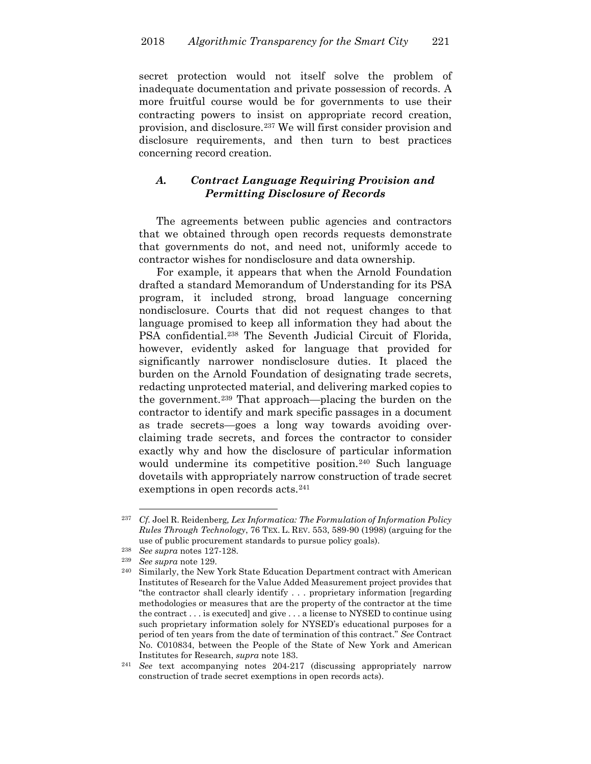secret protection would not itself solve the problem of inadequate documentation and private possession of records. A more fruitful course would be for governments to use their contracting powers to insist on appropriate record creation, provision, and disclosure.[237] We will first consider provision and disclosure requirements, and then turn to best practices concerning record creation.

### *A. Contract Language Requiring Provision and Permitting Disclosure of Records*

The agreements between public agencies and contractors that we obtained through open records requests demonstrate that governments do not, and need not, uniformly accede to contractor wishes for nondisclosure and data ownership.

For example, it appears that when the Arnold Foundation drafted a standard Memorandum of Understanding for its PSA program, it included strong, broad language concerning nondisclosure. Courts that did not request changes to that language promised to keep all information they had about the PSA confidential.[238] The Seventh Judicial Circuit of Florida, however, evidently asked for language that provided for significantly narrower nondisclosure duties. It placed the burden on the Arnold Foundation of designating trade secrets, redacting unprotected material, and delivering marked copies to the government.[239] That approach—placing the burden on the contractor to identify and mark specific passages in a document as trade secrets—goes a long way towards avoiding over-claiming trade secrets, and forces the contractor to consider exactly why and how the disclosure of particular information would undermine its competitive position.[240] Such language dovetails with appropriately narrow construction of trade secret exemptions in open records acts.[241]

---

[237] *Cf.* Joel R. Reidenberg, *Lex Informatica: The Formulation of Information Policy Rules Through Technology*, 76 TEX. L. REV. 553, 589-90 (1998) (arguing for the use of public procurement standards to pursue policy goals).

[238] *See supra* notes 127-128.

[239] *See supra* note 129.

[240] Similarly, the New York State Education Department contract with American Institutes of Research for the Value Added Measurement project provides that "the contractor shall clearly identify . . . proprietary information [regarding methodologies or measures that are the property of the contractor at the time the contract . . . is executed] and give . . . a license to NYSED to continue using such proprietary information solely for NYSED's educational purposes for a period of ten years from the date of termination of this contract." *See* Contract No. C010834, between the People of the State of New York and American Institutes for Research, *supra* note 183.

[241] *See* text accompanying notes 204-217 (discussing appropriately narrow construction of trade secret exemptions in open records acts).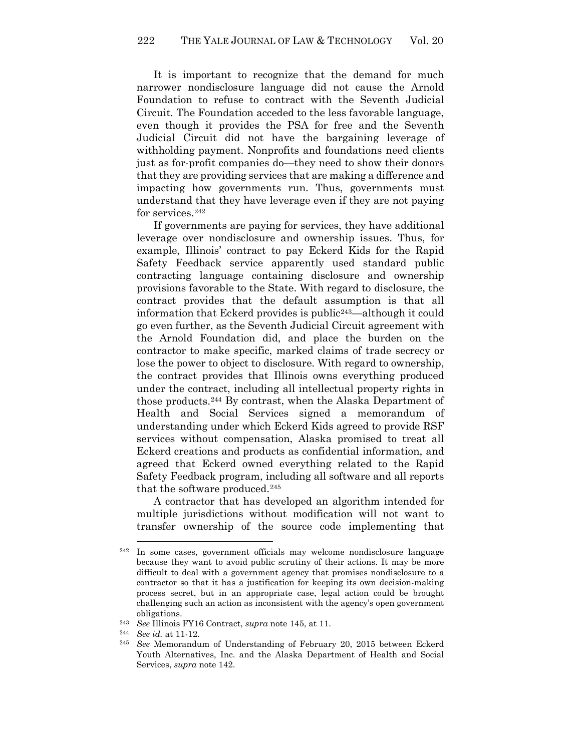It is important to recognize that the demand for much narrower nondisclosure language did not cause the Arnold Foundation to refuse to contract with the Seventh Judicial Circuit. The Foundation acceded to the less favorable language, even though it provides the PSA for free and the Seventh Judicial Circuit did not have the bargaining leverage of withholding payment. Nonprofits and foundations need clients just as for-profit companies do—they need to show their donors that they are providing services that are making a difference and impacting how governments run. Thus, governments must understand that they have leverage even if they are not paying for services.[242]

If governments are paying for services, they have additional leverage over nondisclosure and ownership issues. Thus, for example, Illinois' contract to pay Eckerd Kids for the Rapid Safety Feedback service apparently used standard public contracting language containing disclosure and ownership provisions favorable to the State. With regard to disclosure, the contract provides that the default assumption is that all information that Eckerd provides is public[243]—although it could go even further, as the Seventh Judicial Circuit agreement with the Arnold Foundation did, and place the burden on the contractor to make specific, marked claims of trade secrecy or lose the power to object to disclosure. With regard to ownership, the contract provides that Illinois owns everything produced under the contract, including all intellectual property rights in those products.[244] By contrast, when the Alaska Department of Health and Social Services signed a memorandum of understanding under which Eckerd Kids agreed to provide RSF services without compensation, Alaska promised to treat all Eckerd creations and products as confidential information, and agreed that Eckerd owned everything related to the Rapid Safety Feedback program, including all software and all reports that the software produced.[245]

A contractor that has developed an algorithm intended for multiple jurisdictions without modification will not want to transfer ownership of the source code implementing that

---

[242] In some cases, government officials may welcome nondisclosure language because they want to avoid public scrutiny of their actions. It may be more difficult to deal with a government agency that promises nondisclosure to a contractor so that it has a justification for keeping its own decision-making process secret, but in an appropriate case, legal action could be brought challenging such an action as inconsistent with the agency's open government obligations.

[243] *See* Illinois FY16 Contract, *supra* note 145, at 11.

[244] *See id.* at 11-12.

[245] *See* Memorandum of Understanding of February 20, 2015 between Eckerd Youth Alternatives, Inc. and the Alaska Department of Health and Social Services, *supra* note 142.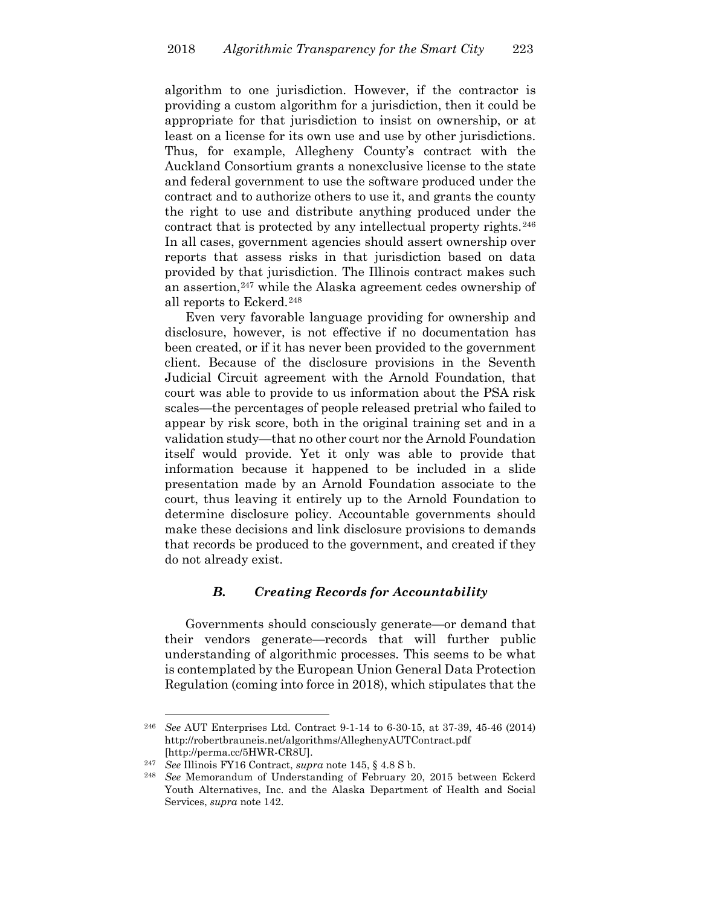algorithm to one jurisdiction. However, if the contractor is providing a custom algorithm for a jurisdiction, then it could be appropriate for that jurisdiction to insist on ownership, or at least on a license for its own use and use by other jurisdictions. Thus, for example, Allegheny County's contract with the Auckland Consortium grants a nonexclusive license to the state and federal government to use the software produced under the contract and to authorize others to use it, and grants the county the right to use and distribute anything produced under the contract that is protected by any intellectual property rights.[246] In all cases, government agencies should assert ownership over reports that assess risks in that jurisdiction based on data provided by that jurisdiction. The Illinois contract makes such an assertion,[247] while the Alaska agreement cedes ownership of all reports to Eckerd.[248]

Even very favorable language providing for ownership and disclosure, however, is not effective if no documentation has been created, or if it has never been provided to the government client. Because of the disclosure provisions in the Seventh Judicial Circuit agreement with the Arnold Foundation, that court was able to provide to us information about the PSA risk scales—the percentages of people released pretrial who failed to appear by risk score, both in the original training set and in a validation study—that no other court nor the Arnold Foundation itself would provide. Yet it only was able to provide that information because it happened to be included in a slide presentation made by an Arnold Foundation associate to the court, thus leaving it entirely up to the Arnold Foundation to determine disclosure policy. Accountable governments should make these decisions and link disclosure provisions to demands that records be produced to the government, and created if they do not already exist.

### *B. Creating Records for Accountability*

Governments should consciously generate—or demand that their vendors generate—records that will further public understanding of algorithmic processes. This seems to be what is contemplated by the European Union General Data Protection Regulation (coming into force in 2018), which stipulates that the

---

[246] *See* AUT Enterprises Ltd. Contract 9-1-14 to 6-30-15, at 37-39, 45-46 (2014) http://robertbrauneis.net/algorithms/AlleghenyAUTContract.pdf [http://perma.cc/5HWR-CR8U].

[247] *See* Illinois FY16 Contract, *supra* note 145, § 4.8 S b.

[248] *See* Memorandum of Understanding of February 20, 2015 between Eckerd Youth Alternatives, Inc. and the Alaska Department of Health and Social Services, *supra* note 142.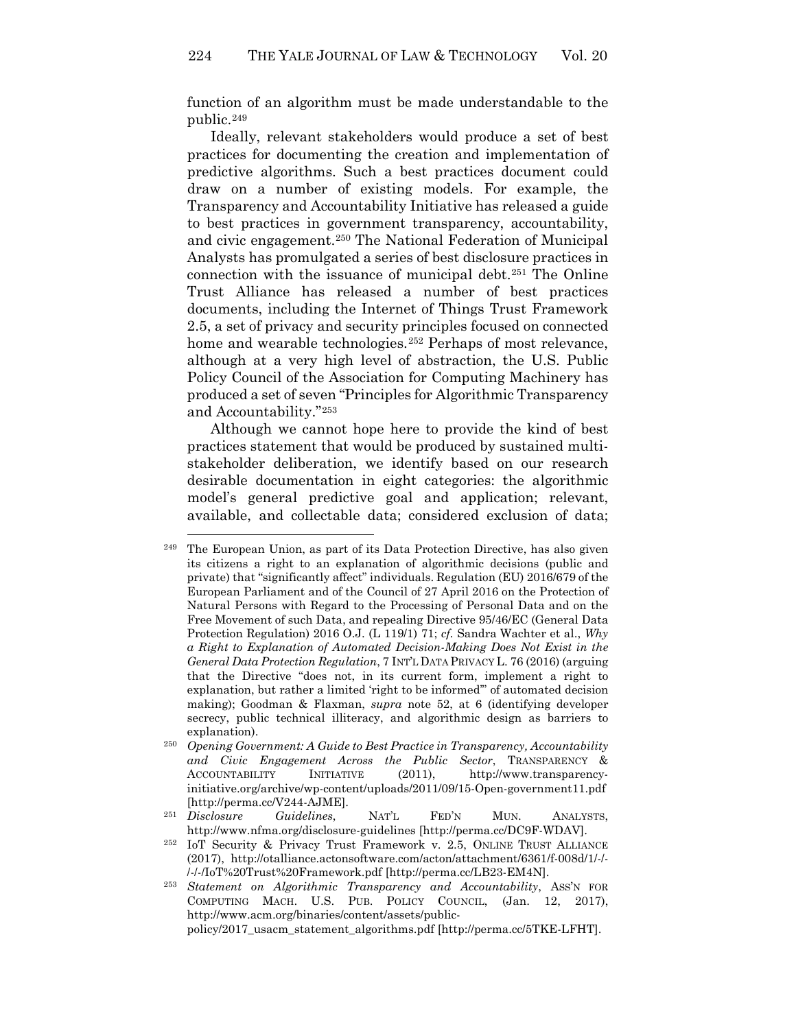function of an algorithm must be made understandable to the public.[249]

Ideally, relevant stakeholders would produce a set of best practices for documenting the creation and implementation of predictive algorithms. Such a best practices document could draw on a number of existing models. For example, the Transparency and Accountability Initiative has released a guide to best practices in government transparency, accountability, and civic engagement.[250] The National Federation of Municipal Analysts has promulgated a series of best disclosure practices in connection with the issuance of municipal debt.[251] The Online Trust Alliance has released a number of best practices documents, including the Internet of Things Trust Framework 2.5, a set of privacy and security principles focused on connected home and wearable technologies.[252] Perhaps of most relevance, although at a very high level of abstraction, the U.S. Public Policy Council of the Association for Computing Machinery has produced a set of seven "Principles for Algorithmic Transparency and Accountability."[253]

Although we cannot hope here to provide the kind of best practices statement that would be produced by sustained multi-stakeholder deliberation, we identify based on our research desirable documentation in eight categories: the algorithmic model's general predictive goal and application; relevant, available, and collectable data; considered exclusion of data;

---

[249] The European Union, as part of its Data Protection Directive, has also given its citizens a right to an explanation of algorithmic decisions (public and private) that "significantly affect" individuals. Regulation (EU) 2016/679 of the European Parliament and of the Council of 27 April 2016 on the Protection of Natural Persons with Regard to the Processing of Personal Data and on the Free Movement of such Data, and repealing Directive 95/46/EC (General Data Protection Regulation) 2016 O.J. (L 119/1) 71; *cf.* Sandra Wachter et al., *Why a Right to Explanation of Automated Decision-Making Does Not Exist in the General Data Protection Regulation*, 7 INT'L DATA PRIVACY L. 76 (2016) (arguing that the Directive "does not, in its current form, implement a right to explanation, but rather a limited 'right to be informed'" of automated decision making); Goodman & Flaxman, *supra* note 52, at 6 (identifying developer secrecy, public technical illiteracy, and algorithmic design as barriers to explanation).

[250] *Opening Government: A Guide to Best Practice in Transparency, Accountability and Civic Engagement Across the Public Sector*, TRANSPARENCY & ACCOUNTABILITY INITIATIVE (2011), http://www.transparency-initiative.org/archive/wp-content/uploads/2011/09/15-Open-government11.pdf [http://perma.cc/V244-AJME].

[251] *Disclosure Guidelines*, NAT'L FED'N MUN. ANALYSTS, http://www.nfma.org/disclosure-guidelines [http://perma.cc/DC9F-WDAV].

[252] IoT Security & Privacy Trust Framework v. 2.5, ONLINE TRUST ALLIANCE (2017), http://otalliance.actonsoftware.com/acton/attachment/6361/f-008d/1/-/-/-/-/IoT%20Trust%20Framework.pdf [http://perma.cc/LB23-EM4N].

[253] *Statement on Algorithmic Transparency and Accountability*, ASS'N FOR COMPUTING MACH. U.S. PUB. POLICY COUNCIL, (Jan. 12, 2017), http://www.acm.org/binaries/content/assets/public-policy/2017_usacm_statement_algorithms.pdf [http://perma.cc/5TKE-LFHT].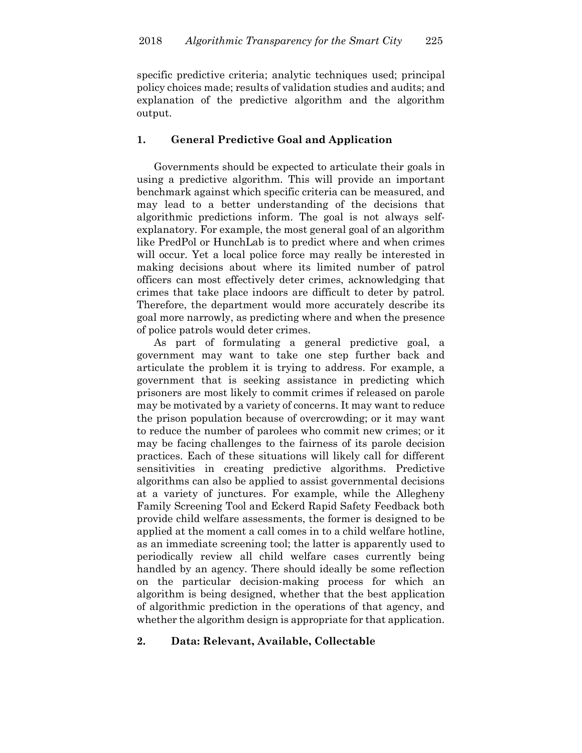specific predictive criteria; analytic techniques used; principal policy choices made; results of validation studies and audits; and explanation of the predictive algorithm and the algorithm output.

### 1. General Predictive Goal and Application

Governments should be expected to articulate their goals in using a predictive algorithm. This will provide an important benchmark against which specific criteria can be measured, and may lead to a better understanding of the decisions that algorithmic predictions inform. The goal is not always self-explanatory. For example, the most general goal of an algorithm like PredPol or HunchLab is to predict where and when crimes will occur. Yet a local police force may really be interested in making decisions about where its limited number of patrol officers can most effectively deter crimes, acknowledging that crimes that take place indoors are difficult to deter by patrol. Therefore, the department would more accurately describe its goal more narrowly, as predicting where and when the presence of police patrols would deter crimes.

As part of formulating a general predictive goal, a government may want to take one step further back and articulate the problem it is trying to address. For example, a government that is seeking assistance in predicting which prisoners are most likely to commit crimes if released on parole may be motivated by a variety of concerns. It may want to reduce the prison population because of overcrowding; or it may want to reduce the number of parolees who commit new crimes; or it may be facing challenges to the fairness of its parole decision practices. Each of these situations will likely call for different sensitivities in creating predictive algorithms. Predictive algorithms can also be applied to assist governmental decisions at a variety of junctures. For example, while the Allegheny Family Screening Tool and Eckerd Rapid Safety Feedback both provide child welfare assessments, the former is designed to be applied at the moment a call comes in to a child welfare hotline, as an immediate screening tool; the latter is apparently used to periodically review all child welfare cases currently being handled by an agency. There should ideally be some reflection on the particular decision-making process for which an algorithm is being designed, whether that the best application of algorithmic prediction in the operations of that agency, and whether the algorithm design is appropriate for that application.

### 2. Data: Relevant, Available, Collectable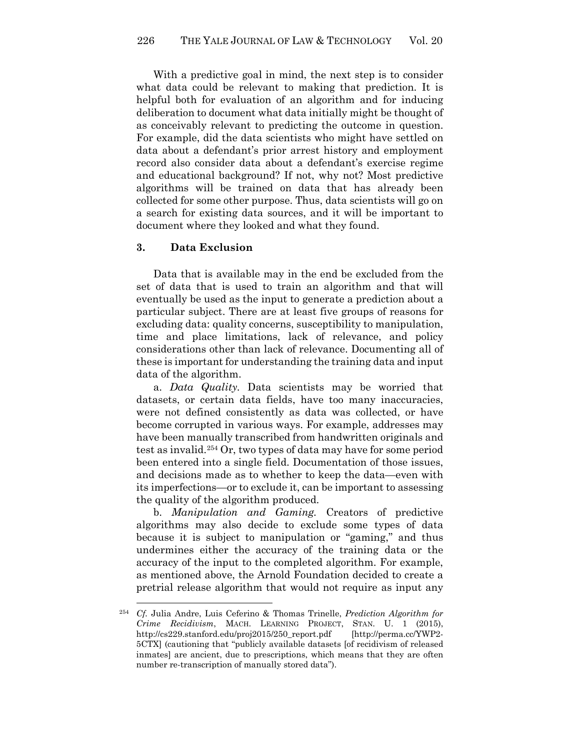With a predictive goal in mind, the next step is to consider what data could be relevant to making that prediction. It is helpful both for evaluation of an algorithm and for inducing deliberation to document what data initially might be thought of as conceivably relevant to predicting the outcome in question. For example, did the data scientists who might have settled on data about a defendant's prior arrest history and employment record also consider data about a defendant's exercise regime and educational background? If not, why not? Most predictive algorithms will be trained on data that has already been collected for some other purpose. Thus, data scientists will go on a search for existing data sources, and it will be important to document where they looked and what they found.

### 3. Data Exclusion

Data that is available may in the end be excluded from the set of data that is used to train an algorithm and that will eventually be used as the input to generate a prediction about a particular subject. There are at least five groups of reasons for excluding data: quality concerns, susceptibility to manipulation, time and place limitations, lack of relevance, and policy considerations other than lack of relevance. Documenting all of these is important for understanding the training data and input data of the algorithm.

a. *Data Quality.* Data scientists may be worried that datasets, or certain data fields, have too many inaccuracies, were not defined consistently as data was collected, or have become corrupted in various ways. For example, addresses may have been manually transcribed from handwritten originals and test as invalid.[254] Or, two types of data may have for some period been entered into a single field. Documentation of those issues, and decisions made as to whether to keep the data—even with its imperfections—or to exclude it, can be important to assessing the quality of the algorithm produced.

b. *Manipulation and Gaming.* Creators of predictive algorithms may also decide to exclude some types of data because it is subject to manipulation or "gaming," and thus undermines either the accuracy of the training data or the accuracy of the input to the completed algorithm. For example, as mentioned above, the Arnold Foundation decided to create a pretrial release algorithm that would not require as input any

---

[254] *Cf.* Julia Andre, Luis Ceferino & Thomas Trinelle, *Prediction Algorithm for Crime Recidivism*, MACH. LEARNING PROJECT, STAN. U. 1 (2015), http://cs229.stanford.edu/proj2015/250_report.pdf [http://perma.cc/YWP2-5CTX] (cautioning that "publicly available datasets [of recidivism of released inmates] are ancient, due to prescriptions, which means that they are often number re-transcription of manually stored data").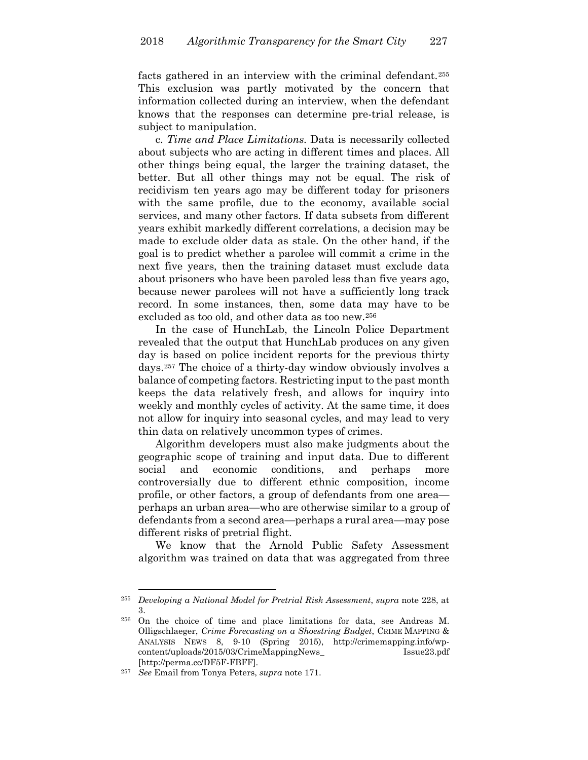facts gathered in an interview with the criminal defendant.[255] This exclusion was partly motivated by the concern that information collected during an interview, when the defendant knows that the responses can determine pre-trial release, is subject to manipulation.

c. *Time and Place Limitations.* Data is necessarily collected about subjects who are acting in different times and places. All other things being equal, the larger the training dataset, the better. But all other things may not be equal. The risk of recidivism ten years ago may be different today for prisoners with the same profile, due to the economy, available social services, and many other factors. If data subsets from different years exhibit markedly different correlations, a decision may be made to exclude older data as stale. On the other hand, if the goal is to predict whether a parolee will commit a crime in the next five years, then the training dataset must exclude data about prisoners who have been paroled less than five years ago, because newer parolees will not have a sufficiently long track record. In some instances, then, some data may have to be excluded as too old, and other data as too new.[256]

In the case of HunchLab, the Lincoln Police Department revealed that the output that HunchLab produces on any given day is based on police incident reports for the previous thirty days.[257] The choice of a thirty-day window obviously involves a balance of competing factors. Restricting input to the past month keeps the data relatively fresh, and allows for inquiry into weekly and monthly cycles of activity. At the same time, it does not allow for inquiry into seasonal cycles, and may lead to very thin data on relatively uncommon types of crimes.

Algorithm developers must also make judgments about the geographic scope of training and input data. Due to different social and economic conditions, and perhaps more controversially due to different ethnic composition, income profile, or other factors, a group of defendants from one area—perhaps an urban area—who are otherwise similar to a group of defendants from a second area—perhaps a rural area—may pose different risks of pretrial flight.

We know that the Arnold Public Safety Assessment algorithm was trained on data that was aggregated from three

---

[255] *Developing a National Model for Pretrial Risk Assessment*, *supra* note 228, at 3.

[256] On the choice of time and place limitations for data, see Andreas M. Olligschlaeger, *Crime Forecasting on a Shoestring Budget*, CRIME MAPPING & ANALYSIS NEWS 8, 9-10 (Spring 2015), http://crimemapping.info/wp-content/uploads/2015/03/CrimeMappingNews_Issue23.pdf [http://perma.cc/DF5F-FBFF].

[257] *See* Email from Tonya Peters, *supra* note 171.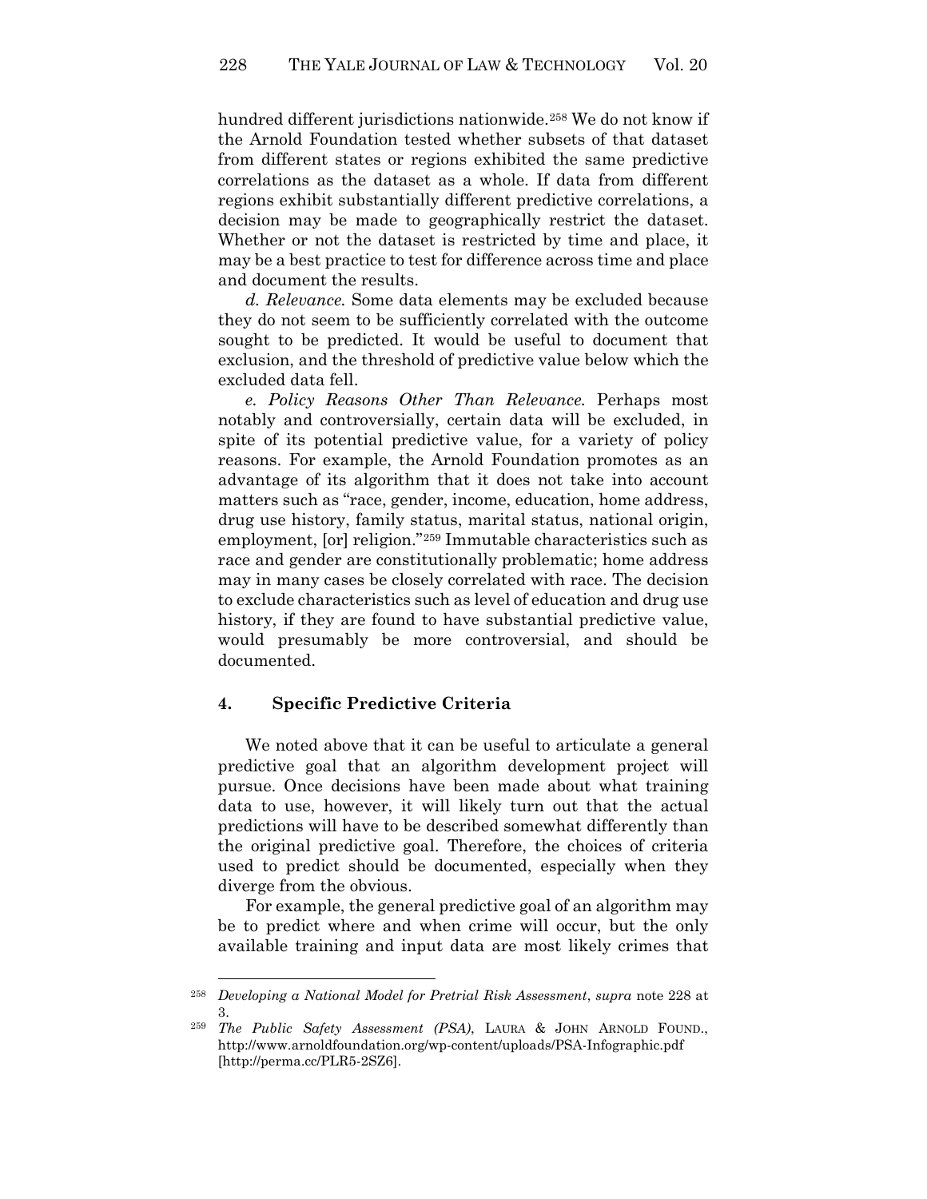hundred different jurisdictions nationwide.[258] We do not know if the Arnold Foundation tested whether subsets of that dataset from different states or regions exhibited the same predictive correlations as the dataset as a whole. If data from different regions exhibit substantially different predictive correlations, a decision may be made to geographically restrict the dataset. Whether or not the dataset is restricted by time and place, it may be a best practice to test for difference across time and place and document the results.

*d. Relevance.* Some data elements may be excluded because they do not seem to be sufficiently correlated with the outcome sought to be predicted. It would be useful to document that exclusion, and the threshold of predictive value below which the excluded data fell.

*e. Policy Reasons Other Than Relevance.* Perhaps most notably and controversially, certain data will be excluded, in spite of its potential predictive value, for a variety of policy reasons. For example, the Arnold Foundation promotes as an advantage of its algorithm that it does not take into account matters such as "race, gender, income, education, home address, drug use history, family status, marital status, national origin, employment, [or] religion."[259] Immutable characteristics such as race and gender are constitutionally problematic; home address may in many cases be closely correlated with race. The decision to exclude characteristics such as level of education and drug use history, if they are found to have substantial predictive value, would presumably be more controversial, and should be documented.

### 4. Specific Predictive Criteria

We noted above that it can be useful to articulate a general predictive goal that an algorithm development project will pursue. Once decisions have been made about what training data to use, however, it will likely turn out that the actual predictions will have to be described somewhat differently than the original predictive goal. Therefore, the choices of criteria used to predict should be documented, especially when they diverge from the obvious.

For example, the general predictive goal of an algorithm may be to predict where and when crime will occur, but the only available training and input data are most likely crimes that

---

[258] *Developing a National Model for Pretrial Risk Assessment*, *supra* note 228 at 3.

[259] *The Public Safety Assessment (PSA)*, LAURA & JOHN ARNOLD FOUND., http://www.arnoldfoundation.org/wp-content/uploads/PSA-Infographic.pdf [http://perma.cc/PLR5-2SZ6].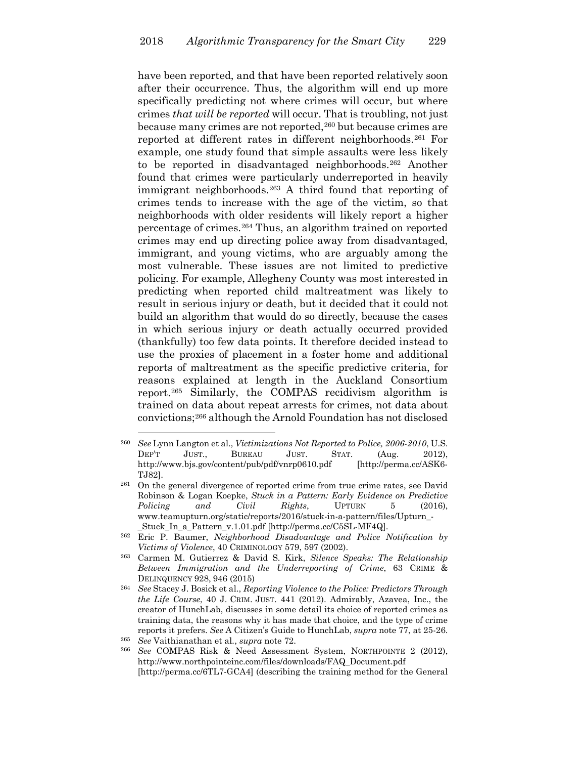have been reported, and that have been reported relatively soon after their occurrence. Thus, the algorithm will end up more specifically predicting not where crimes will occur, but where crimes *that will be reported* will occur. That is troubling, not just because many crimes are not reported,[260] but because crimes are reported at different rates in different neighborhoods.[261] For example, one study found that simple assaults were less likely to be reported in disadvantaged neighborhoods.[262] Another found that crimes were particularly underreported in heavily immigrant neighborhoods.[263] A third found that reporting of crimes tends to increase with the age of the victim, so that neighborhoods with older residents will likely report a higher percentage of crimes.[264] Thus, an algorithm trained on reported crimes may end up directing police away from disadvantaged, immigrant, and young victims, who are arguably among the most vulnerable. These issues are not limited to predictive policing. For example, Allegheny County was most interested in predicting when reported child maltreatment was likely to result in serious injury or death, but it decided that it could not build an algorithm that would do so directly, because the cases in which serious injury or death actually occurred provided (thankfully) too few data points. It therefore decided instead to use the proxies of placement in a foster home and additional reports of maltreatment as the specific predictive criteria, for reasons explained at length in the Auckland Consortium report.[265] Similarly, the COMPAS recidivism algorithm is trained on data about repeat arrests for crimes, not data about convictions;[266] although the Arnold Foundation has not disclosed

---

[260] *See* Lynn Langton et al., *Victimizations Not Reported to Police, 2006-2010*, U.S. DEP'T JUST., BUREAU JUST. STAT. (Aug. 2012), http://www.bjs.gov/content/pub/pdf/vnrp0610.pdf [http://perma.cc/ASK6-TJ82].

[261] On the general divergence of reported crime from true crime rates, see David Robinson & Logan Koepke, *Stuck in a Pattern: Early Evidence on Predictive Policing and Civil Rights*, UPTURN 5 (2016), www.teamupturn.org/static/reports/2016/stuck-in-a-pattern/files/Upturn_-_Stuck_In_a_Pattern_v.1.01.pdf [http://perma.cc/C5SL-MF4Q].

[262] Eric P. Baumer, *Neighborhood Disadvantage and Police Notification by Victims of Violence*, 40 CRIMINOLOGY 579, 597 (2002).

[263] Carmen M. Gutierrez & David S. Kirk, *Silence Speaks: The Relationship Between Immigration and the Underreporting of Crime*, 63 CRIME & DELINQUENCY 928, 946 (2015)

[264] *See* Stacey J. Bosick et al., *Reporting Violence to the Police: Predictors Through the Life Course*, 40 J. CRIM. JUST. 441 (2012). Admirably, Azavea, Inc., the creator of HunchLab, discusses in some detail its choice of reported crimes as training data, the reasons why it has made that choice, and the type of crime reports it prefers. *See* A Citizen's Guide to HunchLab, *supra* note 77, at 25-26.

[265] *See* Vaithianathan et al., *supra* note 72.

[266] *See* COMPAS Risk & Need Assessment System, NORTHPOINTE 2 (2012), http://www.northpointeinc.com/files/downloads/FAQ_Document.pdf [http://perma.cc/6TL7-GCA4] (describing the training method for the General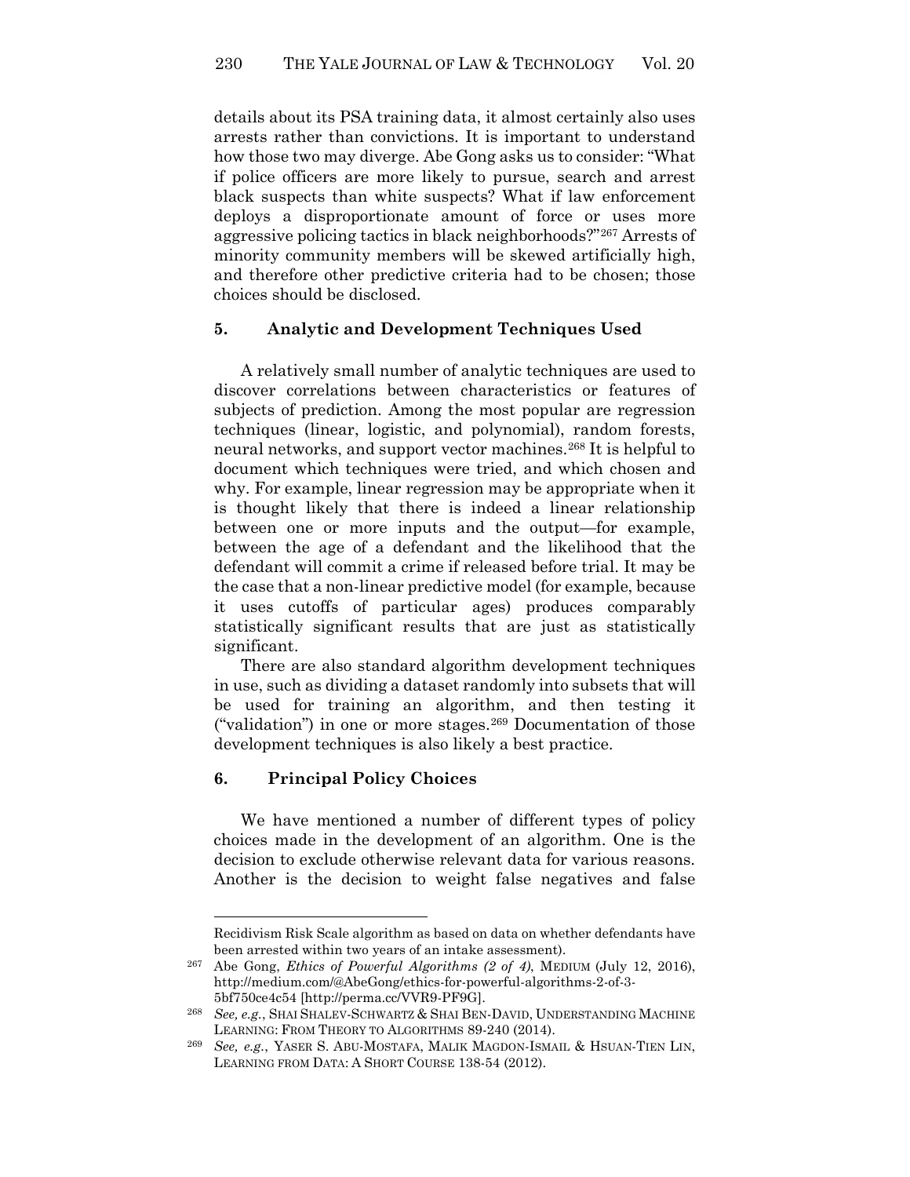details about its PSA training data, it almost certainly also uses arrests rather than convictions. It is important to understand how those two may diverge. Abe Gong asks us to consider: "What if police officers are more likely to pursue, search and arrest black suspects than white suspects? What if law enforcement deploys a disproportionate amount of force or uses more aggressive policing tactics in black neighborhoods?"[267] Arrests of minority community members will be skewed artificially high, and therefore other predictive criteria had to be chosen; those choices should be disclosed.

### 5. Analytic and Development Techniques Used

A relatively small number of analytic techniques are used to discover correlations between characteristics or features of subjects of prediction. Among the most popular are regression techniques (linear, logistic, and polynomial), random forests, neural networks, and support vector machines.[268] It is helpful to document which techniques were tried, and which chosen and why. For example, linear regression may be appropriate when it is thought likely that there is indeed a linear relationship between one or more inputs and the output—for example, between the age of a defendant and the likelihood that the defendant will commit a crime if released before trial. It may be the case that a non-linear predictive model (for example, because it uses cutoffs of particular ages) produces comparably statistically significant results that are just as statistically significant.

There are also standard algorithm development techniques in use, such as dividing a dataset randomly into subsets that will be used for training an algorithm, and then testing it ("validation") in one or more stages.[269] Documentation of those development techniques is also likely a best practice.

### 6. Principal Policy Choices

We have mentioned a number of different types of policy choices made in the development of an algorithm. One is the decision to exclude otherwise relevant data for various reasons. Another is the decision to weight false negatives and false

---

Recidivism Risk Scale algorithm as based on data on whether defendants have been arrested within two years of an intake assessment).

[267] Abe Gong, *Ethics of Powerful Algorithms (2 of 4)*, MEDIUM (July 12, 2016), http://medium.com/@AbeGong/ethics-for-powerful-algorithms-2-of-3-5bf750ce4c54 [http://perma.cc/VVR9-PF9G].

[268] *See, e.g.*, SHAI SHALEV-SCHWARTZ & SHAI BEN-DAVID, UNDERSTANDING MACHINE LEARNING: FROM THEORY TO ALGORITHMS 89-240 (2014).

[269] *See, e.g.*, YASER S. ABU-MOSTAFA, MALIK MAGDON-ISMAIL & HSUAN-TIEN LIN, LEARNING FROM DATA: A SHORT COURSE 138-54 (2012).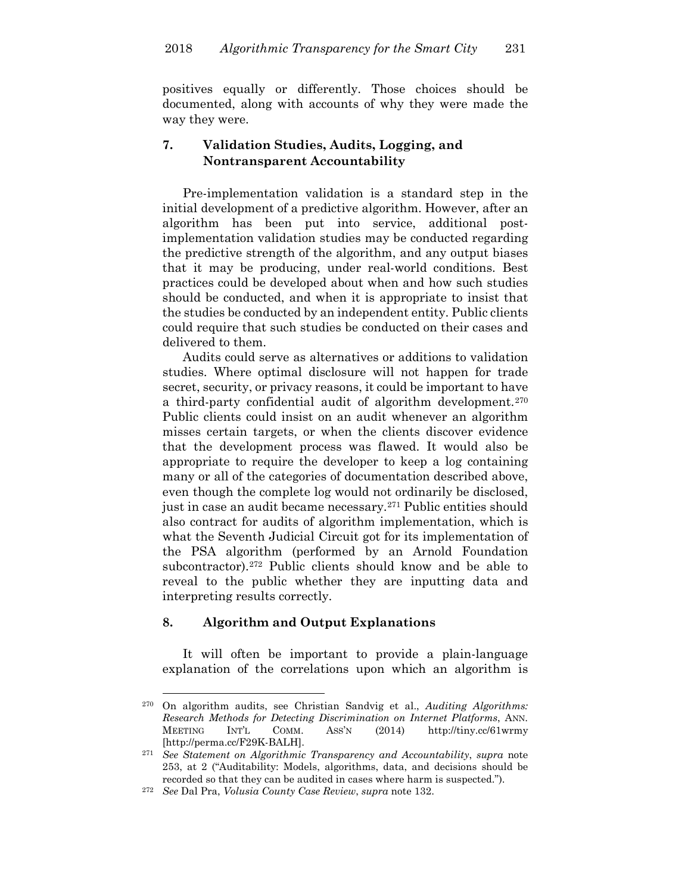positives equally or differently. Those choices should be documented, along with accounts of why they were made the way they were.

### 7. Validation Studies, Audits, Logging, and Nontransparent Accountability

Pre-implementation validation is a standard step in the initial development of a predictive algorithm. However, after an algorithm has been put into service, additional post-implementation validation studies may be conducted regarding the predictive strength of the algorithm, and any output biases that it may be producing, under real-world conditions. Best practices could be developed about when and how such studies should be conducted, and when it is appropriate to insist that the studies be conducted by an independent entity. Public clients could require that such studies be conducted on their cases and delivered to them.

Audits could serve as alternatives or additions to validation studies. Where optimal disclosure will not happen for trade secret, security, or privacy reasons, it could be important to have a third-party confidential audit of algorithm development.[270] Public clients could insist on an audit whenever an algorithm misses certain targets, or when the clients discover evidence that the development process was flawed. It would also be appropriate to require the developer to keep a log containing many or all of the categories of documentation described above, even though the complete log would not ordinarily be disclosed, just in case an audit became necessary.[271] Public entities should also contract for audits of algorithm implementation, which is what the Seventh Judicial Circuit got for its implementation of the PSA algorithm (performed by an Arnold Foundation subcontractor).[272] Public clients should know and be able to reveal to the public whether they are inputting data and interpreting results correctly.

### 8. Algorithm and Output Explanations

It will often be important to provide a plain-language explanation of the correlations upon which an algorithm is

---

[270] On algorithm audits, see Christian Sandvig et al., *Auditing Algorithms: Research Methods for Detecting Discrimination on Internet Platforms*, ANN. MEETING INT'L COMM. ASS'N (2014) http://tiny.cc/61wrmy [http://perma.cc/F29K-BALH].

[271] *See Statement on Algorithmic Transparency and Accountability*, *supra* note 253, at 2 ("Auditability: Models, algorithms, data, and decisions should be recorded so that they can be audited in cases where harm is suspected.").

[272] *See* Dal Pra, *Volusia County Case Review*, *supra* note 132.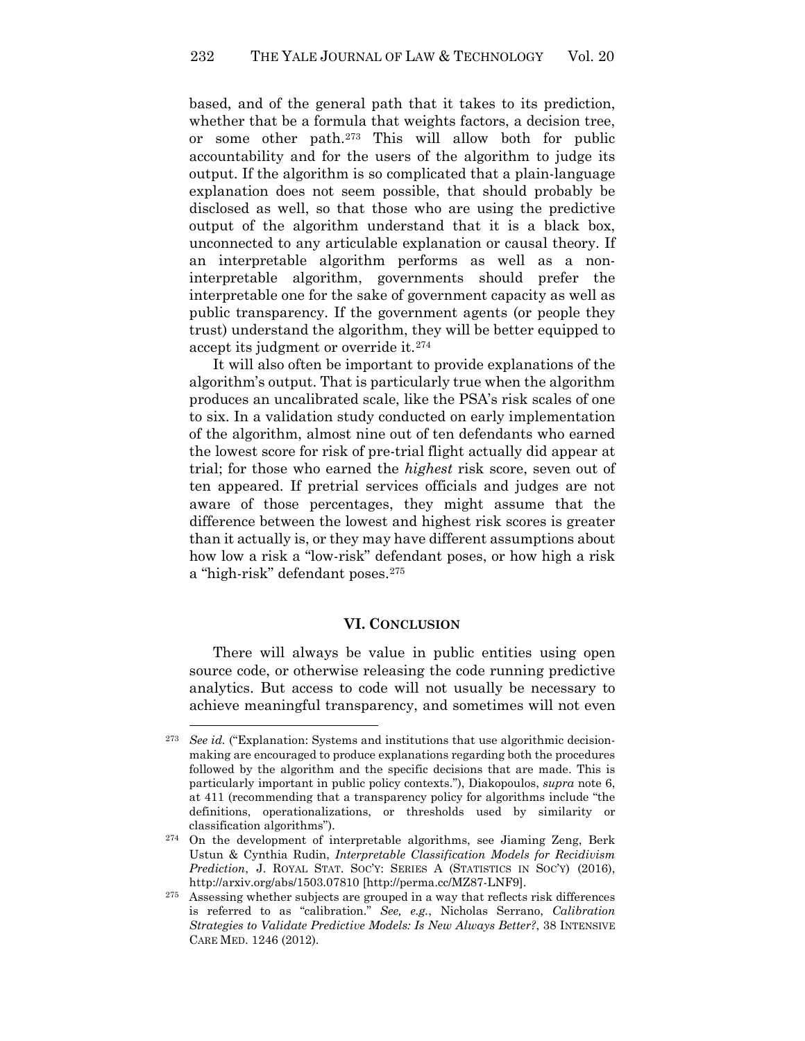based, and of the general path that it takes to its prediction, whether that be a formula that weights factors, a decision tree, or some other path.[273] This will allow both for public accountability and for the users of the algorithm to judge its output. If the algorithm is so complicated that a plain-language explanation does not seem possible, that should probably be disclosed as well, so that those who are using the predictive output of the algorithm understand that it is a black box, unconnected to any articulable explanation or causal theory. If an interpretable algorithm performs as well as a non-interpretable algorithm, governments should prefer the interpretable one for the sake of government capacity as well as public transparency. If the government agents (or people they trust) understand the algorithm, they will be better equipped to accept its judgment or override it.[274]

It will also often be important to provide explanations of the algorithm's output. That is particularly true when the algorithm produces an uncalibrated scale, like the PSA's risk scales of one to six. In a validation study conducted on early implementation of the algorithm, almost nine out of ten defendants who earned the lowest score for risk of pre-trial flight actually did appear at trial; for those who earned the *highest* risk score, seven out of ten appeared. If pretrial services officials and judges are not aware of those percentages, they might assume that the difference between the lowest and highest risk scores is greater than it actually is, or they may have different assumptions about how low a risk a "low-risk" defendant poses, or how high a risk a "high-risk" defendant poses.[275]

## VI. CONCLUSION

There will always be value in public entities using open source code, or otherwise releasing the code running predictive analytics. But access to code will not usually be necessary to achieve meaningful transparency, and sometimes will not even

---

[273] *See id.* ("Explanation: Systems and institutions that use algorithmic decision-making are encouraged to produce explanations regarding both the procedures followed by the algorithm and the specific decisions that are made. This is particularly important in public policy contexts."), Diakopoulos, *supra* note 6, at 411 (recommending that a transparency policy for algorithms include "the definitions, operationalizations, or thresholds used by similarity or classification algorithms").

[274] On the development of interpretable algorithms, see Jiaming Zeng, Berk Ustun & Cynthia Rudin, *Interpretable Classification Models for Recidivism Prediction*, J. ROYAL STAT. SOC'Y: SERIES A (STATISTICS IN SOC'Y) (2016), http://arxiv.org/abs/1503.07810 [http://perma.cc/MZ87-LNF9].

[275] Assessing whether subjects are grouped in a way that reflects risk differences is referred to as "calibration." *See, e.g.*, Nicholas Serrano, *Calibration Strategies to Validate Predictive Models: Is New Always Better?*, 38 INTENSIVE CARE MED. 1246 (2012).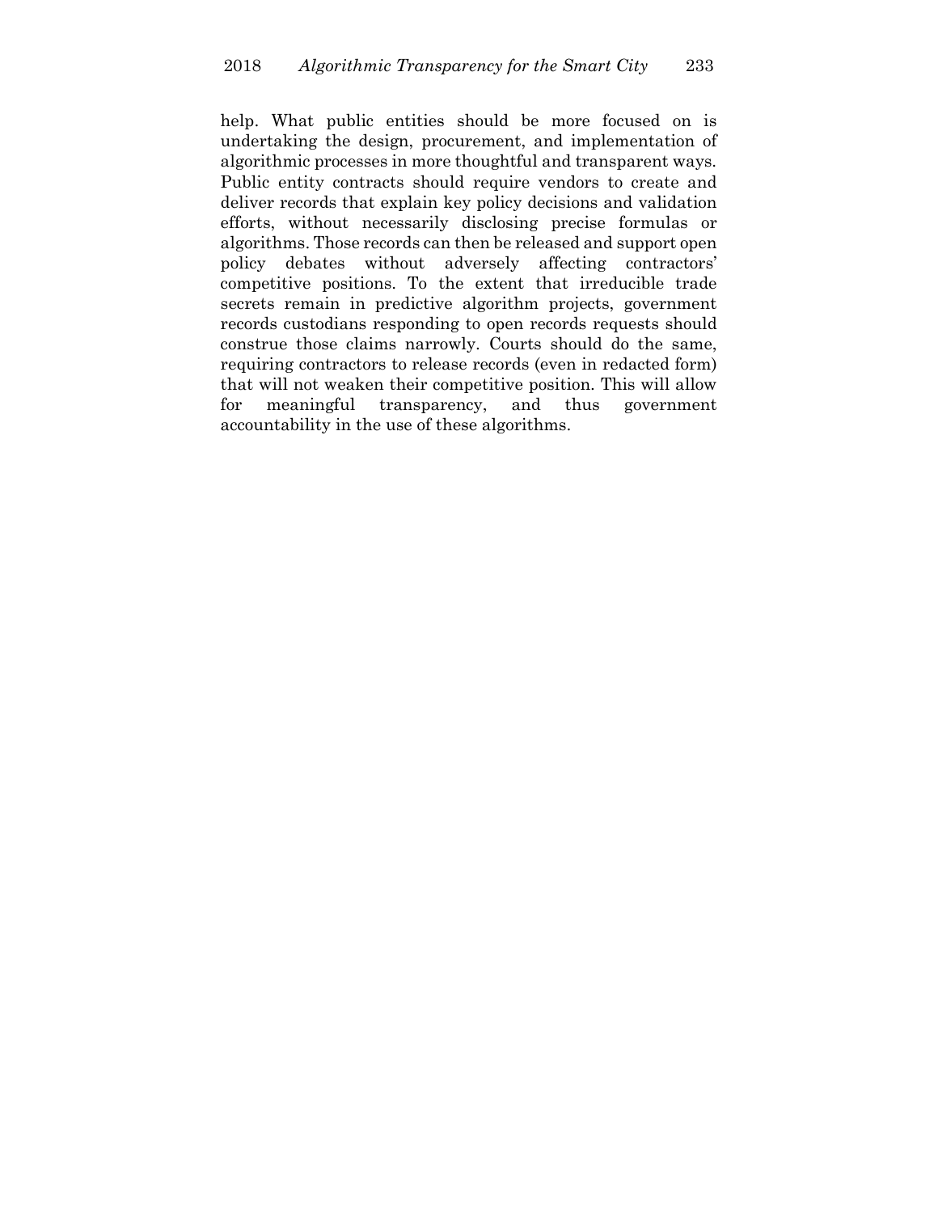help. What public entities should be more focused on is undertaking the design, procurement, and implementation of algorithmic processes in more thoughtful and transparent ways. Public entity contracts should require vendors to create and deliver records that explain key policy decisions and validation efforts, without necessarily disclosing precise formulas or algorithms. Those records can then be released and support open policy debates without adversely affecting contractors' competitive positions. To the extent that irreducible trade secrets remain in predictive algorithm projects, government records custodians responding to open records requests should construe those claims narrowly. Courts should do the same, requiring contractors to release records (even in redacted form) that will not weaken their competitive position. This will allow for meaningful transparency, and thus government accountability in the use of these algorithms.